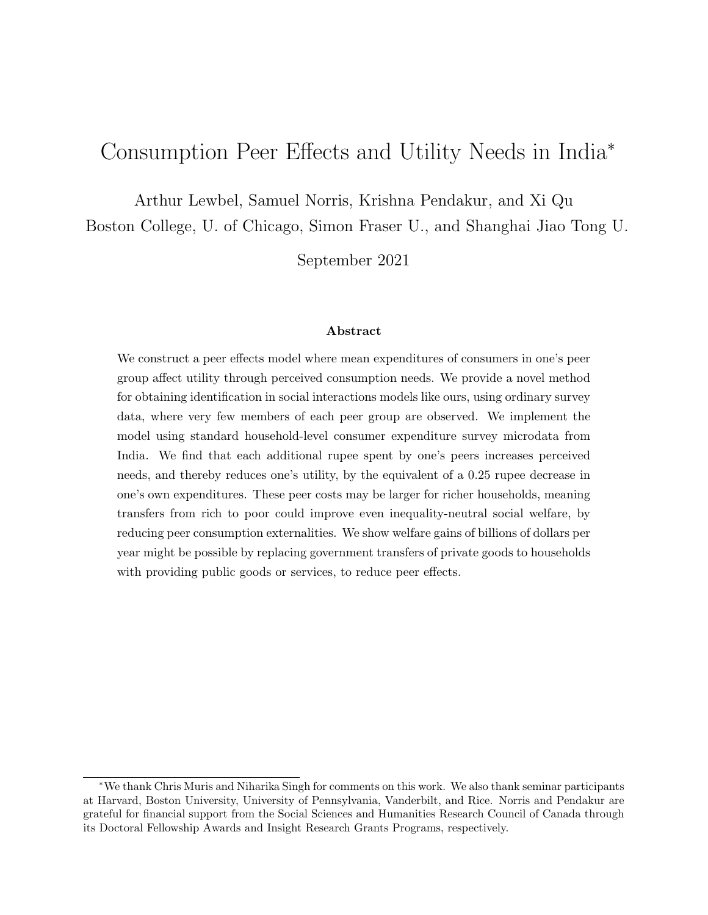# Consumption Peer Effects and Utility Needs in India*

Arthur Lewbel, Samuel Norris, Krishna Pendakur, and Xi Qu

Boston College, U. of Chicago, Simon Fraser U., and Shanghai Jiao Tong U.

September 2021

### Abstract

We construct a peer effects model where mean expenditures of consumers in one's peer group affect utility through perceived consumption needs. We provide a novel method for obtaining identification in social interactions models like ours, using ordinary survey data, where very few members of each peer group are observed. We implement the model using standard household-level consumer expenditure survey microdata from India. We find that each additional rupee spent by one's peers increases perceived needs, and thereby reduces one's utility, by the equivalent of a 0.25 rupee decrease in one's own expenditures. These peer costs may be larger for richer households, meaning transfers from rich to poor could improve even inequality-neutral social welfare, by reducing peer consumption externalities. We show welfare gains of billions of dollars per year might be possible by replacing government transfers of private goods to households with providing public goods or services, to reduce peer effects.

*We thank Chris Muris and Niharika Singh for comments on this work. We also thank seminar participants at Harvard, Boston University, University of Pennsylvania, Vanderbilt, and Rice. Norris and Pendakur are grateful for financial support from the Social Sciences and Humanities Research Council of Canada through its Doctoral Fellowship Awards and Insight Research Grants Programs, respectively.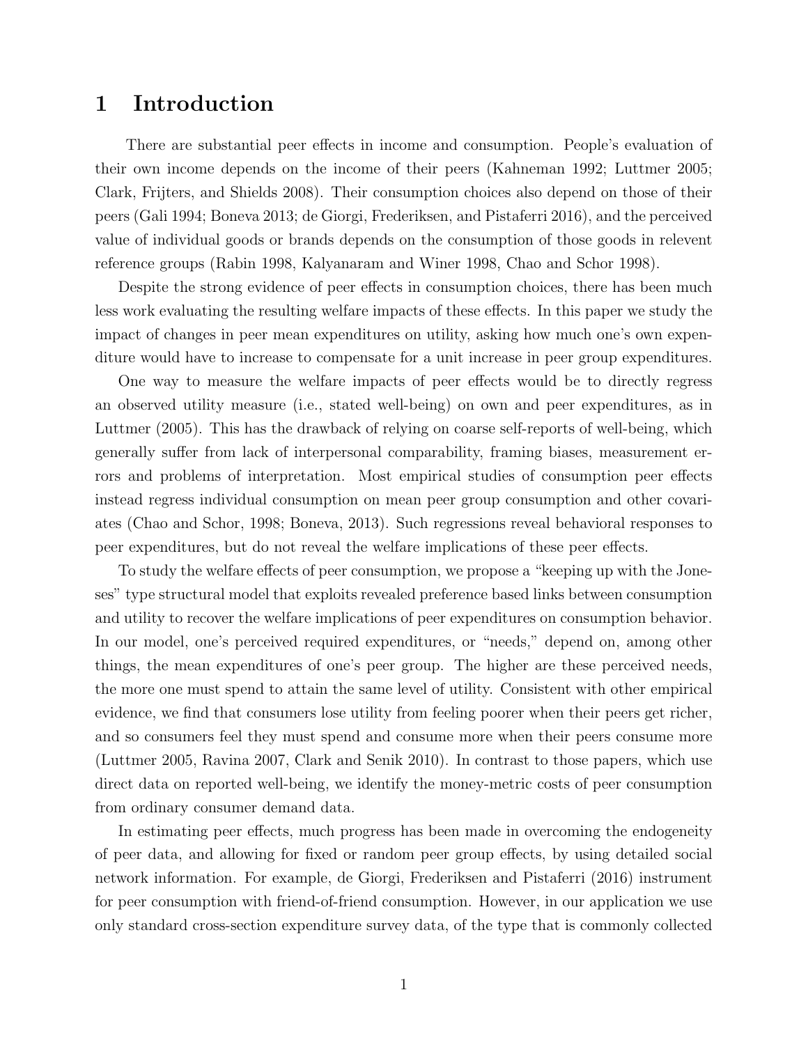# 1 Introduction

There are substantial peer effects in income and consumption. People's evaluation of their own income depends on the income of their peers (Kahneman 1992; Luttmer 2005; Clark, Frijters, and Shields 2008). Their consumption choices also depend on those of their peers (Gali 1994; Boneva 2013; de Giorgi, Frederiksen, and Pistaferri 2016), and the perceived value of individual goods or brands depends on the consumption of those goods in relevent reference groups (Rabin 1998, Kalyanaram and Winer 1998, Chao and Schor 1998).

Despite the strong evidence of peer effects in consumption choices, there has been much less work evaluating the resulting welfare impacts of these effects. In this paper we study the impact of changes in peer mean expenditures on utility, asking how much one's own expenditure would have to increase to compensate for a unit increase in peer group expenditures.

One way to measure the welfare impacts of peer effects would be to directly regress an observed utility measure (i.e., stated well-being) on own and peer expenditures, as in Luttmer (2005). This has the drawback of relying on coarse self-reports of well-being, which generally suffer from lack of interpersonal comparability, framing biases, measurement errors and problems of interpretation. Most empirical studies of consumption peer effects instead regress individual consumption on mean peer group consumption and other covariates (Chao and Schor, 1998; Boneva, 2013). Such regressions reveal behavioral responses to peer expenditures, but do not reveal the welfare implications of these peer effects.

To study the welfare effects of peer consumption, we propose a "keeping up with the Joneses" type structural model that exploits revealed preference based links between consumption and utility to recover the welfare implications of peer expenditures on consumption behavior. In our model, one's perceived required expenditures, or "needs," depend on, among other things, the mean expenditures of one's peer group. The higher are these perceived needs, the more one must spend to attain the same level of utility. Consistent with other empirical evidence, we find that consumers lose utility from feeling poorer when their peers get richer, and so consumers feel they must spend and consume more when their peers consume more (Luttmer 2005, Ravina 2007, Clark and Senik 2010). In contrast to those papers, which use direct data on reported well-being, we identify the money-metric costs of peer consumption from ordinary consumer demand data.

In estimating peer effects, much progress has been made in overcoming the endogeneity of peer data, and allowing for fixed or random peer group effects, by using detailed social network information. For example, de Giorgi, Frederiksen and Pistaferri (2016) instrument for peer consumption with friend-of-friend consumption. However, in our application we use only standard cross-section expenditure survey data, of the type that is commonly collected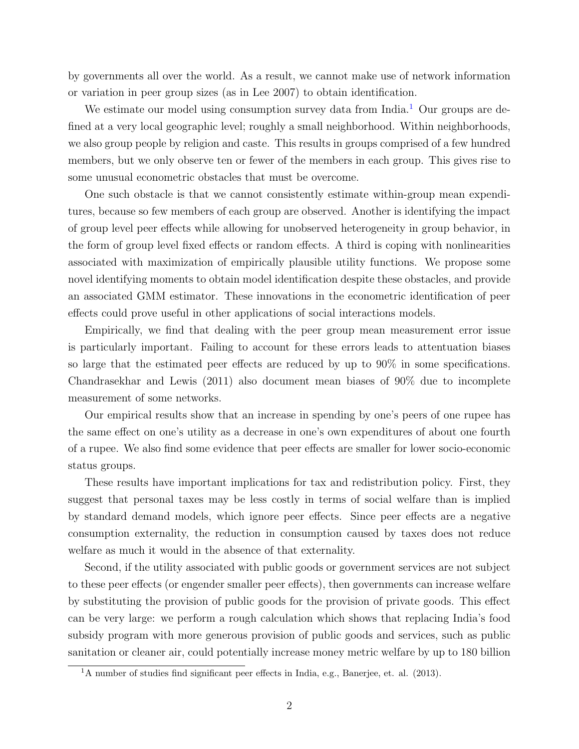by governments all over the world. As a result, we cannot make use of network information or variation in peer group sizes (as in Lee 2007) to obtain identification.

We estimate our model using consumption survey data from India.[1] Our groups are defined at a very local geographic level; roughly a small neighborhood. Within neighborhoods, we also group people by religion and caste. This results in groups comprised of a few hundred members, but we only observe ten or fewer of the members in each group. This gives rise to some unusual econometric obstacles that must be overcome.

One such obstacle is that we cannot consistently estimate within-group mean expenditures, because so few members of each group are observed. Another is identifying the impact of group level peer effects while allowing for unobserved heterogeneity in group behavior, in the form of group level fixed effects or random effects. A third is coping with nonlinearities associated with maximization of empirically plausible utility functions. We propose some novel identifying moments to obtain model identification despite these obstacles, and provide an associated GMM estimator. These innovations in the econometric identification of peer effects could prove useful in other applications of social interactions models.

Empirically, we find that dealing with the peer group mean measurement error issue is particularly important. Failing to account for these errors leads to attentuation biases so large that the estimated peer effects are reduced by up to 90% in some specifications. Chandrasekhar and Lewis (2011) also document mean biases of 90% due to incomplete measurement of some networks.

Our empirical results show that an increase in spending by one's peers of one rupee has the same effect on one's utility as a decrease in one's own expenditures of about one fourth of a rupee. We also find some evidence that peer effects are smaller for lower socio-economic status groups.

These results have important implications for tax and redistribution policy. First, they suggest that personal taxes may be less costly in terms of social welfare than is implied by standard demand models, which ignore peer effects. Since peer effects are a negative consumption externality, the reduction in consumption caused by taxes does not reduce welfare as much it would in the absence of that externality.

Second, if the utility associated with public goods or government services are not subject to these peer effects (or engender smaller peer effects), then governments can increase welfare by substituting the provision of public goods for the provision of private goods. This effect can be very large: we perform a rough calculation which shows that replacing India's food subsidy program with more generous provision of public goods and services, such as public sanitation or cleaner air, could potentially increase money metric welfare by up to 180 billion

[1] A number of studies find significant peer effects in India, e.g., Banerjee, et. al. (2013).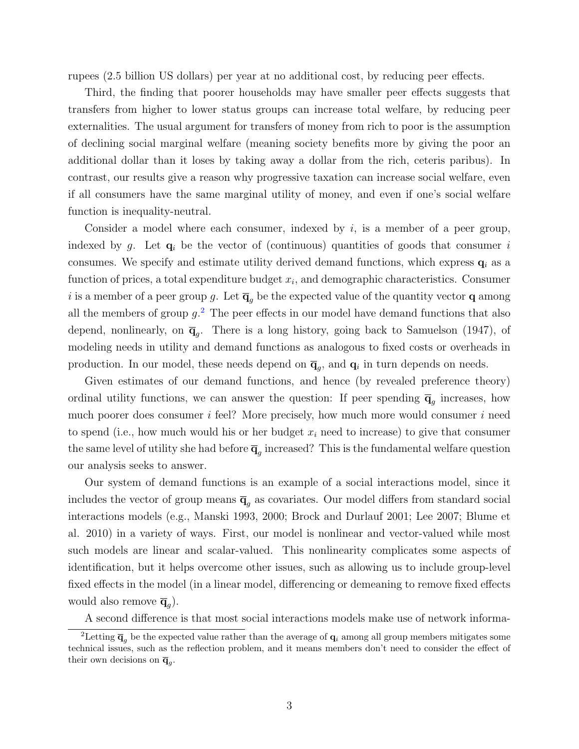rupees (2.5 billion US dollars) per year at no additional cost, by reducing peer effects.

Third, the finding that poorer households may have smaller peer effects suggests that transfers from higher to lower status groups can increase total welfare, by reducing peer externalities. The usual argument for transfers of money from rich to poor is the assumption of declining social marginal welfare (meaning society benefits more by giving the poor an additional dollar than it loses by taking away a dollar from the rich, ceteris paribus). In contrast, our results give a reason why progressive taxation can increase social welfare, even if all consumers have the same marginal utility of money, and even if one's social welfare function is inequality-neutral.

Consider a model where each consumer, indexed by $i$, is a member of a peer group, indexed by $g$. Let $\mathbf{q}_i$ be the vector of (continuous) quantities of goods that consumer $i$ consumes. We specify and estimate utility derived demand functions, which express $\mathbf{q}_i$ as a function of prices, a total expenditure budget $x_i$, and demographic characteristics. Consumer $i$ is a member of a peer group $g$. Let $\overline{\mathbf{q}}_g$ be the expected value of the quantity vector $\mathbf{q}$ among all the members of group $g$.[2] The peer effects in our model have demand functions that also depend, nonlinearly, on $\overline{\mathbf{q}}_g$. There is a long history, going back to Samuelson (1947), of modeling needs in utility and demand functions as analogous to fixed costs or overheads in production. In our model, these needs depend on $\overline{\mathbf{q}}_g$, and $\mathbf{q}_i$ in turn depends on needs.

Given estimates of our demand functions, and hence (by revealed preference theory) ordinal utility functions, we can answer the question: If peer spending $\overline{\mathbf{q}}_g$ increases, how much poorer does consumer $i$ feel? More precisely, how much more would consumer $i$ need to spend (i.e., how much would his or her budget $x_i$ need to increase) to give that consumer the same level of utility she had before $\overline{\mathbf{q}}_g$ increased? This is the fundamental welfare question our analysis seeks to answer.

Our system of demand functions is an example of a social interactions model, since it includes the vector of group means $\overline{\mathbf{q}}_g$ as covariates. Our model differs from standard social interactions models (e.g., Manski 1993, 2000; Brock and Durlauf 2001; Lee 2007; Blume et al. 2010) in a variety of ways. First, our model is nonlinear and vector-valued while most such models are linear and scalar-valued. This nonlinearity complicates some aspects of identification, but it helps overcome other issues, such as allowing us to include group-level fixed effects in the model (in a linear model, differencing or demeaning to remove fixed effects would also remove $\overline{\mathbf{q}}_g$).

A second difference is that most social interactions models make use of network informa-

[2] Letting $\overline{\mathbf{q}}_g$ be the expected value rather than the average of $\mathbf{q}_i$ among all group members mitigates some technical issues, such as the reflection problem, and it means members don't need to consider the effect of their own decisions on $\overline{\mathbf{q}}_g$.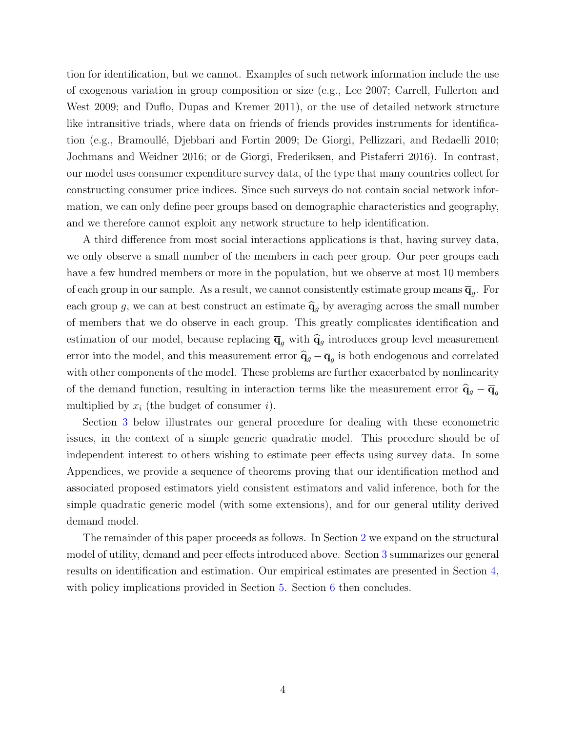tion for identification, but we cannot. Examples of such network information include the use of exogenous variation in group composition or size (e.g., Lee 2007; Carrell, Fullerton and West 2009; and Duflo, Dupas and Kremer 2011), or the use of detailed network structure like intransitive triads, where data on friends of friends provides instruments for identification (e.g., Bramoullé, Djebbari and Fortin 2009; De Giorgi, Pellizzari, and Redaelli 2010; Jochmans and Weidner 2016; or de Giorgi, Frederiksen, and Pistaferri 2016). In contrast, our model uses consumer expenditure survey data, of the type that many countries collect for constructing consumer price indices. Since such surveys do not contain social network information, we can only define peer groups based on demographic characteristics and geography, and we therefore cannot exploit any network structure to help identification.

A third difference from most social interactions applications is that, having survey data, we only observe a small number of the members in each peer group. Our peer groups each have a few hundred members or more in the population, but we observe at most 10 members of each group in our sample. As a result, we cannot consistently estimate group means $\overline{\mathbf{q}}_g$. For each group $g$, we can at best construct an estimate $\widehat{\mathbf{q}}_g$ by averaging across the small number of members that we do observe in each group. This greatly complicates identification and estimation of our model, because replacing $\overline{\mathbf{q}}_g$ with $\widehat{\mathbf{q}}_g$ introduces group level measurement error into the model, and this measurement error $\widehat{\mathbf{q}}_g - \overline{\mathbf{q}}_g$ is both endogenous and correlated with other components of the model. These problems are further exacerbated by nonlinearity of the demand function, resulting in interaction terms like the measurement error $\widehat{\mathbf{q}}_g - \overline{\mathbf{q}}_g$ multiplied by $x_i$ (the budget of consumer $i$).

Section 3 below illustrates our general procedure for dealing with these econometric issues, in the context of a simple generic quadratic model. This procedure should be of independent interest to others wishing to estimate peer effects using survey data. In some Appendices, we provide a sequence of theorems proving that our identification method and associated proposed estimators yield consistent estimators and valid inference, both for the simple quadratic generic model (with some extensions), and for our general utility derived demand model.

The remainder of this paper proceeds as follows. In Section 2 we expand on the structural model of utility, demand and peer effects introduced above. Section 3 summarizes our general results on identification and estimation. Our empirical estimates are presented in Section 4, with policy implications provided in Section 5. Section 6 then concludes.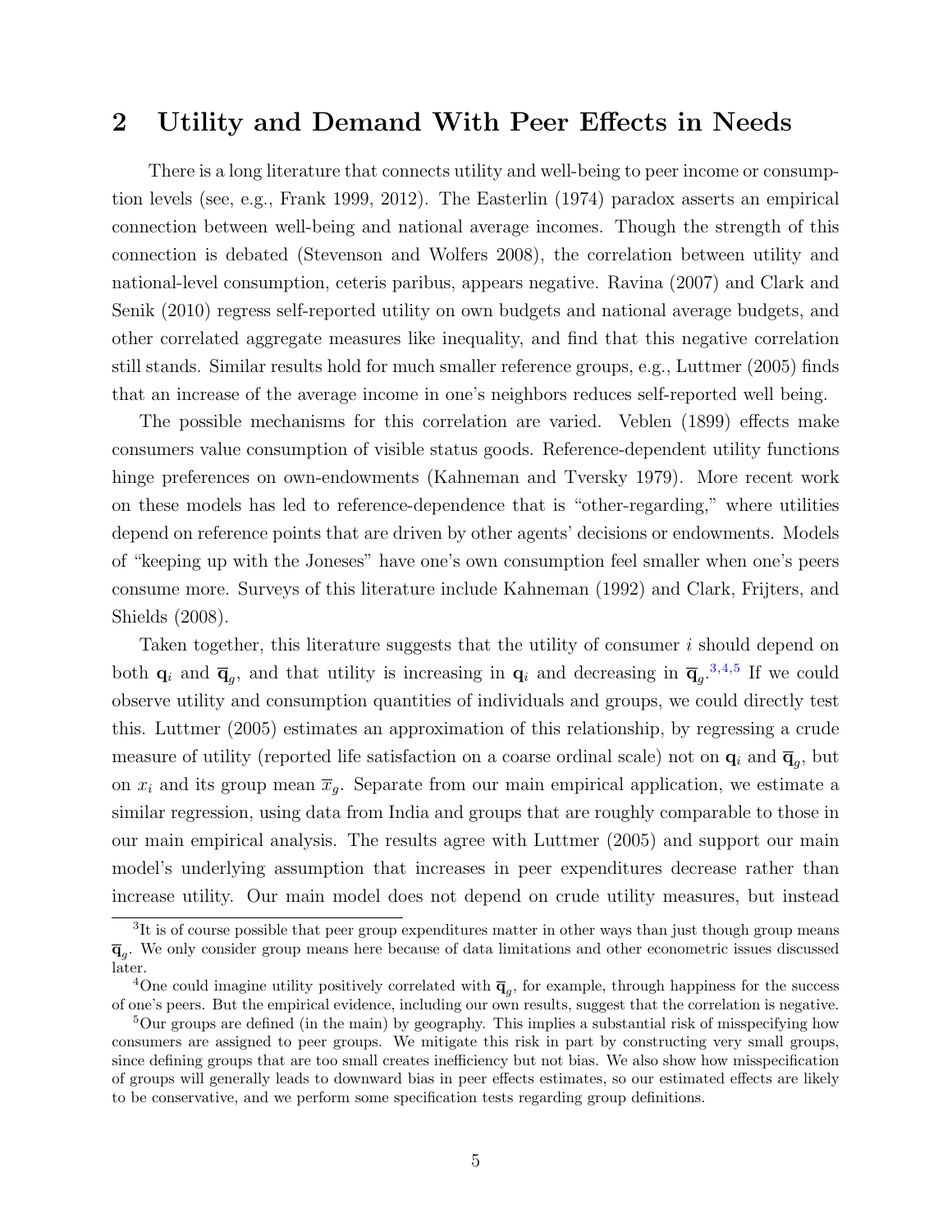## 2 Utility and Demand With Peer Effects in Needs

There is a long literature that connects utility and well-being to peer income or consumption levels (see, e.g., Frank 1999, 2012). The Easterlin (1974) paradox asserts an empirical connection between well-being and national average incomes. Though the strength of this connection is debated (Stevenson and Wolfers 2008), the correlation between utility and national-level consumption, ceteris paribus, appears negative. Ravina (2007) and Clark and Senik (2010) regress self-reported utility on own budgets and national average budgets, and other correlated aggregate measures like inequality, and find that this negative correlation still stands. Similar results hold for much smaller reference groups, e.g., Luttmer (2005) finds that an increase of the average income in one's neighbors reduces self-reported well being.

The possible mechanisms for this correlation are varied. Veblen (1899) effects make consumers value consumption of visible status goods. Reference-dependent utility functions hinge preferences on own-endowments (Kahneman and Tversky 1979). More recent work on these models has led to reference-dependence that is "other-regarding," where utilities depend on reference points that are driven by other agents' decisions or endowments. Models of "keeping up with the Joneses" have one's own consumption feel smaller when one's peers consume more. Surveys of this literature include Kahneman (1992) and Clark, Frijters, and Shields (2008).

Taken together, this literature suggests that the utility of consumer $i$ should depend on both $\mathbf{q}_i$ and $\overline{\mathbf{q}}_g$, and that utility is increasing in $\mathbf{q}_i$ and decreasing in $\overline{\mathbf{q}}_g$.[3,4,5] If we could observe utility and consumption quantities of individuals and groups, we could directly test this. Luttmer (2005) estimates an approximation of this relationship, by regressing a crude measure of utility (reported life satisfaction on a coarse ordinal scale) not on $\mathbf{q}_i$ and $\overline{\mathbf{q}}_g$, but on $x_i$ and its group mean $\overline{x}_g$. Separate from our main empirical application, we estimate a similar regression, using data from India and groups that are roughly comparable to those in our main empirical analysis. The results agree with Luttmer (2005) and support our main model's underlying assumption that increases in peer expenditures decrease rather than increase utility. Our main model does not depend on crude utility measures, but instead

[3]It is of course possible that peer group expenditures matter in other ways than just though group means $\overline{\mathbf{q}}_g$. We only consider group means here because of data limitations and other econometric issues discussed later.

[4]One could imagine utility positively correlated with $\overline{\mathbf{q}}_g$, for example, through happiness for the success of one's peers. But the empirical evidence, including our own results, suggest that the correlation is negative.

[5]Our groups are defined (in the main) by geography. This implies a substantial risk of misspecifying how consumers are assigned to peer groups. We mitigate this risk in part by constructing very small groups, since defining groups that are too small creates inefficiency but not bias. We also show how misspecification of groups will generally leads to downward bias in peer effects estimates, so our estimated effects are likely to be conservative, and we perform some specification tests regarding group definitions.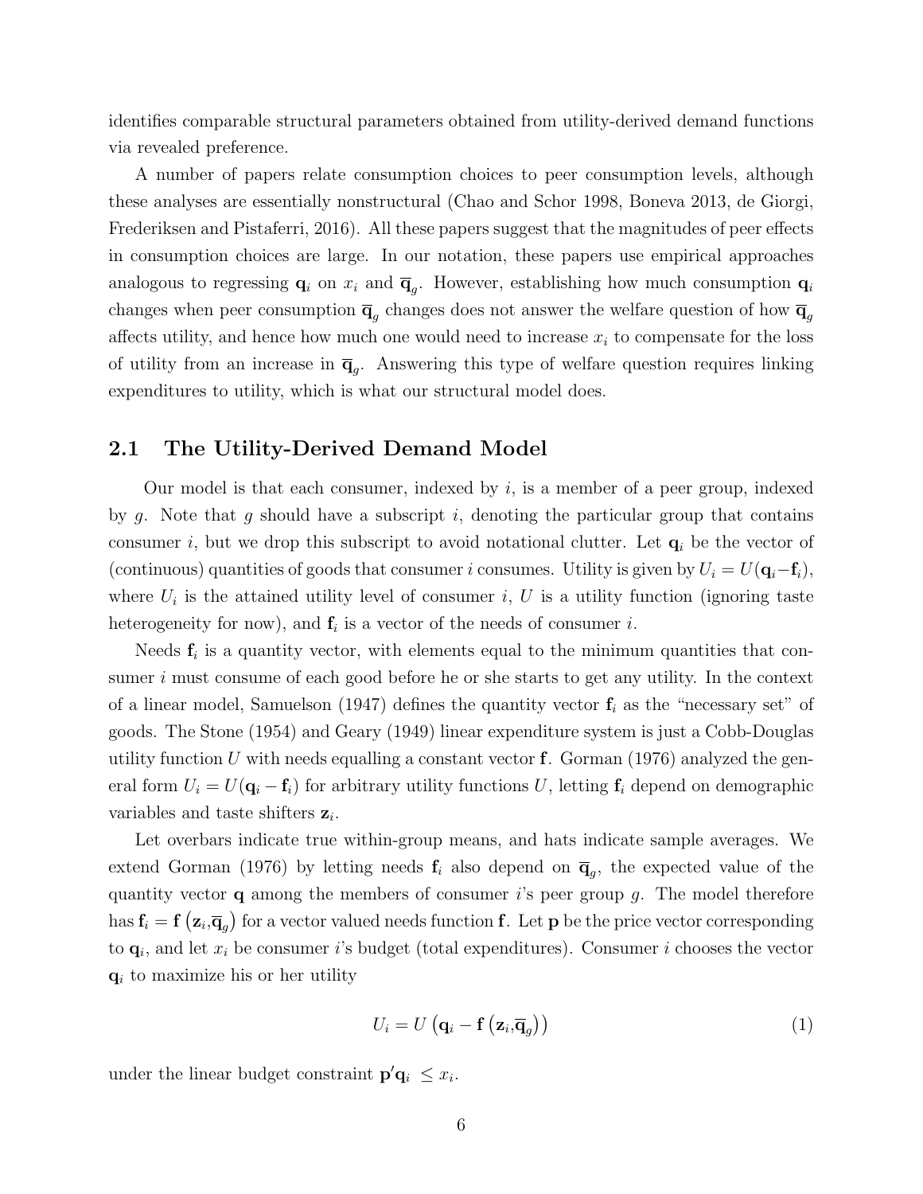identifies comparable structural parameters obtained from utility-derived demand functions via revealed preference.

A number of papers relate consumption choices to peer consumption levels, although these analyses are essentially nonstructural (Chao and Schor 1998, Boneva 2013, de Giorgi, Frederiksen and Pistaferri, 2016). All these papers suggest that the magnitudes of peer effects in consumption choices are large. In our notation, these papers use empirical approaches analogous to regressing $\mathbf{q}_i$ on $x_i$ and $\overline{\mathbf{q}}_g$. However, establishing how much consumption $\mathbf{q}_i$ changes when peer consumption $\overline{\mathbf{q}}_g$ changes does not answer the welfare question of how $\overline{\mathbf{q}}_g$ affects utility, and hence how much one would need to increase $x_i$ to compensate for the loss of utility from an increase in $\overline{\mathbf{q}}_g$. Answering this type of welfare question requires linking expenditures to utility, which is what our structural model does.

## 2.1 The Utility-Derived Demand Model

Our model is that each consumer, indexed by $i$, is a member of a peer group, indexed by $g$. Note that $g$ should have a subscript $i$, denoting the particular group that contains consumer $i$, but we drop this subscript to avoid notational clutter. Let $\mathbf{q}_i$ be the vector of (continuous) quantities of goods that consumer $i$ consumes. Utility is given by $U_i = U(\mathbf{q}_i - \mathbf{f}_i)$, where $U_i$ is the attained utility level of consumer $i$, $U$ is a utility function (ignoring taste heterogeneity for now), and $\mathbf{f}_i$ is a vector of the needs of consumer $i$.

Needs $\mathbf{f}_i$ is a quantity vector, with elements equal to the minimum quantities that consumer $i$ must consume of each good before he or she starts to get any utility. In the context of a linear model, Samuelson (1947) defines the quantity vector $\mathbf{f}_i$ as the "necessary set" of goods. The Stone (1954) and Geary (1949) linear expenditure system is just a Cobb-Douglas utility function $U$ with needs equalling a constant vector $\mathbf{f}$. Gorman (1976) analyzed the general form $U_i = U(\mathbf{q}_i - \mathbf{f}_i)$ for arbitrary utility functions $U$, letting $\mathbf{f}_i$ depend on demographic variables and taste shifters $\mathbf{z}_i$.

Let overbars indicate true within-group means, and hats indicate sample averages. We extend Gorman (1976) by letting needs $\mathbf{f}_i$ also depend on $\overline{\mathbf{q}}_g$, the expected value of the quantity vector $\mathbf{q}$ among the members of consumer $i$'s peer group $g$. The model therefore has $\mathbf{f}_i = \mathbf{f}\left(\mathbf{z}_i, \overline{\mathbf{q}}_g\right)$ for a vector valued needs function $\mathbf{f}$. Let $\mathbf{p}$ be the price vector corresponding to $\mathbf{q}_i$, and let $x_i$ be consumer $i$'s budget (total expenditures). Consumer $i$ chooses the vector $\mathbf{q}_i$ to maximize his or her utility

$$U_i = U\left(\mathbf{q}_i - \mathbf{f}\left(\mathbf{z}_i, \overline{\mathbf{q}}_g\right)\right) \tag{1}$$

under the linear budget constraint $\mathbf{p}'\mathbf{q}_i \leq x_i$.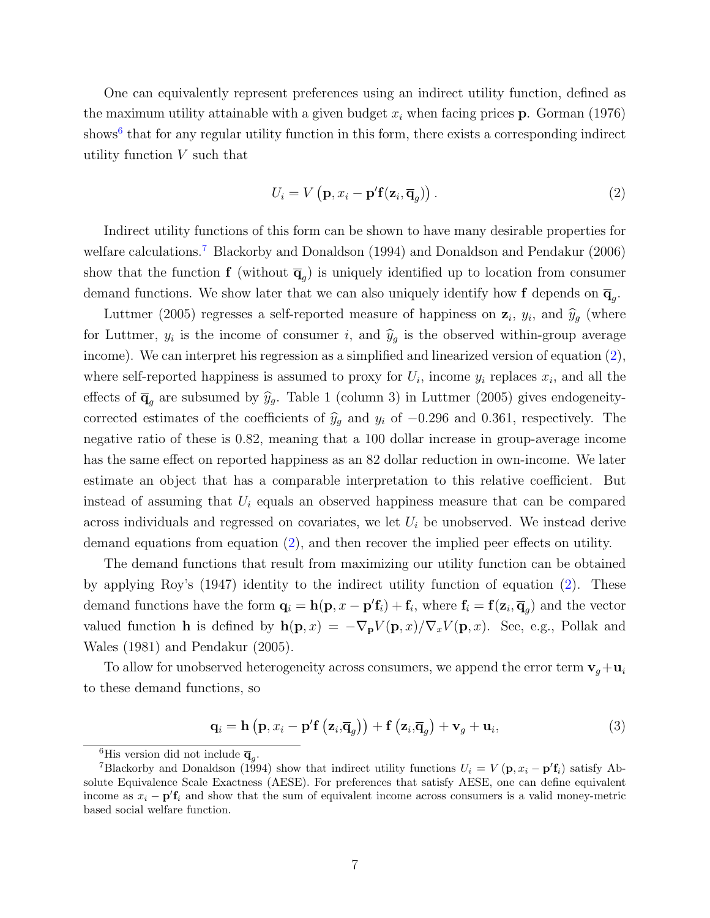One can equivalently represent preferences using an indirect utility function, defined as the maximum utility attainable with a given budget $x_i$ when facing prices $\mathbf{p}$. Gorman (1976) shows[6] that for any regular utility function in this form, there exists a corresponding indirect utility function $V$ such that

$$U_i = V\left(\mathbf{p}, x_i - \mathbf{p}'\mathbf{f}(\mathbf{z}_i, \overline{\mathbf{q}}_g)\right). \tag{2}$$

Indirect utility functions of this form can be shown to have many desirable properties for welfare calculations.[7] Blackorby and Donaldson (1994) and Donaldson and Pendakur (2006) show that the function $\mathbf{f}$ (without $\overline{\mathbf{q}}_g$) is uniquely identified up to location from consumer demand functions. We show later that we can also uniquely identify how $\mathbf{f}$ depends on $\overline{\mathbf{q}}_g$.

Luttmer (2005) regresses a self-reported measure of happiness on $\mathbf{z}_i$, $y_i$, and $\widehat{y}_g$ (where for Luttmer, $y_i$ is the income of consumer $i$, and $\widehat{y}_g$ is the observed within-group average income). We can interpret his regression as a simplified and linearized version of equation (2), where self-reported happiness is assumed to proxy for $U_i$, income $y_i$ replaces $x_i$, and all the effects of $\overline{\mathbf{q}}_g$ are subsumed by $\widehat{y}_g$. Table 1 (column 3) in Luttmer (2005) gives endogeneity-corrected estimates of the coefficients of $\widehat{y}_g$ and $y_i$ of $-0.296$ and 0.361, respectively. The negative ratio of these is 0.82, meaning that a 100 dollar increase in group-average income has the same effect on reported happiness as an 82 dollar reduction in own-income. We later estimate an object that has a comparable interpretation to this relative coefficient. But instead of assuming that $U_i$ equals an observed happiness measure that can be compared across individuals and regressed on covariates, we let $U_i$ be unobserved. We instead derive demand equations from equation (2), and then recover the implied peer effects on utility.

The demand functions that result from maximizing our utility function can be obtained by applying Roy's (1947) identity to the indirect utility function of equation (2). These demand functions have the form $\mathbf{q}_i = \mathbf{h}(\mathbf{p}, x - \mathbf{p}'\mathbf{f}_i) + \mathbf{f}_i$, where $\mathbf{f}_i = \mathbf{f}(\mathbf{z}_i, \overline{\mathbf{q}}_g)$ and the vector valued function $\mathbf{h}$ is defined by $\mathbf{h}(\mathbf{p}, x) = -\nabla_{\mathbf{p}} V(\mathbf{p}, x)/\nabla_x V(\mathbf{p}, x)$. See, e.g., Pollak and Wales (1981) and Pendakur (2005).

To allow for unobserved heterogeneity across consumers, we append the error term $\mathbf{v}_g + \mathbf{u}_i$ to these demand functions, so

$$\mathbf{q}_i = \mathbf{h}\left(\mathbf{p}, x_i - \mathbf{p}'\mathbf{f}\left(\mathbf{z}_i, \overline{\mathbf{q}}_g\right)\right) + \mathbf{f}\left(\mathbf{z}_i, \overline{\mathbf{q}}_g\right) + \mathbf{v}_g + \mathbf{u}_i, \tag{3}$$

[6] His version did not include $\overline{\mathbf{q}}_g$.

[7] Blackorby and Donaldson (1994) show that indirect utility functions $U_i = V(\mathbf{p}, x_i - \mathbf{p}'\mathbf{f}_i)$ satisfy Absolute Equivalence Scale Exactness (AESE). For preferences that satisfy AESE, one can define equivalent income as $x_i - \mathbf{p}'\mathbf{f}_i$ and show that the sum of equivalent income across consumers is a valid money-metric based social welfare function.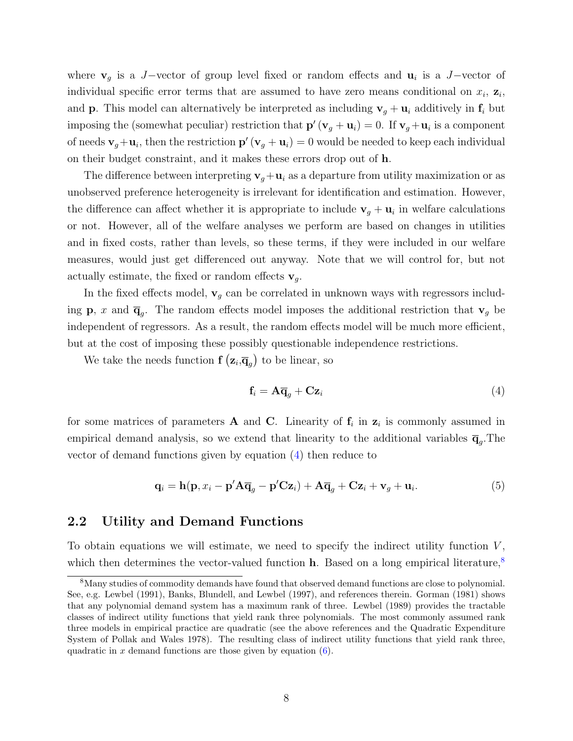where $\mathbf{v}_g$ is a $J-$vector of group level fixed or random effects and $\mathbf{u}_i$ is a $J-$vector of individual specific error terms that are assumed to have zero means conditional on $x_i$, $\mathbf{z}_i$, and $\mathbf{p}$. This model can alternatively be interpreted as including $\mathbf{v}_g + \mathbf{u}_i$ additively in $\mathbf{f}_i$ but imposing the (somewhat peculiar) restriction that $\mathbf{p}'(\mathbf{v}_g + \mathbf{u}_i) = 0$. If $\mathbf{v}_g + \mathbf{u}_i$ is a component of needs $\mathbf{v}_g + \mathbf{u}_i$, then the restriction $\mathbf{p}'(\mathbf{v}_g + \mathbf{u}_i) = 0$ would be needed to keep each individual on their budget constraint, and it makes these errors drop out of $\mathbf{h}$.

The difference between interpreting $\mathbf{v}_g + \mathbf{u}_i$ as a departure from utility maximization or as unobserved preference heterogeneity is irrelevant for identification and estimation. However, the difference can affect whether it is appropriate to include $\mathbf{v}_g + \mathbf{u}_i$ in welfare calculations or not. However, all of the welfare analyses we perform are based on changes in utilities and in fixed costs, rather than levels, so these terms, if they were included in our welfare measures, would just get differenced out anyway. Note that we will control for, but not actually estimate, the fixed or random effects $\mathbf{v}_g$.

In the fixed effects model, $\mathbf{v}_g$ can be correlated in unknown ways with regressors including $\mathbf{p}$, $x$ and $\overline{\mathbf{q}}_g$. The random effects model imposes the additional restriction that $\mathbf{v}_g$ be independent of regressors. As a result, the random effects model will be much more efficient, but at the cost of imposing these possibly questionable independence restrictions.

We take the needs function $\mathbf{f}\left(\mathbf{z}_i, \overline{\mathbf{q}}_g\right)$ to be linear, so

$$\mathbf{f}_i = \mathbf{A}\overline{\mathbf{q}}_g + \mathbf{C}\mathbf{z}_i \tag{4}$$

for some matrices of parameters $\mathbf{A}$ and $\mathbf{C}$. Linearity of $\mathbf{f}_i$ in $\mathbf{z}_i$ is commonly assumed in empirical demand analysis, so we extend that linearity to the additional variables $\overline{\mathbf{q}}_g$.The vector of demand functions given by equation (4) then reduce to

$$\mathbf{q}_i = \mathbf{h}(\mathbf{p}, x_i - \mathbf{p}'\mathbf{A}\overline{\mathbf{q}}_g - \mathbf{p}'\mathbf{C}\mathbf{z}_i) + \mathbf{A}\overline{\mathbf{q}}_g + \mathbf{C}\mathbf{z}_i + \mathbf{v}_g + \mathbf{u}_i. \tag{5}$$

## 2.2 Utility and Demand Functions

To obtain equations we will estimate, we need to specify the indirect utility function $V$, which then determines the vector-valued function $\mathbf{h}$. Based on a long empirical literature,[8]

[8] Many studies of commodity demands have found that observed demand functions are close to polynomial. See, e.g. Lewbel (1991), Banks, Blundell, and Lewbel (1997), and references therein. Gorman (1981) shows that any polynomial demand system has a maximum rank of three. Lewbel (1989) provides the tractable classes of indirect utility functions that yield rank three polynomials. The most commonly assumed rank three models in empirical practice are quadratic (see the above references and the Quadratic Expenditure System of Pollak and Wales 1978). The resulting class of indirect utility functions that yield rank three, quadratic in $x$ demand functions are those given by equation (6).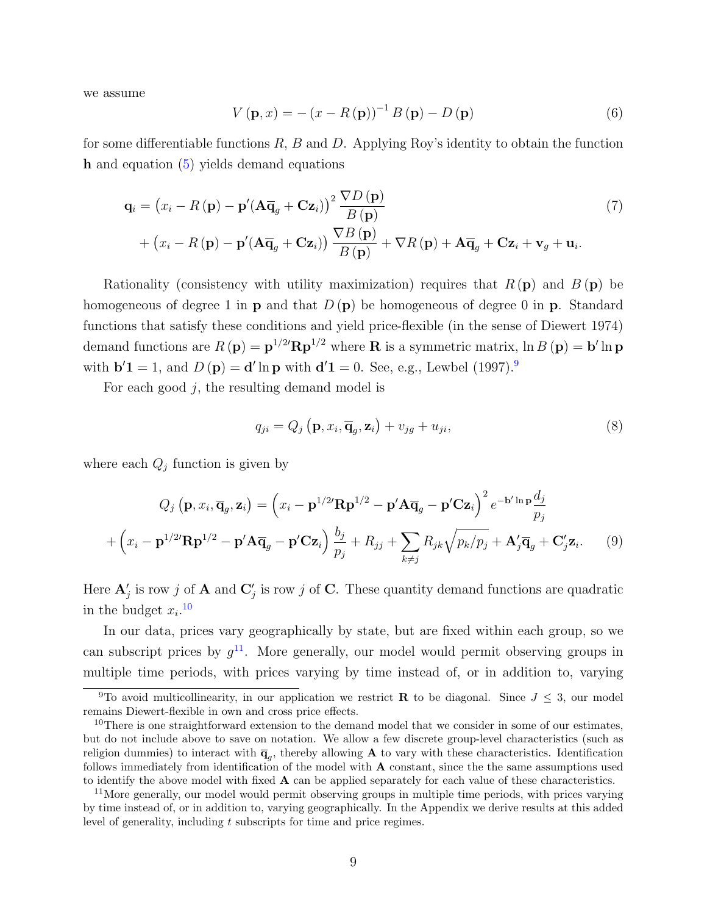we assume

$$V(\mathbf{p}, x) = -(x - R(\mathbf{p}))^{-1} B(\mathbf{p}) - D(\mathbf{p}) \tag{6}$$

for some differentiable functions $R$, $B$ and $D$. Applying Roy's identity to obtain the function $\mathbf{h}$ and equation (5) yields demand equations

$$\begin{aligned}
\mathbf{q}_i &= \left(x_i - R(\mathbf{p}) - \mathbf{p}'(\mathbf{A}\overline{\mathbf{q}}_g + \mathbf{C}\mathbf{z}_i)\right)^2 \frac{\nabla D(\mathbf{p})}{B(\mathbf{p})} \\
&+ \left(x_i - R(\mathbf{p}) - \mathbf{p}'(\mathbf{A}\overline{\mathbf{q}}_g + \mathbf{C}\mathbf{z}_i)\right) \frac{\nabla B(\mathbf{p})}{B(\mathbf{p})} + \nabla R(\mathbf{p}) + \mathbf{A}\overline{\mathbf{q}}_g + \mathbf{C}\mathbf{z}_i + \mathbf{v}_g + \mathbf{u}_i.
\end{aligned} \tag{7}$$

Rationality (consistency with utility maximization) requires that $R(\mathbf{p})$ and $B(\mathbf{p})$ be homogeneous of degree 1 in $\mathbf{p}$ and that $D(\mathbf{p})$ be homogeneous of degree 0 in $\mathbf{p}$. Standard functions that satisfy these conditions and yield price-flexible (in the sense of Diewert 1974) demand functions are $R(\mathbf{p}) = \mathbf{p}^{1/2\prime}\mathbf{R}\mathbf{p}^{1/2}$ where $\mathbf{R}$ is a symmetric matrix, $\ln B(\mathbf{p}) = \mathbf{b}' \ln \mathbf{p}$ with $\mathbf{b}'\mathbf{1} = 1$, and $D(\mathbf{p}) = \mathbf{d}' \ln \mathbf{p}$ with $\mathbf{d}'\mathbf{1} = 0$. See, e.g., Lewbel (1997).[9]

For each good $j$, the resulting demand model is

$$q_{ji} = Q_j\left(\mathbf{p}, x_i, \overline{\mathbf{q}}_g, \mathbf{z}_i\right) + v_{jg} + u_{ji}, \tag{8}$$

where each $Q_j$ function is given by

$$\begin{aligned}
Q_j\left(\mathbf{p}, x_i, \overline{\mathbf{q}}_g, \mathbf{z}_i\right) &= \left(x_i - \mathbf{p}^{1/2\prime}\mathbf{R}\mathbf{p}^{1/2} - \mathbf{p}'\mathbf{A}\overline{\mathbf{q}}_g - \mathbf{p}'\mathbf{C}\mathbf{z}_i\right)^2 e^{-\mathbf{b}' \ln \mathbf{p}} \frac{d_j}{p_j} \\
+ \left(x_i - \mathbf{p}^{1/2\prime}\mathbf{R}\mathbf{p}^{1/2} - \mathbf{p}'\mathbf{A}\overline{\mathbf{q}}_g - \mathbf{p}'\mathbf{C}\mathbf{z}_i\right) &\frac{b_j}{p_j} + R_{jj} + \sum_{k \neq j} R_{jk}\sqrt{p_k/p_j} + \mathbf{A}_j'\overline{\mathbf{q}}_g + \mathbf{C}_j'\mathbf{z}_i.
\end{aligned} \tag{9}$$

Here $\mathbf{A}_j'$ is row $j$ of $\mathbf{A}$ and $\mathbf{C}_j'$ is row $j$ of $\mathbf{C}$. These quantity demand functions are quadratic in the budget $x_i$.[10]

In our data, prices vary geographically by state, but are fixed within each group, so we can subscript prices by $g$[11]. More generally, our model would permit observing groups in multiple time periods, with prices varying by time instead of, or in addition to, varying

[9] To avoid multicollinearity, in our application we restrict $\mathbf{R}$ to be diagonal. Since $J \leq 3$, our model remains Diewert-flexible in own and cross price effects.

[10] There is one straightforward extension to the demand model that we consider in some of our estimates, but do not include above to save on notation. We allow a few discrete group-level characteristics (such as religion dummies) to interact with $\overline{\mathbf{q}}_g$, thereby allowing $\mathbf{A}$ to vary with these characteristics. Identification follows immediately from identification of the model with $\mathbf{A}$ constant, since the the same assumptions used to identify the above model with fixed $\mathbf{A}$ can be applied separately for each value of these characteristics.

[11] More generally, our model would permit observing groups in multiple time periods, with prices varying by time instead of, or in addition to, varying geographically. In the Appendix we derive results at this added level of generality, including $t$ subscripts for time and price regimes.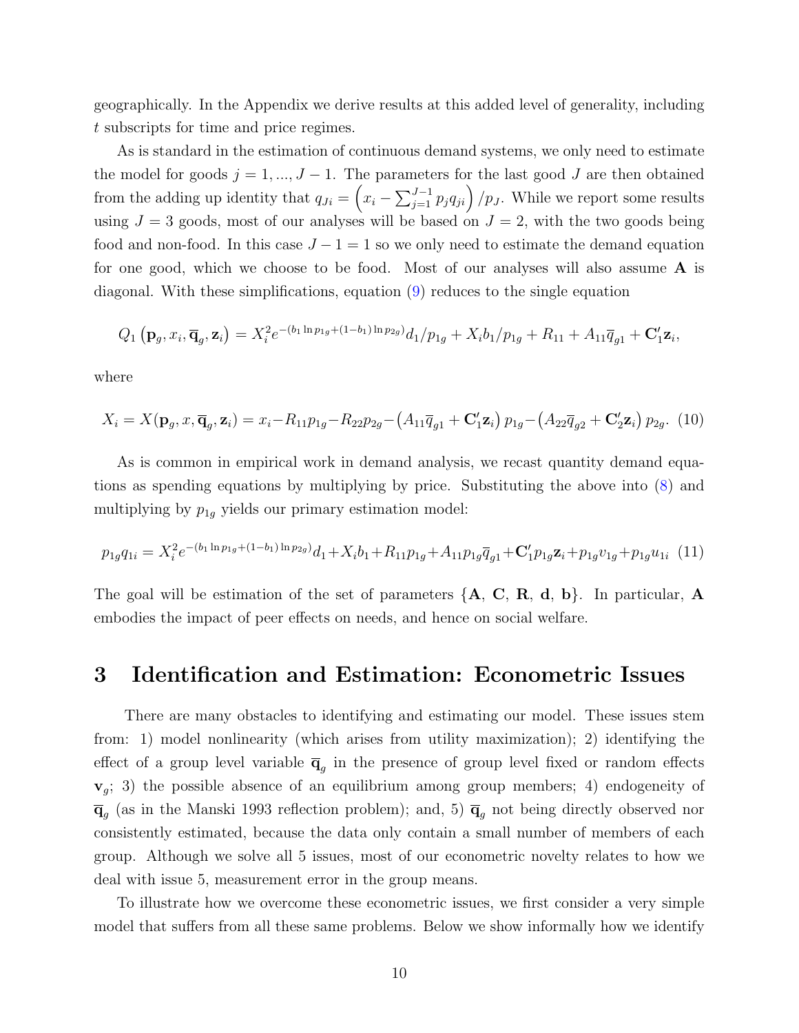geographically. In the Appendix we derive results at this added level of generality, including $t$ subscripts for time and price regimes.

As is standard in the estimation of continuous demand systems, we only need to estimate the model for goods $j = 1, ..., J-1$. The parameters for the last good $J$ are then obtained from the adding up identity that $q_{Ji} = \left(x_i - \sum_{j=1}^{J-1} p_j q_{ji}\right)/p_J$. While we report some results using $J = 3$ goods, most of our analyses will be based on $J = 2$, with the two goods being food and non-food. In this case $J - 1 = 1$ so we only need to estimate the demand equation for one good, which we choose to be food. Most of our analyses will also assume $\mathbf{A}$ is diagonal. With these simplifications, equation (9) reduces to the single equation

$$Q_1\left(\mathbf{p}_g, x_i, \overline{\mathbf{q}}_g, \mathbf{z}_i\right) = X_i^2 e^{-(b_1 \ln p_{1g} + (1-b_1)\ln p_{2g})} d_1/p_{1g} + X_i b_1/p_{1g} + R_{11} + A_{11}\overline{q}_{g1} + \mathbf{C}_1'\mathbf{z}_i,$$

where

$$X_i = X(\mathbf{p}_g, x, \overline{\mathbf{q}}_g, \mathbf{z}_i) = x_i - R_{11}p_{1g} - R_{22}p_{2g} - \left(A_{11}\overline{q}_{g1} + \mathbf{C}_1'\mathbf{z}_i\right)p_{1g} - \left(A_{22}\overline{q}_{g2} + \mathbf{C}_2'\mathbf{z}_i\right)p_{2g}. \quad (10)$$

As is common in empirical work in demand analysis, we recast quantity demand equations as spending equations by multiplying by price. Substituting the above into (8) and multiplying by $p_{1g}$ yields our primary estimation model:

$$p_{1g}q_{1i} = X_i^2 e^{-(b_1 \ln p_{1g} + (1-b_1)\ln p_{2g})} d_1 + X_i b_1 + R_{11}p_{1g} + A_{11}p_{1g}\overline{q}_{g1} + \mathbf{C}_1' p_{1g}\mathbf{z}_i + p_{1g}v_{1g} + p_{1g}u_{1i} \quad (11)$$

The goal will be estimation of the set of parameters $\{\mathbf{A},\ \mathbf{C},\ \mathbf{R},\ \mathbf{d},\ \mathbf{b}\}$. In particular, $\mathbf{A}$ embodies the impact of peer effects on needs, and hence on social welfare.

# 3 Identification and Estimation: Econometric Issues

There are many obstacles to identifying and estimating our model. These issues stem from: 1) model nonlinearity (which arises from utility maximization); 2) identifying the effect of a group level variable $\overline{\mathbf{q}}_g$ in the presence of group level fixed or random effects $\mathbf{v}_g$; 3) the possible absence of an equilibrium among group members; 4) endogeneity of $\overline{\mathbf{q}}_g$ (as in the Manski 1993 reflection problem); and, 5) $\overline{\mathbf{q}}_g$ not being directly observed nor consistently estimated, because the data only contain a small number of members of each group. Although we solve all 5 issues, most of our econometric novelty relates to how we deal with issue 5, measurement error in the group means.

To illustrate how we overcome these econometric issues, we first consider a very simple model that suffers from all these same problems. Below we show informally how we identify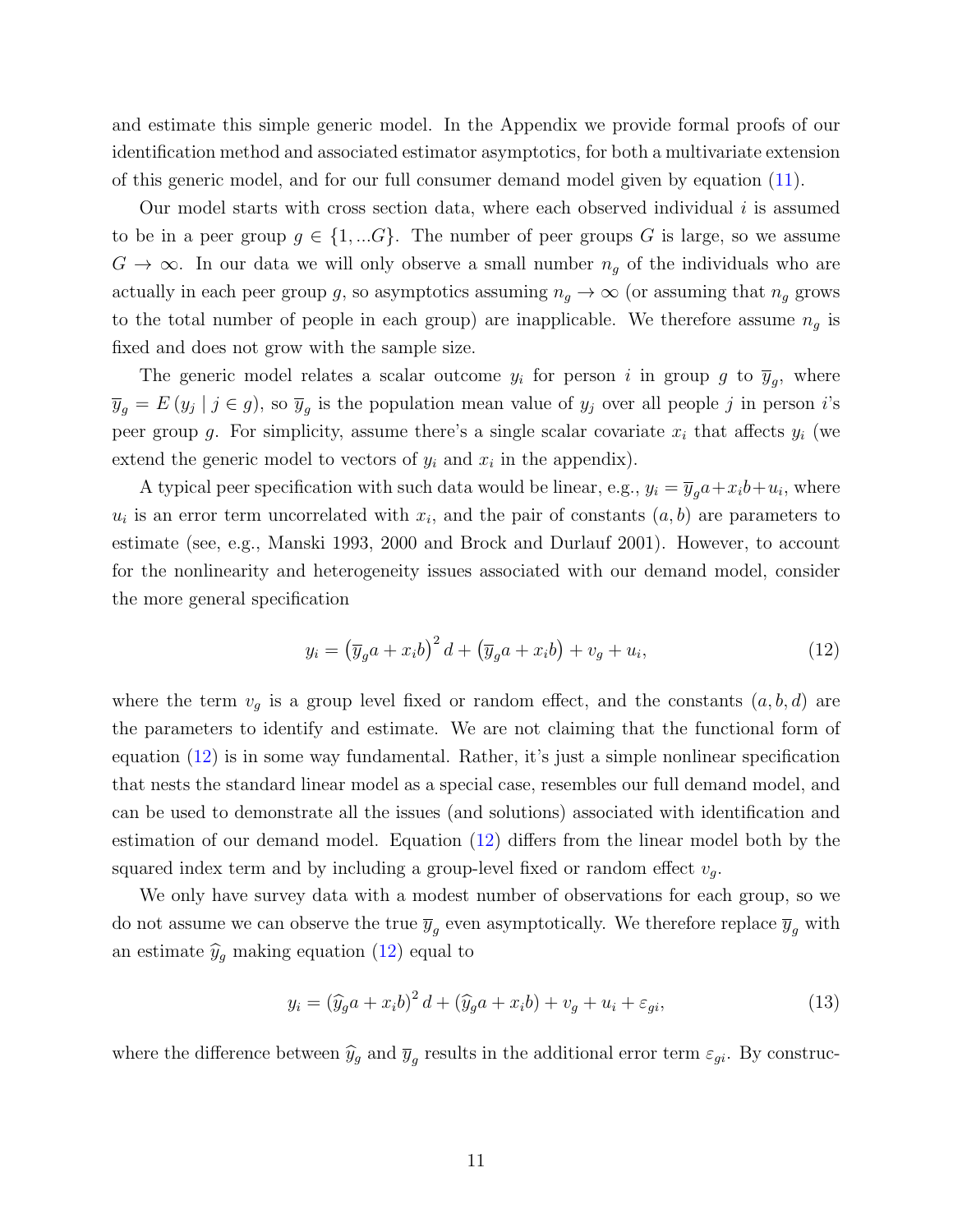and estimate this simple generic model. In the Appendix we provide formal proofs of our identification method and associated estimator asymptotics, for both a multivariate extension of this generic model, and for our full consumer demand model given by equation (11).

Our model starts with cross section data, where each observed individual $i$ is assumed to be in a peer group $g \in \{1, ...G\}$. The number of peer groups $G$ is large, so we assume $G \to \infty$. In our data we will only observe a small number $n_g$ of the individuals who are actually in each peer group $g$, so asymptotics assuming $n_g \to \infty$ (or assuming that $n_g$ grows to the total number of people in each group) are inapplicable. We therefore assume $n_g$ is fixed and does not grow with the sample size.

The generic model relates a scalar outcome $y_i$ for person $i$ in group $g$ to $\overline{y}_g$, where $\overline{y}_g = E(y_j \mid j \in g)$, so $\overline{y}_g$ is the population mean value of $y_j$ over all people $j$ in person $i$'s peer group $g$. For simplicity, assume there's a single scalar covariate $x_i$ that affects $y_i$ (we extend the generic model to vectors of $y_i$ and $x_i$ in the appendix).

A typical peer specification with such data would be linear, e.g., $y_i = \overline{y}_g a + x_i b + u_i$, where $u_i$ is an error term uncorrelated with $x_i$, and the pair of constants $(a, b)$ are parameters to estimate (see, e.g., Manski 1993, 2000 and Brock and Durlauf 2001). However, to account for the nonlinearity and heterogeneity issues associated with our demand model, consider the more general specification

$$y_i = \left(\overline{y}_g a + x_i b\right)^2 d + \left(\overline{y}_g a + x_i b\right) + v_g + u_i, \tag{12}$$

where the term $v_g$ is a group level fixed or random effect, and the constants $(a, b, d)$ are the parameters to identify and estimate. We are not claiming that the functional form of equation (12) is in some way fundamental. Rather, it's just a simple nonlinear specification that nests the standard linear model as a special case, resembles our full demand model, and can be used to demonstrate all the issues (and solutions) associated with identification and estimation of our demand model. Equation (12) differs from the linear model both by the squared index term and by including a group-level fixed or random effect $v_g$.

We only have survey data with a modest number of observations for each group, so we do not assume we can observe the true $\overline{y}_g$ even asymptotically. We therefore replace $\overline{y}_g$ with an estimate $\widehat{y}_g$ making equation (12) equal to

$$y_i = \left(\widehat{y}_g a + x_i b\right)^2 d + \left(\widehat{y}_g a + x_i b\right) + v_g + u_i + \varepsilon_{gi}, \tag{13}$$

where the difference between $\widehat{y}_g$ and $\overline{y}_g$ results in the additional error term $\varepsilon_{gi}$. By construc-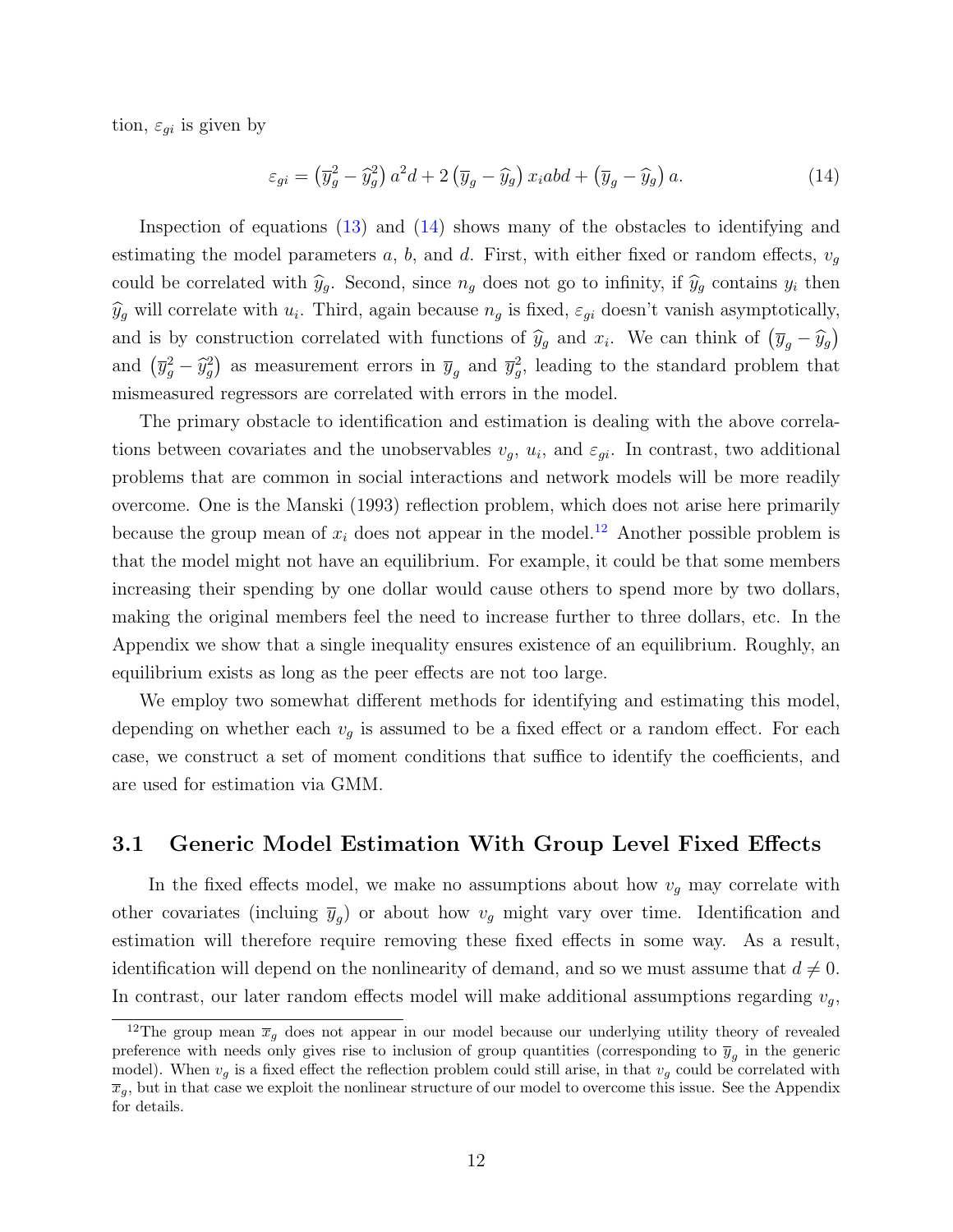tion, $\varepsilon_{gi}$ is given by

$$\varepsilon_{gi} = \left(\overline{y}_g^2 - \widehat{y}_g^2\right) a^2 d + 2\left(\overline{y}_g - \widehat{y}_g\right) x_i abd + \left(\overline{y}_g - \widehat{y}_g\right) a. \tag{14}$$

Inspection of equations (13) and (14) shows many of the obstacles to identifying and estimating the model parameters $a$, $b$, and $d$. First, with either fixed or random effects, $v_g$ could be correlated with $\widehat{y}_g$. Second, since $n_g$ does not go to infinity, if $\widehat{y}_g$ contains $y_i$ then $\widehat{y}_g$ will correlate with $u_i$. Third, again because $n_g$ is fixed, $\varepsilon_{gi}$ doesn't vanish asymptotically, and is by construction correlated with functions of $\widehat{y}_g$ and $x_i$. We can think of $\left(\overline{y}_g - \widehat{y}_g\right)$ and $\left(\overline{y}_g^2 - \widehat{y}_g^2\right)$ as measurement errors in $\overline{y}_g$ and $\overline{y}_g^2$, leading to the standard problem that mismeasured regressors are correlated with errors in the model.

The primary obstacle to identification and estimation is dealing with the above correlations between covariates and the unobservables $v_g$, $u_i$, and $\varepsilon_{gi}$. In contrast, two additional problems that are common in social interactions and network models will be more readily overcome. One is the Manski (1993) reflection problem, which does not arise here primarily because the group mean of $x_i$ does not appear in the model.[12] Another possible problem is that the model might not have an equilibrium. For example, it could be that some members increasing their spending by one dollar would cause others to spend more by two dollars, making the original members feel the need to increase further to three dollars, etc. In the Appendix we show that a single inequality ensures existence of an equilibrium. Roughly, an equilibrium exists as long as the peer effects are not too large.

We employ two somewhat different methods for identifying and estimating this model, depending on whether each $v_g$ is assumed to be a fixed effect or a random effect. For each case, we construct a set of moment conditions that suffice to identify the coefficients, and are used for estimation via GMM.

## 3.1 Generic Model Estimation With Group Level Fixed Effects

In the fixed effects model, we make no assumptions about how $v_g$ may correlate with other covariates (incluing $\overline{y}_g$) or about how $v_g$ might vary over time. Identification and estimation will therefore require removing these fixed effects in some way. As a result, identification will depend on the nonlinearity of demand, and so we must assume that $d \neq 0$. In contrast, our later random effects model will make additional assumptions regarding $v_g$,

[12] The group mean $\overline{x}_g$ does not appear in our model because our underlying utility theory of revealed preference with needs only gives rise to inclusion of group quantities (corresponding to $\overline{y}_g$ in the generic model). When $v_g$ is a fixed effect the reflection problem could still arise, in that $v_g$ could be correlated with $\overline{x}_g$, but in that case we exploit the nonlinear structure of our model to overcome this issue. See the Appendix for details.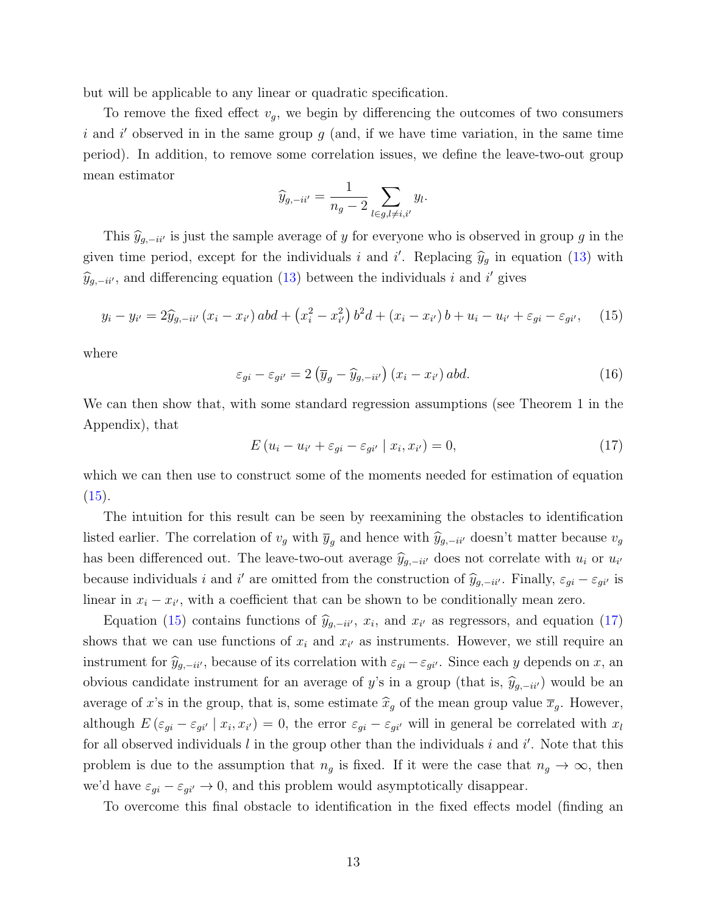but will be applicable to any linear or quadratic specification.

To remove the fixed effect $v_g$, we begin by differencing the outcomes of two consumers $i$ and $i'$ observed in in the same group $g$ (and, if we have time variation, in the same time period). In addition, to remove some correlation issues, we define the leave-two-out group mean estimator

$$\widehat{y}_{g,-ii'} = \frac{1}{n_g - 2} \sum_{l \in g, l \neq i,i'} y_l.$$

This $\widehat{y}_{g,-ii'}$ is just the sample average of $y$ for everyone who is observed in group $g$ in the given time period, except for the individuals $i$ and $i'$. Replacing $\widehat{y}_g$ in equation (13) with $\widehat{y}_{g,-ii'}$, and differencing equation (13) between the individuals $i$ and $i'$ gives

$$y_i - y_{i'} = 2\widehat{y}_{g,-ii'} \left(x_i - x_{i'}\right) abd + \left(x_i^2 - x_{i'}^2\right) b^2 d + \left(x_i - x_{i'}\right) b + u_i - u_{i'} + \varepsilon_{gi} - \varepsilon_{gi'}, \quad (15)$$

where

$$\varepsilon_{gi} - \varepsilon_{gi'} = 2\left(\overline{y}_g - \widehat{y}_{g,-ii'}\right)\left(x_i - x_{i'}\right) abd. \quad (16)$$

We can then show that, with some standard regression assumptions (see Theorem 1 in the Appendix), that

$$E\left(u_i - u_{i'} + \varepsilon_{gi} - \varepsilon_{gi'} \mid x_i, x_{i'}\right) = 0, \quad (17)$$

which we can then use to construct some of the moments needed for estimation of equation (15).

The intuition for this result can be seen by reexamining the obstacles to identification listed earlier. The correlation of $v_g$ with $\overline{y}_g$ and hence with $\widehat{y}_{g,-ii'}$ doesn't matter because $v_g$ has been differenced out. The leave-two-out average $\widehat{y}_{g,-ii'}$ does not correlate with $u_i$ or $u_{i'}$ because individuals $i$ and $i'$ are omitted from the construction of $\widehat{y}_{g,-ii'}$. Finally, $\varepsilon_{gi} - \varepsilon_{gi'}$ is linear in $x_i - x_{i'}$, with a coefficient that can be shown to be conditionally mean zero.

Equation (15) contains functions of $\widehat{y}_{g,-ii'}$, $x_i$, and $x_{i'}$ as regressors, and equation (17) shows that we can use functions of $x_i$ and $x_{i'}$ as instruments. However, we still require an instrument for $\widehat{y}_{g,-ii'}$, because of its correlation with $\varepsilon_{gi} - \varepsilon_{gi'}$. Since each $y$ depends on $x$, an obvious candidate instrument for an average of $y$'s in a group (that is, $\widehat{y}_{g,-ii'}$) would be an average of $x$'s in the group, that is, some estimate $\widehat{x}_g$ of the mean group value $\overline{x}_g$. However, although $E\left(\varepsilon_{gi} - \varepsilon_{gi'} \mid x_i, x_{i'}\right) = 0$, the error $\varepsilon_{gi} - \varepsilon_{gi'}$ will in general be correlated with $x_l$ for all observed individuals $l$ in the group other than the individuals $i$ and $i'$. Note that this problem is due to the assumption that $n_g$ is fixed. If it were the case that $n_g \to \infty$, then we'd have $\varepsilon_{gi} - \varepsilon_{gi'} \to 0$, and this problem would asymptotically disappear.

To overcome this final obstacle to identification in the fixed effects model (finding an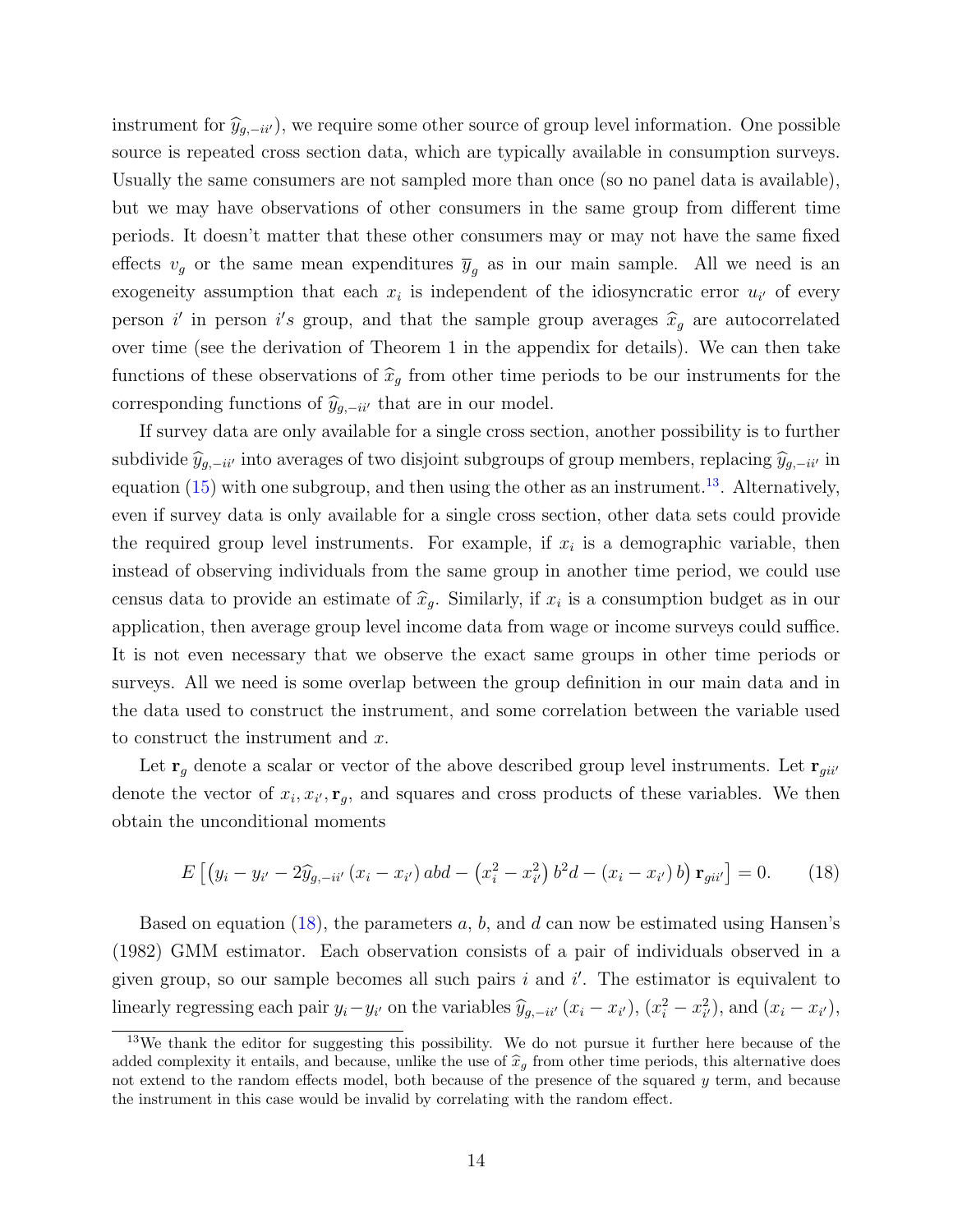instrument for $\widehat{y}_{g,-ii'}$), we require some other source of group level information. One possible source is repeated cross section data, which are typically available in consumption surveys. Usually the same consumers are not sampled more than once (so no panel data is available), but we may have observations of other consumers in the same group from different time periods. It doesn't matter that these other consumers may or may not have the same fixed effects $v_g$ or the same mean expenditures $\overline{y}_g$ as in our main sample. All we need is an exogeneity assumption that each $x_i$ is independent of the idiosyncratic error $u_{i'}$ of every person $i'$ in person $i's$ group, and that the sample group averages $\widehat{x}_g$ are autocorrelated over time (see the derivation of Theorem 1 in the appendix for details). We can then take functions of these observations of $\widehat{x}_g$ from other time periods to be our instruments for the corresponding functions of $\widehat{y}_{g,-ii'}$ that are in our model.

If survey data are only available for a single cross section, another possibility is to further subdivide $\widehat{y}_{g,-ii'}$ into averages of two disjoint subgroups of group members, replacing $\widehat{y}_{g,-ii'}$ in equation (15) with one subgroup, and then using the other as an instrument.[13]. Alternatively, even if survey data is only available for a single cross section, other data sets could provide the required group level instruments. For example, if $x_i$ is a demographic variable, then instead of observing individuals from the same group in another time period, we could use census data to provide an estimate of $\widehat{x}_g$. Similarly, if $x_i$ is a consumption budget as in our application, then average group level income data from wage or income surveys could suffice. It is not even necessary that we observe the exact same groups in other time periods or surveys. All we need is some overlap between the group definition in our main data and in the data used to construct the instrument, and some correlation between the variable used to construct the instrument and $x$.

Let $\mathbf{r}_g$ denote a scalar or vector of the above described group level instruments. Let $\mathbf{r}_{gii'}$ denote the vector of $x_i, x_{i'}, \mathbf{r}_g$, and squares and cross products of these variables. We then obtain the unconditional moments

$$E\left[\left(y_i - y_{i'} - 2\widehat{y}_{g,-ii'}\left(x_i - x_{i'}\right)abd - \left(x_i^2 - x_{i'}^2\right)b^2 d - \left(x_i - x_{i'}\right)b\right)\mathbf{r}_{gii'}\right] = 0. \tag{18}$$

Based on equation (18), the parameters $a$, $b$, and $d$ can now be estimated using Hansen's (1982) GMM estimator. Each observation consists of a pair of individuals observed in a given group, so our sample becomes all such pairs $i$ and $i'$. The estimator is equivalent to linearly regressing each pair $y_i - y_{i'}$ on the variables $\widehat{y}_{g,-ii'}\left(x_i - x_{i'}\right)$, $\left(x_i^2 - x_{i'}^2\right)$, and $\left(x_i - x_{i'}\right)$,

[13] We thank the editor for suggesting this possibility. We do not pursue it further here because of the added complexity it entails, and because, unlike the use of $\widehat{x}_g$ from other time periods, this alternative does not extend to the random effects model, both because of the presence of the squared $y$ term, and because the instrument in this case would be invalid by correlating with the random effect.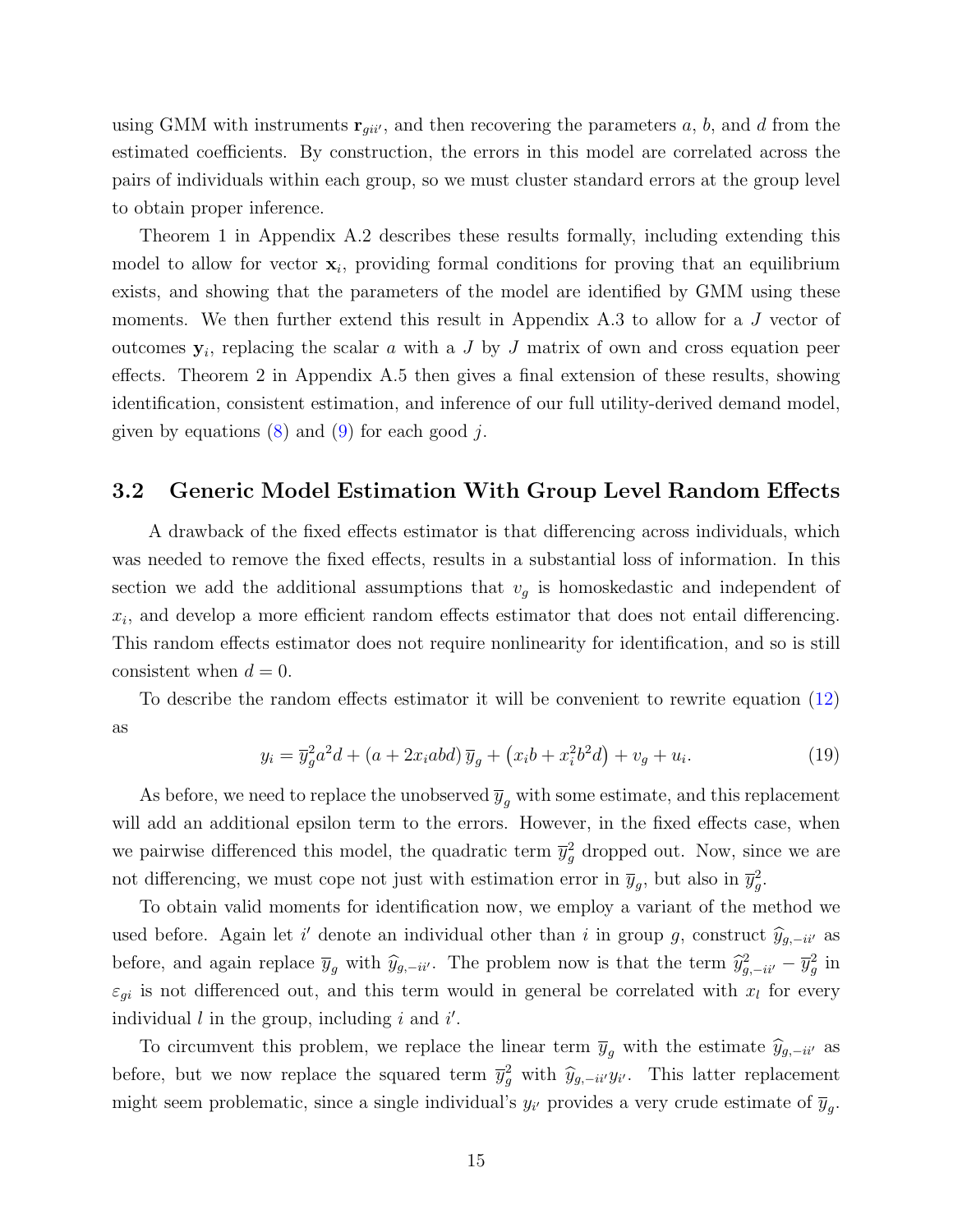using GMM with instruments $\mathbf{r}_{gii'}$, and then recovering the parameters $a$, $b$, and $d$ from the estimated coefficients. By construction, the errors in this model are correlated across the pairs of individuals within each group, so we must cluster standard errors at the group level to obtain proper inference.

Theorem 1 in Appendix A.2 describes these results formally, including extending this model to allow for vector $\mathbf{x}_i$, providing formal conditions for proving that an equilibrium exists, and showing that the parameters of the model are identified by GMM using these moments. We then further extend this result in Appendix A.3 to allow for a $J$ vector of outcomes $\mathbf{y}_i$, replacing the scalar $a$ with a $J$ by $J$ matrix of own and cross equation peer effects. Theorem 2 in Appendix A.5 then gives a final extension of these results, showing identification, consistent estimation, and inference of our full utility-derived demand model, given by equations (8) and (9) for each good $j$.

## 3.2 Generic Model Estimation With Group Level Random Effects

A drawback of the fixed effects estimator is that differencing across individuals, which was needed to remove the fixed effects, results in a substantial loss of information. In this section we add the additional assumptions that $v_g$ is homoskedastic and independent of $x_i$, and develop a more efficient random effects estimator that does not entail differencing. This random effects estimator does not require nonlinearity for identification, and so is still consistent when $d = 0$.

To describe the random effects estimator it will be convenient to rewrite equation (12) as

$$y_i = \overline{y}_g^2 a^2 d + (a + 2x_i abd)\,\overline{y}_g + \left(x_i b + x_i^2 b^2 d\right) + v_g + u_i. \tag{19}$$

As before, we need to replace the unobserved $\overline{y}_g$ with some estimate, and this replacement will add an additional epsilon term to the errors. However, in the fixed effects case, when we pairwise differenced this model, the quadratic term $\overline{y}_g^2$ dropped out. Now, since we are not differencing, we must cope not just with estimation error in $\overline{y}_g$, but also in $\overline{y}_g^2$.

To obtain valid moments for identification now, we employ a variant of the method we used before. Again let $i'$ denote an individual other than $i$ in group $g$, construct $\widehat{y}_{g,-ii'}$ as before, and again replace $\overline{y}_g$ with $\widehat{y}_{g,-ii'}$. The problem now is that the term $\widehat{y}_{g,-ii'}^2 - \overline{y}_g^2$ in $\varepsilon_{gi}$ is not differenced out, and this term would in general be correlated with $x_l$ for every individual $l$ in the group, including $i$ and $i'$.

To circumvent this problem, we replace the linear term $\overline{y}_g$ with the estimate $\widehat{y}_{g,-ii'}$ as before, but we now replace the squared term $\overline{y}_g^2$ with $\widehat{y}_{g,-ii'}y_{i'}$. This latter replacement might seem problematic, since a single individual's $y_{i'}$ provides a very crude estimate of $\overline{y}_g$.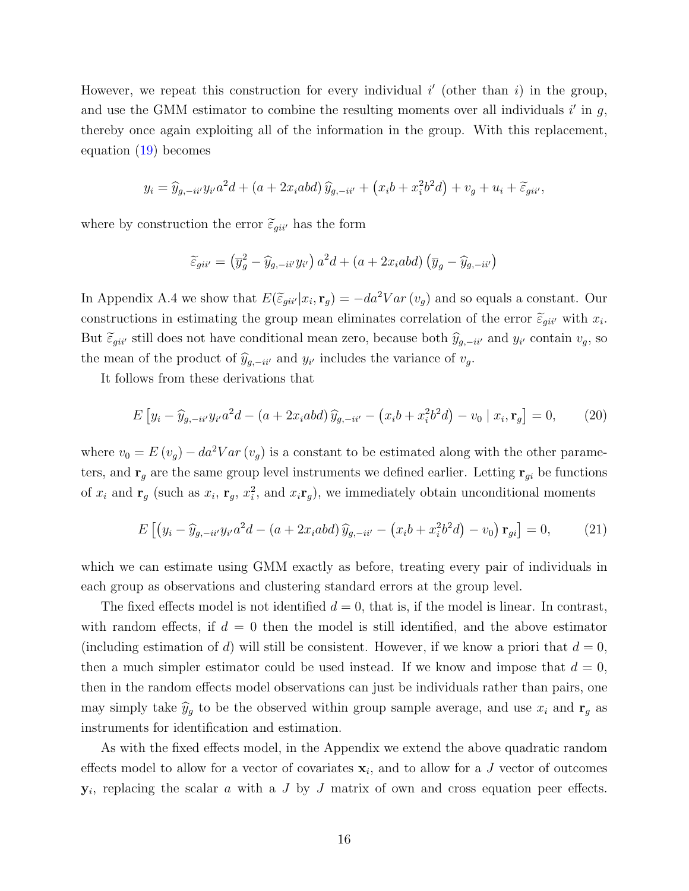However, we repeat this construction for every individual $i'$ (other than $i$) in the group, and use the GMM estimator to combine the resulting moments over all individuals $i'$ in $g$, thereby once again exploiting all of the information in the group. With this replacement, equation (19) becomes

$$y_i = \widehat{y}_{g,-ii'} y_{i'} a^2 d + (a + 2x_i abd)\, \widehat{y}_{g,-ii'} + \left(x_i b + x_i^2 b^2 d\right) + v_g + u_i + \widetilde{\varepsilon}_{gii'},$$

where by construction the error $\widetilde{\varepsilon}_{gii'}$ has the form

$$\widetilde{\varepsilon}_{gii'} = \left(\overline{y}_g^2 - \widehat{y}_{g,-ii'} y_{i'}\right) a^2 d + (a + 2x_i abd) \left(\overline{y}_g - \widehat{y}_{g,-ii'}\right)$$

In Appendix A.4 we show that $E(\widetilde{\varepsilon}_{gii'} | x_i, \mathbf{r}_g) = -da^2 Var(v_g)$ and so equals a constant. Our constructions in estimating the group mean eliminates correlation of the error $\widetilde{\varepsilon}_{gii'}$ with $x_i$. But $\widetilde{\varepsilon}_{gii'}$ still does not have conditional mean zero, because both $\widehat{y}_{g,-ii'}$ and $y_{i'}$ contain $v_g$, so the mean of the product of $\widehat{y}_{g,-ii'}$ and $y_{i'}$ includes the variance of $v_g$.

It follows from these derivations that

$$E\left[y_i - \widehat{y}_{g,-ii'} y_{i'} a^2 d - (a + 2x_i abd)\, \widehat{y}_{g,-ii'} - \left(x_i b + x_i^2 b^2 d\right) - v_0 \mid x_i, \mathbf{r}_g\right] = 0, \tag{20}$$

where $v_0 = E(v_g) - da^2 Var(v_g)$ is a constant to be estimated along with the other parameters, and $\mathbf{r}_g$ are the same group level instruments we defined earlier. Letting $\mathbf{r}_{gi}$ be functions of $x_i$ and $\mathbf{r}_g$ (such as $x_i$, $\mathbf{r}_g$, $x_i^2$, and $x_i \mathbf{r}_g$), we immediately obtain unconditional moments

$$E\left[\left(y_i - \widehat{y}_{g,-ii'} y_{i'} a^2 d - (a + 2x_i abd)\, \widehat{y}_{g,-ii'} - \left(x_i b + x_i^2 b^2 d\right) - v_0\right) \mathbf{r}_{gi}\right] = 0, \tag{21}$$

which we can estimate using GMM exactly as before, treating every pair of individuals in each group as observations and clustering standard errors at the group level.

The fixed effects model is not identified $d = 0$, that is, if the model is linear. In contrast, with random effects, if $d = 0$ then the model is still identified, and the above estimator (including estimation of $d$) will still be consistent. However, if we know a priori that $d = 0$, then a much simpler estimator could be used instead. If we know and impose that $d = 0$, then in the random effects model observations can just be individuals rather than pairs, one may simply take $\widehat{y}_g$ to be the observed within group sample average, and use $x_i$ and $\mathbf{r}_g$ as instruments for identification and estimation.

As with the fixed effects model, in the Appendix we extend the above quadratic random effects model to allow for a vector of covariates $\mathbf{x}_i$, and to allow for a $J$ vector of outcomes $\mathbf{y}_i$, replacing the scalar $a$ with a $J$ by $J$ matrix of own and cross equation peer effects.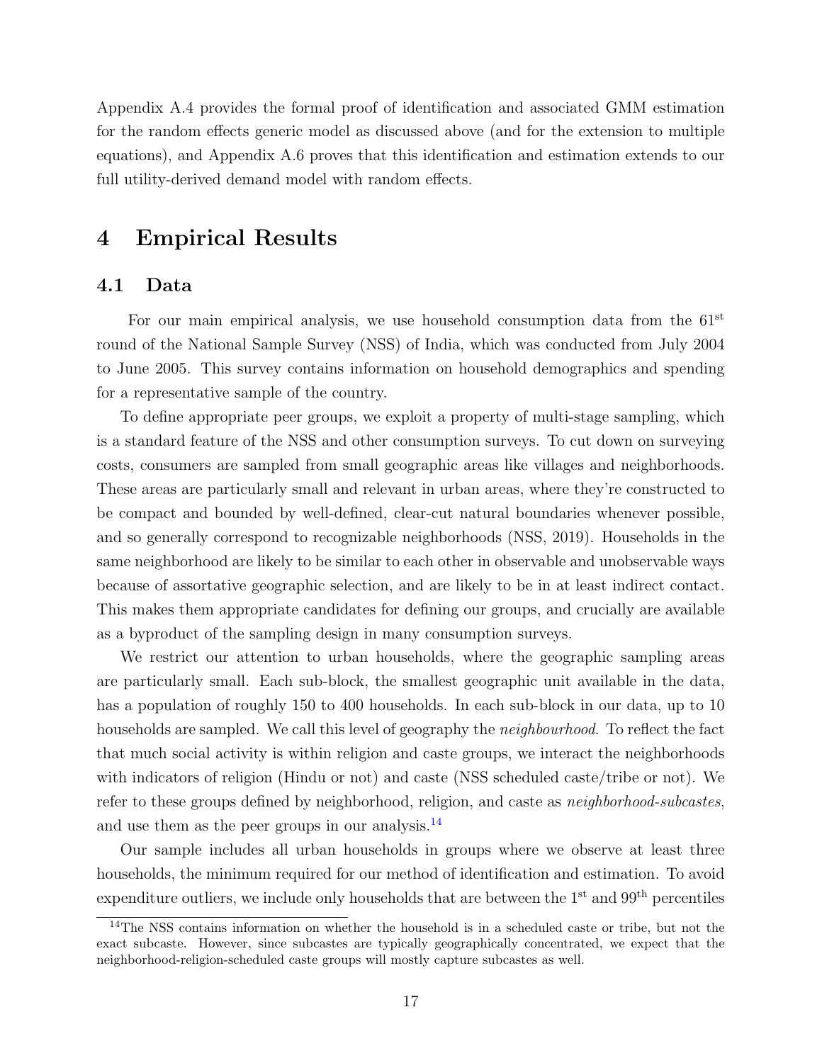Appendix A.4 provides the formal proof of identification and associated GMM estimation for the random effects generic model as discussed above (and for the extension to multiple equations), and Appendix A.6 proves that this identification and estimation extends to our full utility-derived demand model with random effects.

# 4 Empirical Results

## 4.1 Data

For our main empirical analysis, we use household consumption data from the 61$^{\text{st}}$ round of the National Sample Survey (NSS) of India, which was conducted from July 2004 to June 2005. This survey contains information on household demographics and spending for a representative sample of the country.

To define appropriate peer groups, we exploit a property of multi-stage sampling, which is a standard feature of the NSS and other consumption surveys. To cut down on surveying costs, consumers are sampled from small geographic areas like villages and neighborhoods. These areas are particularly small and relevant in urban areas, where they're constructed to be compact and bounded by well-defined, clear-cut natural boundaries whenever possible, and so generally correspond to recognizable neighborhoods (NSS, 2019). Households in the same neighborhood are likely to be similar to each other in observable and unobservable ways because of assortative geographic selection, and are likely to be in at least indirect contact. This makes them appropriate candidates for defining our groups, and crucially are available as a byproduct of the sampling design in many consumption surveys.

We restrict our attention to urban households, where the geographic sampling areas are particularly small. Each sub-block, the smallest geographic unit available in the data, has a population of roughly 150 to 400 households. In each sub-block in our data, up to 10 households are sampled. We call this level of geography the *neighbourhood*. To reflect the fact that much social activity is within religion and caste groups, we interact the neighborhoods with indicators of religion (Hindu or not) and caste (NSS scheduled caste/tribe or not). We refer to these groups defined by neighborhood, religion, and caste as *neighborhood-subcastes*, and use them as the peer groups in our analysis.[14]

Our sample includes all urban households in groups where we observe at least three households, the minimum required for our method of identification and estimation. To avoid expenditure outliers, we include only households that are between the 1$^{\text{st}}$ and 99$^{\text{th}}$ percentiles

[14]The NSS contains information on whether the household is in a scheduled caste or tribe, but not the exact subcaste. However, since subcastes are typically geographically concentrated, we expect that the neighborhood-religion-scheduled caste groups will mostly capture subcastes as well.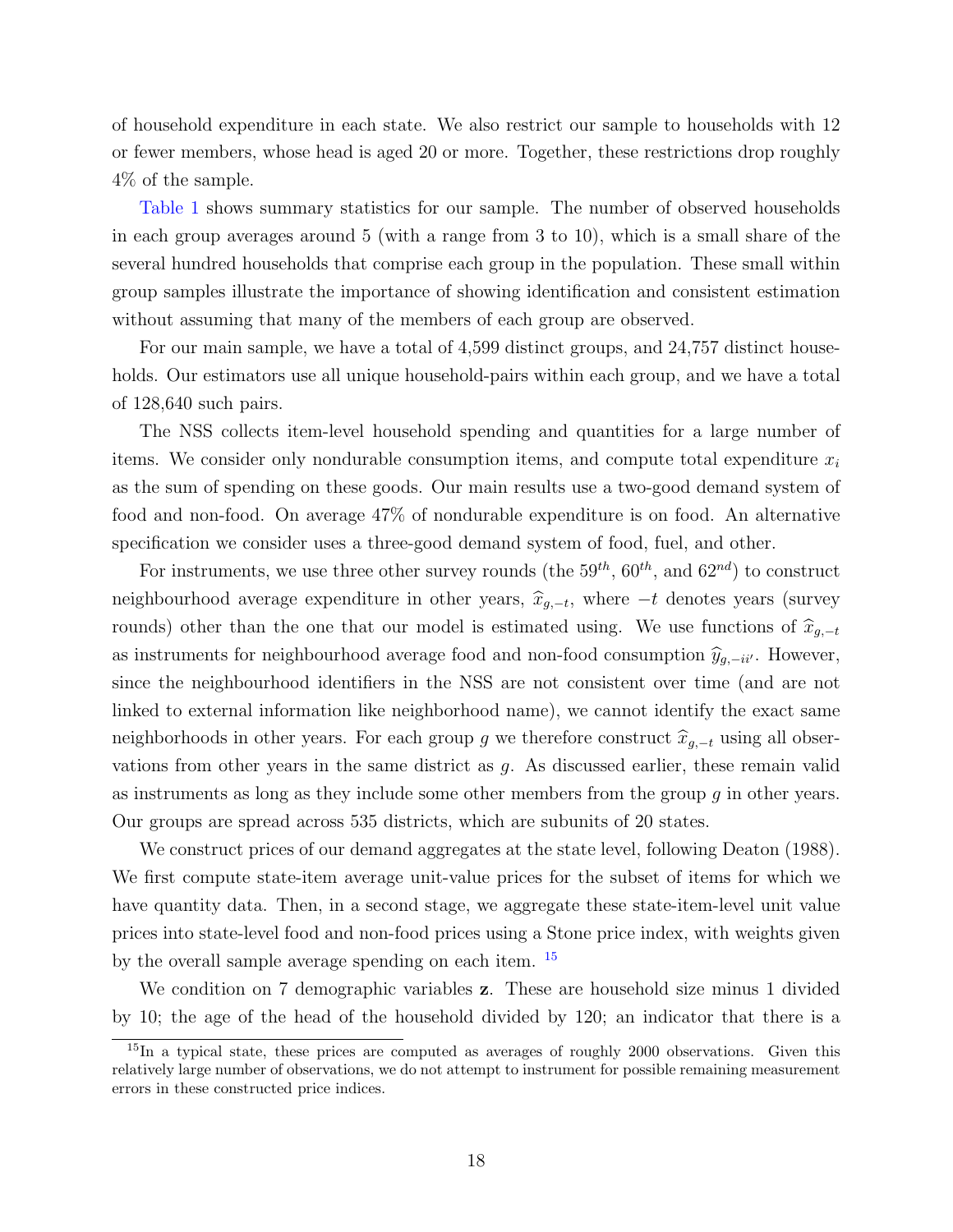of household expenditure in each state. We also restrict our sample to households with 12 or fewer members, whose head is aged 20 or more. Together, these restrictions drop roughly 4% of the sample.

Table 1 shows summary statistics for our sample. The number of observed households in each group averages around 5 (with a range from 3 to 10), which is a small share of the several hundred households that comprise each group in the population. These small within group samples illustrate the importance of showing identification and consistent estimation without assuming that many of the members of each group are observed.

For our main sample, we have a total of 4,599 distinct groups, and 24,757 distinct households. Our estimators use all unique household-pairs within each group, and we have a total of 128,640 such pairs.

The NSS collects item-level household spending and quantities for a large number of items. We consider only nondurable consumption items, and compute total expenditure $x_i$ as the sum of spending on these goods. Our main results use a two-good demand system of food and non-food. On average 47% of nondurable expenditure is on food. An alternative specification we consider uses a three-good demand system of food, fuel, and other.

For instruments, we use three other survey rounds (the $59^{th}$, $60^{th}$, and $62^{nd}$) to construct neighbourhood average expenditure in other years, $\widehat{x}_{g,-t}$, where $-t$ denotes years (survey rounds) other than the one that our model is estimated using. We use functions of $\widehat{x}_{g,-t}$ as instruments for neighbourhood average food and non-food consumption $\widehat{y}_{g,-ii'}$. However, since the neighbourhood identifiers in the NSS are not consistent over time (and are not linked to external information like neighborhood name), we cannot identify the exact same neighborhoods in other years. For each group $g$ we therefore construct $\widehat{x}_{g,-t}$ using all observations from other years in the same district as $g$. As discussed earlier, these remain valid as instruments as long as they include some other members from the group $g$ in other years. Our groups are spread across 535 districts, which are subunits of 20 states.

We construct prices of our demand aggregates at the state level, following Deaton (1988). We first compute state-item average unit-value prices for the subset of items for which we have quantity data. Then, in a second stage, we aggregate these state-item-level unit value prices into state-level food and non-food prices using a Stone price index, with weights given by the overall sample average spending on each item. [15]

We condition on 7 demographic variables $\mathbf{z}$. These are household size minus 1 divided by 10; the age of the head of the household divided by 120; an indicator that there is a

[15] In a typical state, these prices are computed as averages of roughly 2000 observations. Given this relatively large number of observations, we do not attempt to instrument for possible remaining measurement errors in these constructed price indices.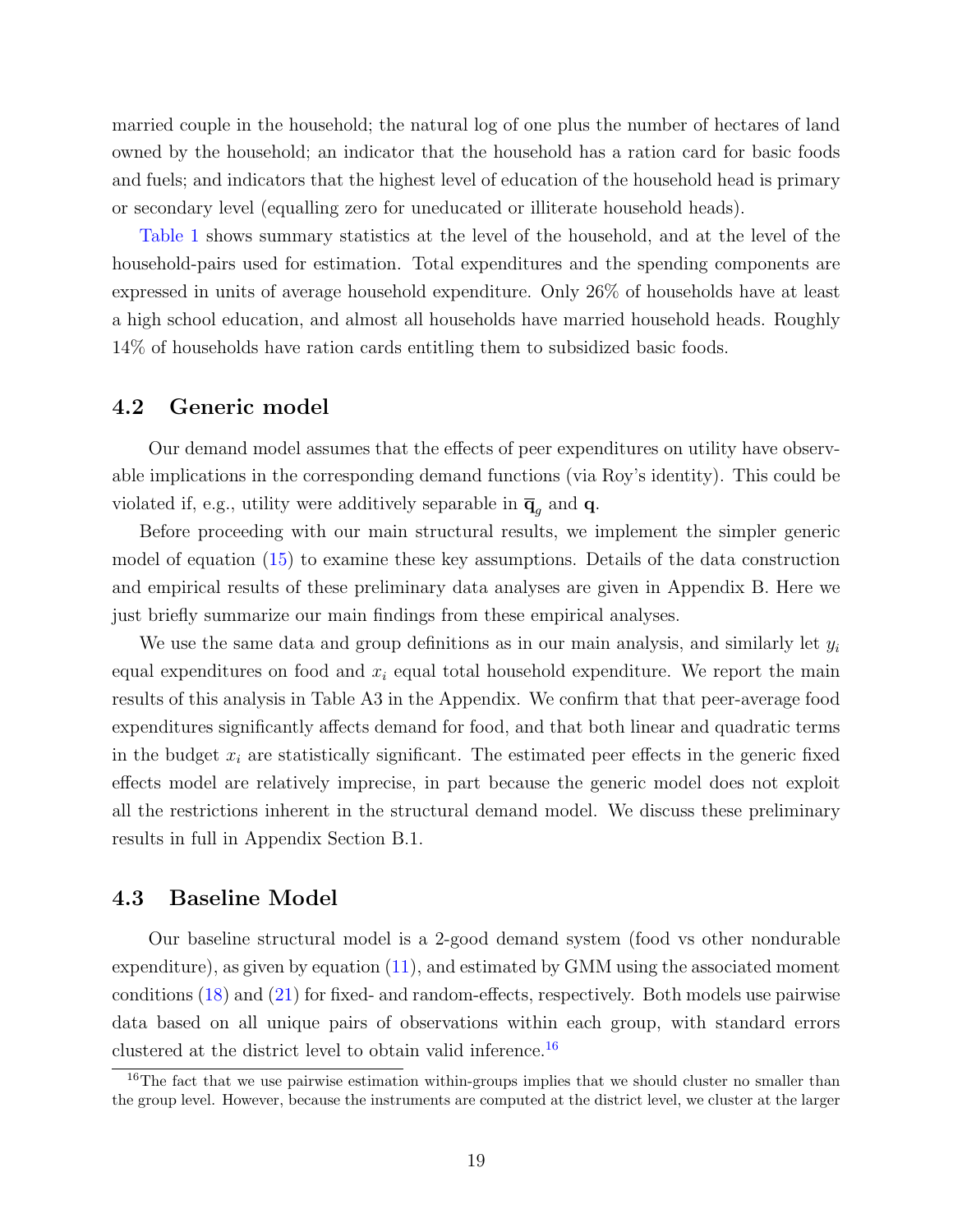married couple in the household; the natural log of one plus the number of hectares of land owned by the household; an indicator that the household has a ration card for basic foods and fuels; and indicators that the highest level of education of the household head is primary or secondary level (equalling zero for uneducated or illiterate household heads).

Table 1 shows summary statistics at the level of the household, and at the level of the household-pairs used for estimation. Total expenditures and the spending components are expressed in units of average household expenditure. Only 26% of households have at least a high school education, and almost all households have married household heads. Roughly 14% of households have ration cards entitling them to subsidized basic foods.

## 4.2 Generic model

Our demand model assumes that the effects of peer expenditures on utility have observable implications in the corresponding demand functions (via Roy's identity). This could be violated if, e.g., utility were additively separable in $\overline{\mathbf{q}}_g$ and $\mathbf{q}$.

Before proceeding with our main structural results, we implement the simpler generic model of equation (15) to examine these key assumptions. Details of the data construction and empirical results of these preliminary data analyses are given in Appendix B. Here we just briefly summarize our main findings from these empirical analyses.

We use the same data and group definitions as in our main analysis, and similarly let $y_i$ equal expenditures on food and $x_i$ equal total household expenditure. We report the main results of this analysis in Table A3 in the Appendix. We confirm that that peer-average food expenditures significantly affects demand for food, and that both linear and quadratic terms in the budget $x_i$ are statistically significant. The estimated peer effects in the generic fixed effects model are relatively imprecise, in part because the generic model does not exploit all the restrictions inherent in the structural demand model. We discuss these preliminary results in full in Appendix Section B.1.

## 4.3 Baseline Model

Our baseline structural model is a 2-good demand system (food vs other nondurable expenditure), as given by equation (11), and estimated by GMM using the associated moment conditions (18) and (21) for fixed- and random-effects, respectively. Both models use pairwise data based on all unique pairs of observations within each group, with standard errors clustered at the district level to obtain valid inference.[16]

[16]The fact that we use pairwise estimation within-groups implies that we should cluster no smaller than the group level. However, because the instruments are computed at the district level, we cluster at the larger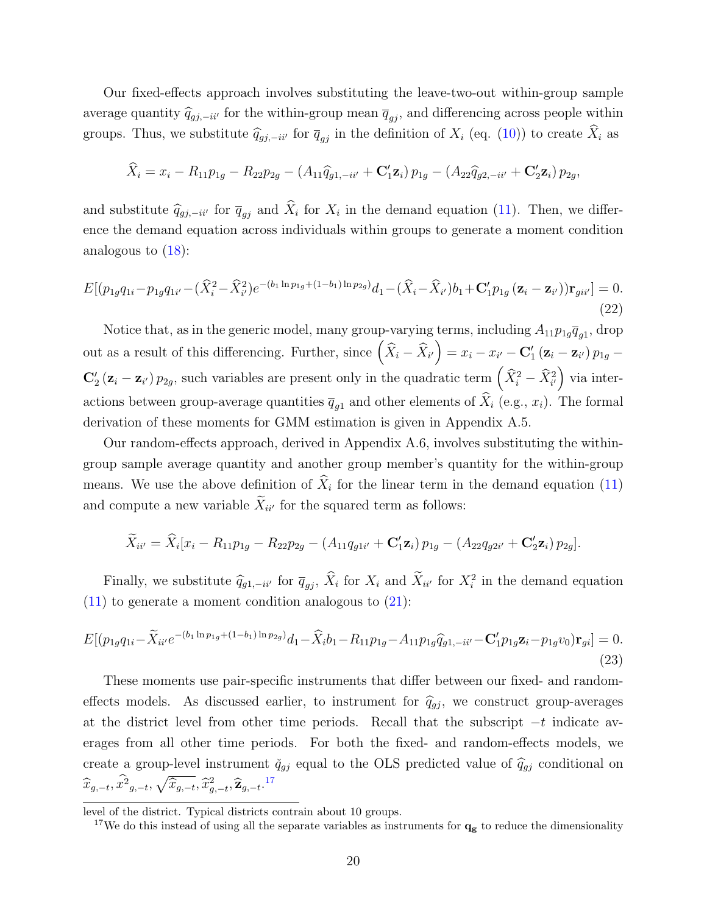Our fixed-effects approach involves substituting the leave-two-out within-group sample average quantity $\widehat{q}_{gj,-ii'}$ for the within-group mean $\overline{q}_{gj}$, and differencing across people within groups. Thus, we substitute $\widehat{q}_{gj,-ii'}$ for $\overline{q}_{gj}$ in the definition of $X_i$ (eq. (10)) to create $\widehat{X}_i$ as

$$\widehat{X}_i = x_i - R_{11}p_{1g} - R_{22}p_{2g} - \left(A_{11}\widehat{q}_{g1,-ii'} + \mathbf{C}_1'\mathbf{z}_i\right)p_{1g} - \left(A_{22}\widehat{q}_{g2,-ii'} + \mathbf{C}_2'\mathbf{z}_i\right)p_{2g},$$

and substitute $\widehat{q}_{gj,-ii'}$ for $\overline{q}_{gj}$ and $\widehat{X}_i$ for $X_i$ in the demand equation (11). Then, we difference the demand equation across individuals within groups to generate a moment condition analogous to (18):

$$E[(p_{1g}q_{1i} - p_{1g}q_{1i'} - (\widehat{X}_i^2 - \widehat{X}_{i'}^2)e^{-(b_1 \ln p_{1g} + (1-b_1)\ln p_{2g})}d_1 - (\widehat{X}_i - \widehat{X}_{i'})b_1 + \mathbf{C}_1' p_{1g}\left(\mathbf{z}_i - \mathbf{z}_{i'}\right))\mathbf{r}_{gii'}] = 0. \tag{22}$$

Notice that, as in the generic model, many group-varying terms, including $A_{11}p_{1g}\overline{q}_{g1}$, drop out as a result of this differencing. Further, since $\left(\widehat{X}_i - \widehat{X}_{i'}\right) = x_i - x_{i'} - \mathbf{C}_1'\left(\mathbf{z}_i - \mathbf{z}_{i'}\right)p_{1g} - \mathbf{C}_2'\left(\mathbf{z}_i - \mathbf{z}_{i'}\right)p_{2g}$, such variables are present only in the quadratic term $\left(\widehat{X}_i^2 - \widehat{X}_{i'}^2\right)$ via interactions between group-average quantities $\overline{q}_{g1}$ and other elements of $\widehat{X}_i$ (e.g., $x_i$). The formal derivation of these moments for GMM estimation is given in Appendix A.5.

Our random-effects approach, derived in Appendix A.6, involves substituting the within-group sample average quantity and another group member's quantity for the within-group means. We use the above definition of $\widehat{X}_i$ for the linear term in the demand equation (11) and compute a new variable $\widetilde{X}_{ii'}$ for the squared term as follows:

$$\widetilde{X}_{ii'} = \widehat{X}_i[x_i - R_{11}p_{1g} - R_{22}p_{2g} - \left(A_{11}q_{g1i'} + \mathbf{C}_1'\mathbf{z}_i\right)p_{1g} - \left(A_{22}q_{g2i'} + \mathbf{C}_2'\mathbf{z}_i\right)p_{2g}].$$

Finally, we substitute $\widehat{q}_{g1,-ii'}$ for $\overline{q}_{gj}$, $\widehat{X}_i$ for $X_i$ and $\widetilde{X}_{ii'}$ for $X_i^2$ in the demand equation (11) to generate a moment condition analogous to (21):

$$E[(p_{1g}q_{1i} - \widetilde{X}_{ii'}e^{-(b_1 \ln p_{1g} + (1-b_1)\ln p_{2g})}d_1 - \widehat{X}_i b_1 - R_{11}p_{1g} - A_{11}p_{1g}\widehat{q}_{g1,-ii'} - \mathbf{C}_1' p_{1g}\mathbf{z}_i - p_{1g}v_0)\mathbf{r}_{gi}] = 0. \tag{23}$$

These moments use pair-specific instruments that differ between our fixed- and random-effects models. As discussed earlier, to instrument for $\widehat{q}_{gj}$, we construct group-averages at the district level from other time periods. Recall that the subscript $-t$ indicate averages from all other time periods. For both the fixed- and random-effects models, we create a group-level instrument $\check{q}_{gj}$ equal to the OLS predicted value of $\widehat{q}_{gj}$ conditional on $\widehat{x}_{g,-t}, \widehat{x^2}_{g,-t}, \sqrt{\widehat{x}_{g,-t}}, \widehat{x}^2_{g,-t}, \widehat{\mathbf{z}}_{g,-t}$.[17]

---

level of the district. Typical districts contrain about 10 groups.

[17] We do this instead of using all the separate variables as instruments for $\mathbf{q_g}$ to reduce the dimensionality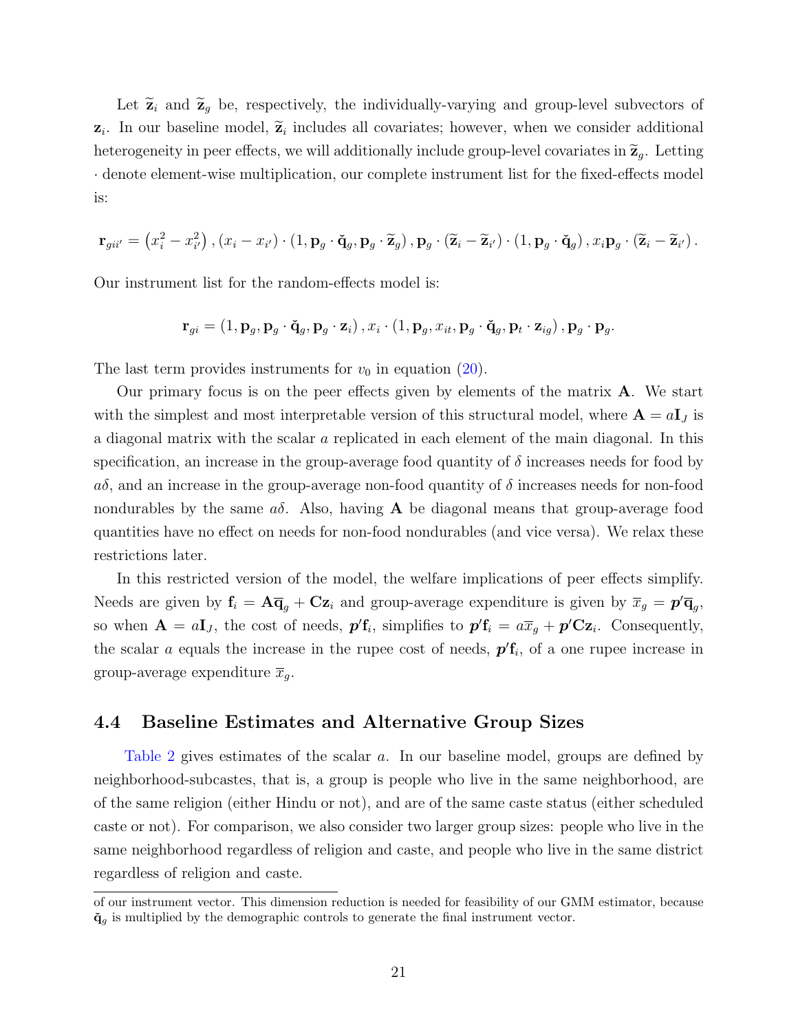Let $\widetilde{\mathbf{z}}_i$ and $\widetilde{\mathbf{z}}_g$ be, respectively, the individually-varying and group-level subvectors of $\mathbf{z}_i$. In our baseline model, $\widetilde{\mathbf{z}}_i$ includes all covariates; however, when we consider additional heterogeneity in peer effects, we will additionally include group-level covariates in $\widetilde{\mathbf{z}}_g$. Letting $\cdot$ denote element-wise multiplication, our complete instrument list for the fixed-effects model is:

$$\mathbf{r}_{gii'} = \left(x_i^2 - x_{i'}^2\right), \left(x_i - x_{i'}\right) \cdot \left(1, \mathbf{p}_g \cdot \check{\mathbf{q}}_g, \mathbf{p}_g \cdot \widetilde{\mathbf{z}}_g\right), \mathbf{p}_g \cdot \left(\widetilde{\mathbf{z}}_i - \widetilde{\mathbf{z}}_{i'}\right) \cdot \left(1, \mathbf{p}_g \cdot \check{\mathbf{q}}_g\right), x_i \mathbf{p}_g \cdot \left(\widetilde{\mathbf{z}}_i - \widetilde{\mathbf{z}}_{i'}\right).$$

Our instrument list for the random-effects model is:

$$\mathbf{r}_{gi} = \left(1, \mathbf{p}_g, \mathbf{p}_g \cdot \check{\mathbf{q}}_g, \mathbf{p}_g \cdot \mathbf{z}_i\right), x_i \cdot \left(1, \mathbf{p}_g, x_{it}, \mathbf{p}_g \cdot \check{\mathbf{q}}_g, \mathbf{p}_t \cdot \mathbf{z}_{ig}\right), \mathbf{p}_g \cdot \mathbf{p}_g.$$

The last term provides instruments for $v_0$ in equation (20).

Our primary focus is on the peer effects given by elements of the matrix $\mathbf{A}$. We start with the simplest and most interpretable version of this structural model, where $\mathbf{A} = a\mathbf{I}_J$ is a diagonal matrix with the scalar $a$ replicated in each element of the main diagonal. In this specification, an increase in the group-average food quantity of $\delta$ increases needs for food by $a\delta$, and an increase in the group-average non-food quantity of $\delta$ increases needs for non-food nondurables by the same $a\delta$. Also, having $\mathbf{A}$ be diagonal means that group-average food quantities have no effect on needs for non-food nondurables (and vice versa). We relax these restrictions later.

In this restricted version of the model, the welfare implications of peer effects simplify. Needs are given by $\mathbf{f}_i = \mathbf{A}\overline{\mathbf{q}}_g + \mathbf{C}\mathbf{z}_i$ and group-average expenditure is given by $\overline{x}_g = \boldsymbol{p}'\overline{\mathbf{q}}_g$, so when $\mathbf{A} = a\mathbf{I}_J$, the cost of needs, $\boldsymbol{p}'\mathbf{f}_i$, simplifies to $\boldsymbol{p}'\mathbf{f}_i = a\overline{x}_g + \boldsymbol{p}'\mathbf{C}\mathbf{z}_i$. Consequently, the scalar $a$ equals the increase in the rupee cost of needs, $\boldsymbol{p}'\mathbf{f}_i$, of a one rupee increase in group-average expenditure $\overline{x}_g$.

## 4.4 Baseline Estimates and Alternative Group Sizes

Table 2 gives estimates of the scalar $a$. In our baseline model, groups are defined by neighborhood-subcastes, that is, a group is people who live in the same neighborhood, are of the same religion (either Hindu or not), and are of the same caste status (either scheduled caste or not). For comparison, we also consider two larger group sizes: people who live in the same neighborhood regardless of religion and caste, and people who live in the same district regardless of religion and caste.

---

of our instrument vector. This dimension reduction is needed for feasibility of our GMM estimator, because $\check{\mathbf{q}}_g$ is multiplied by the demographic controls to generate the final instrument vector.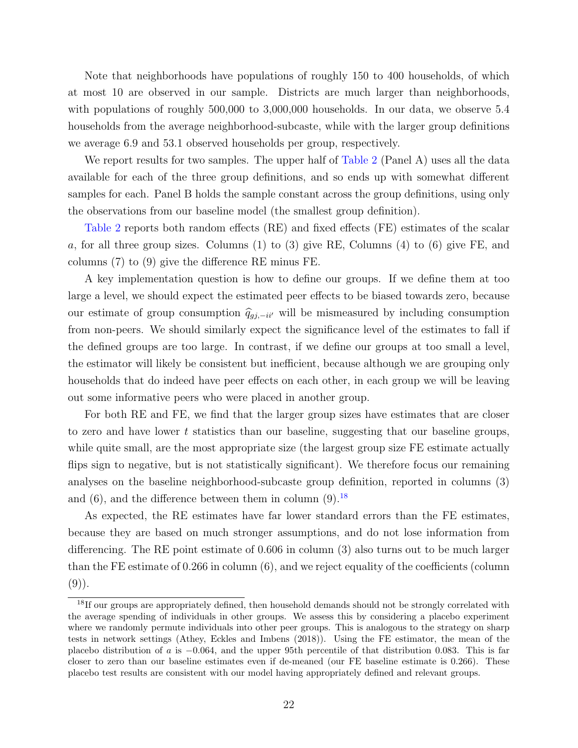Note that neighborhoods have populations of roughly 150 to 400 households, of which at most 10 are observed in our sample. Districts are much larger than neighborhoods, with populations of roughly 500,000 to 3,000,000 households. In our data, we observe 5.4 households from the average neighborhood-subcaste, while with the larger group definitions we average 6.9 and 53.1 observed households per group, respectively.

We report results for two samples. The upper half of Table 2 (Panel A) uses all the data available for each of the three group definitions, and so ends up with somewhat different samples for each. Panel B holds the sample constant across the group definitions, using only the observations from our baseline model (the smallest group definition).

Table 2 reports both random effects (RE) and fixed effects (FE) estimates of the scalar $a$, for all three group sizes. Columns (1) to (3) give RE, Columns (4) to (6) give FE, and columns (7) to (9) give the difference RE minus FE.

A key implementation question is how to define our groups. If we define them at too large a level, we should expect the estimated peer effects to be biased towards zero, because our estimate of group consumption $\widehat{q}_{gj,-ii'}$ will be mismeasured by including consumption from non-peers. We should similarly expect the significance level of the estimates to fall if the defined groups are too large. In contrast, if we define our groups at too small a level, the estimator will likely be consistent but inefficient, because although we are grouping only households that do indeed have peer effects on each other, in each group we will be leaving out some informative peers who were placed in another group.

For both RE and FE, we find that the larger group sizes have estimates that are closer to zero and have lower $t$ statistics than our baseline, suggesting that our baseline groups, while quite small, are the most appropriate size (the largest group size FE estimate actually flips sign to negative, but is not statistically significant). We therefore focus our remaining analyses on the baseline neighborhood-subcaste group definition, reported in columns (3) and (6), and the difference between them in column (9).[18]

As expected, the RE estimates have far lower standard errors than the FE estimates, because they are based on much stronger assumptions, and do not lose information from differencing. The RE point estimate of 0.606 in column (3) also turns out to be much larger than the FE estimate of 0.266 in column (6), and we reject equality of the coefficients (column (9)).

[18]If our groups are appropriately defined, then household demands should not be strongly correlated with the average spending of individuals in other groups. We assess this by considering a placebo experiment where we randomly permute individuals into other peer groups. This is analogous to the strategy on sharp tests in network settings (Athey, Eckles and Imbens (2018)). Using the FE estimator, the mean of the placebo distribution of $a$ is $-0.064$, and the upper 95th percentile of that distribution 0.083. This is far closer to zero than our baseline estimates even if de-meaned (our FE baseline estimate is 0.266). These placebo test results are consistent with our model having appropriately defined and relevant groups.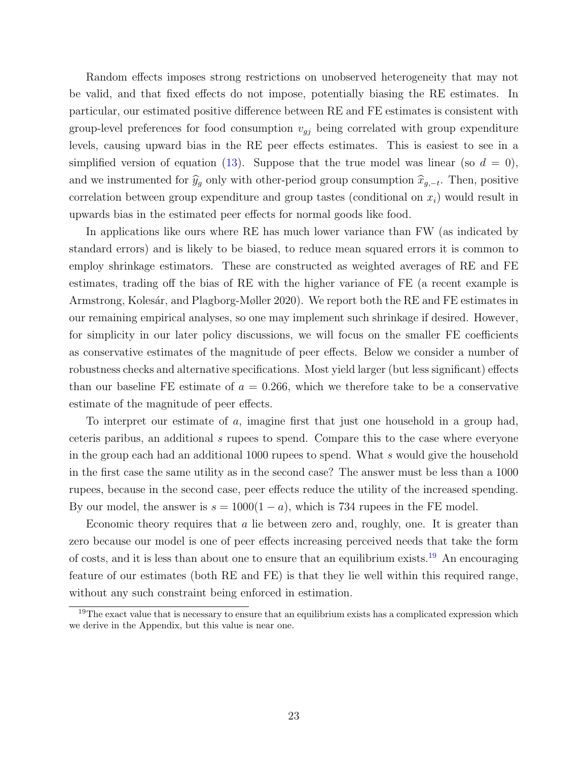Random effects imposes strong restrictions on unobserved heterogeneity that may not be valid, and that fixed effects do not impose, potentially biasing the RE estimates. In particular, our estimated positive difference between RE and FE estimates is consistent with group-level preferences for food consumption $v_{gj}$ being correlated with group expenditure levels, causing upward bias in the RE peer effects estimates. This is easiest to see in a simplified version of equation (13). Suppose that the true model was linear (so $d = 0$), and we instrumented for $\widehat{y}_g$ only with other-period group consumption $\widehat{x}_{g,-t}$. Then, positive correlation between group expenditure and group tastes (conditional on $x_i$) would result in upwards bias in the estimated peer effects for normal goods like food.

In applications like ours where RE has much lower variance than FW (as indicated by standard errors) and is likely to be biased, to reduce mean squared errors it is common to employ shrinkage estimators. These are constructed as weighted averages of RE and FE estimates, trading off the bias of RE with the higher variance of FE (a recent example is Armstrong, Kolesár, and Plagborg-Møller 2020). We report both the RE and FE estimates in our remaining empirical analyses, so one may implement such shrinkage if desired. However, for simplicity in our later policy discussions, we will focus on the smaller FE coefficients as conservative estimates of the magnitude of peer effects. Below we consider a number of robustness checks and alternative specifications. Most yield larger (but less significant) effects than our baseline FE estimate of $a = 0.266$, which we therefore take to be a conservative estimate of the magnitude of peer effects.

To interpret our estimate of $a$, imagine first that just one household in a group had, ceteris paribus, an additional $s$ rupees to spend. Compare this to the case where everyone in the group each had an additional 1000 rupees to spend. What $s$ would give the household in the first case the same utility as in the second case? The answer must be less than a 1000 rupees, because in the second case, peer effects reduce the utility of the increased spending. By our model, the answer is $s = 1000(1 - a)$, which is 734 rupees in the FE model.

Economic theory requires that $a$ lie between zero and, roughly, one. It is greater than zero because our model is one of peer effects increasing perceived needs that take the form of costs, and it is less than about one to ensure that an equilibrium exists.[19] An encouraging feature of our estimates (both RE and FE) is that they lie well within this required range, without any such constraint being enforced in estimation.

[19] The exact value that is necessary to ensure that an equilibrium exists has a complicated expression which we derive in the Appendix, but this value is near one.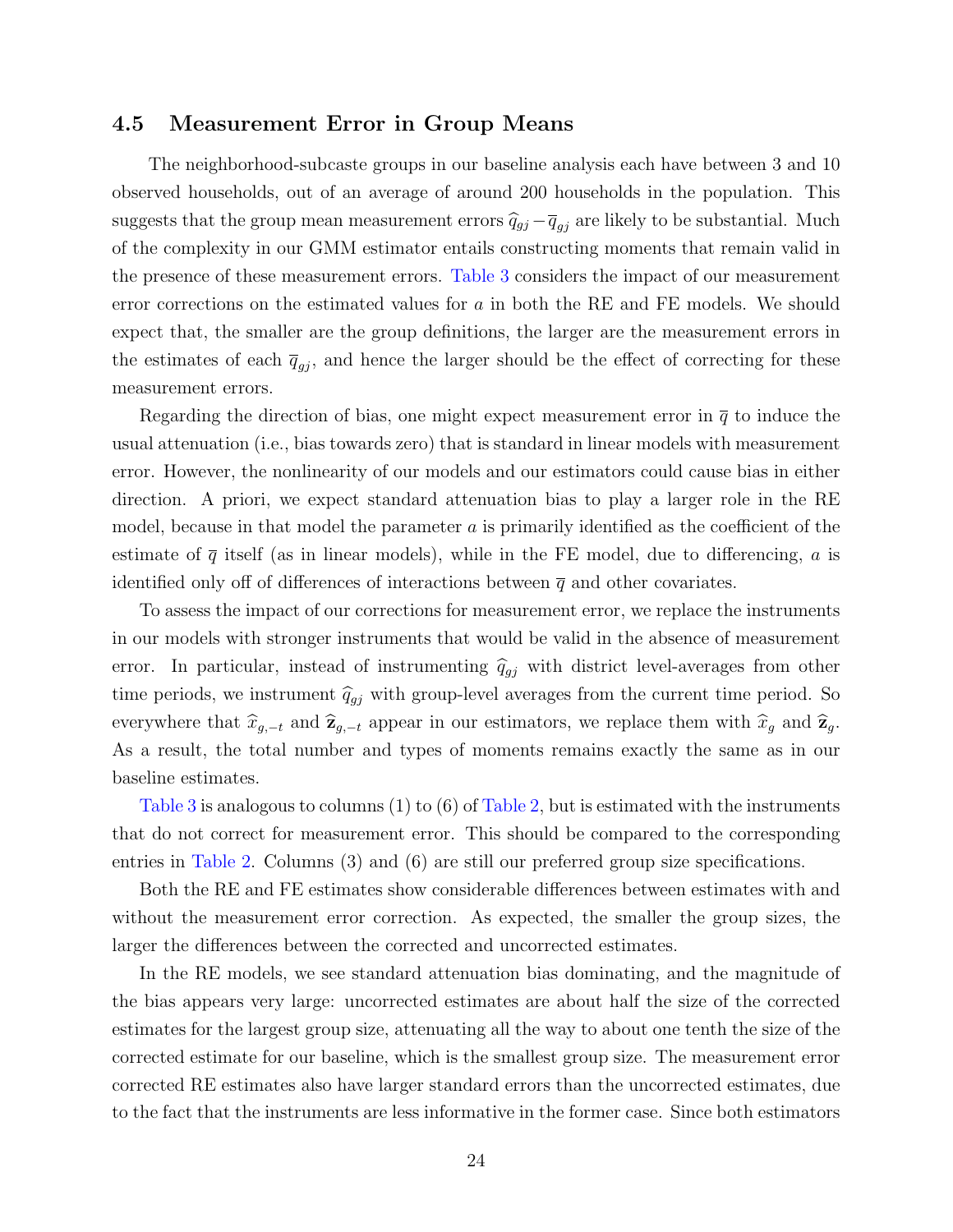### 4.5 Measurement Error in Group Means

The neighborhood-subcaste groups in our baseline analysis each have between 3 and 10 observed households, out of an average of around 200 households in the population. This suggests that the group mean measurement errors $\widehat{q}_{gj} - \overline{q}_{gj}$ are likely to be substantial. Much of the complexity in our GMM estimator entails constructing moments that remain valid in the presence of these measurement errors. Table 3 considers the impact of our measurement error corrections on the estimated values for $a$ in both the RE and FE models. We should expect that, the smaller are the group definitions, the larger are the measurement errors in the estimates of each $\overline{q}_{gj}$, and hence the larger should be the effect of correcting for these measurement errors.

Regarding the direction of bias, one might expect measurement error in $\overline{q}$ to induce the usual attenuation (i.e., bias towards zero) that is standard in linear models with measurement error. However, the nonlinearity of our models and our estimators could cause bias in either direction. A priori, we expect standard attenuation bias to play a larger role in the RE model, because in that model the parameter $a$ is primarily identified as the coefficient of the estimate of $\overline{q}$ itself (as in linear models), while in the FE model, due to differencing, $a$ is identified only off of differences of interactions between $\overline{q}$ and other covariates.

To assess the impact of our corrections for measurement error, we replace the instruments in our models with stronger instruments that would be valid in the absence of measurement error. In particular, instead of instrumenting $\widehat{q}_{gj}$ with district level-averages from other time periods, we instrument $\widehat{q}_{gj}$ with group-level averages from the current time period. So everywhere that $\widehat{x}_{g,-t}$ and $\widehat{\mathbf{z}}_{g,-t}$ appear in our estimators, we replace them with $\widehat{x}_g$ and $\widehat{\mathbf{z}}_g$. As a result, the total number and types of moments remains exactly the same as in our baseline estimates.

Table 3 is analogous to columns (1) to (6) of Table 2, but is estimated with the instruments that do not correct for measurement error. This should be compared to the corresponding entries in Table 2. Columns (3) and (6) are still our preferred group size specifications.

Both the RE and FE estimates show considerable differences between estimates with and without the measurement error correction. As expected, the smaller the group sizes, the larger the differences between the corrected and uncorrected estimates.

In the RE models, we see standard attenuation bias dominating, and the magnitude of the bias appears very large: uncorrected estimates are about half the size of the corrected estimates for the largest group size, attenuating all the way to about one tenth the size of the corrected estimate for our baseline, which is the smallest group size. The measurement error corrected RE estimates also have larger standard errors than the uncorrected estimates, due to the fact that the instruments are less informative in the former case. Since both estimators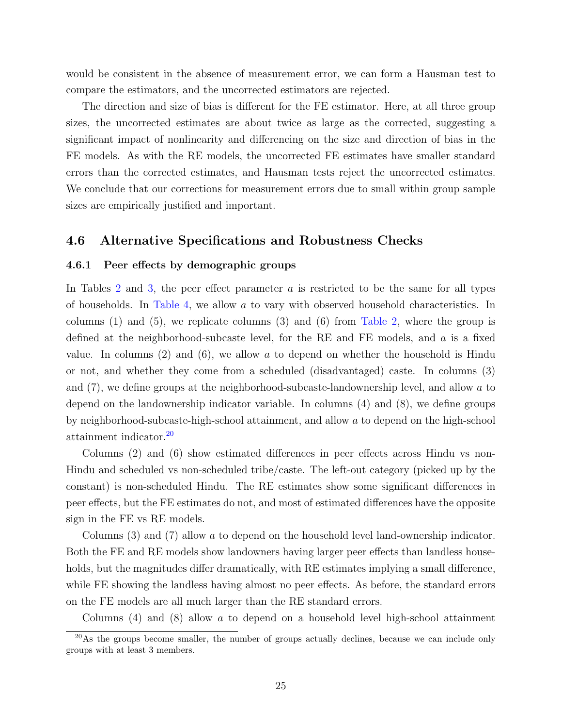would be consistent in the absence of measurement error, we can form a Hausman test to compare the estimators, and the uncorrected estimators are rejected.

The direction and size of bias is different for the FE estimator. Here, at all three group sizes, the uncorrected estimates are about twice as large as the corrected, suggesting a significant impact of nonlinearity and differencing on the size and direction of bias in the FE models. As with the RE models, the uncorrected FE estimates have smaller standard errors than the corrected estimates, and Hausman tests reject the uncorrected estimates. We conclude that our corrections for measurement errors due to small within group sample sizes are empirically justified and important.

## 4.6 Alternative Specifications and Robustness Checks

### 4.6.1 Peer effects by demographic groups

In Tables 2 and 3, the peer effect parameter $a$ is restricted to be the same for all types of households. In Table 4, we allow $a$ to vary with observed household characteristics. In columns (1) and (5), we replicate columns (3) and (6) from Table 2, where the group is defined at the neighborhood-subcaste level, for the RE and FE models, and $a$ is a fixed value. In columns (2) and (6), we allow $a$ to depend on whether the household is Hindu or not, and whether they come from a scheduled (disadvantaged) caste. In columns (3) and (7), we define groups at the neighborhood-subcaste-landownership level, and allow $a$ to depend on the landownership indicator variable. In columns (4) and (8), we define groups by neighborhood-subcaste-high-school attainment, and allow $a$ to depend on the high-school attainment indicator.[20]

Columns (2) and (6) show estimated differences in peer effects across Hindu vs non-Hindu and scheduled vs non-scheduled tribe/caste. The left-out category (picked up by the constant) is non-scheduled Hindu. The RE estimates show some significant differences in peer effects, but the FE estimates do not, and most of estimated differences have the opposite sign in the FE vs RE models.

Columns (3) and (7) allow $a$ to depend on the household level land-ownership indicator. Both the FE and RE models show landowners having larger peer effects than landless households, but the magnitudes differ dramatically, with RE estimates implying a small difference, while FE showing the landless having almost no peer effects. As before, the standard errors on the FE models are all much larger than the RE standard errors.

Columns (4) and (8) allow $a$ to depend on a household level high-school attainment

[20] As the groups become smaller, the number of groups actually declines, because we can include only groups with at least 3 members.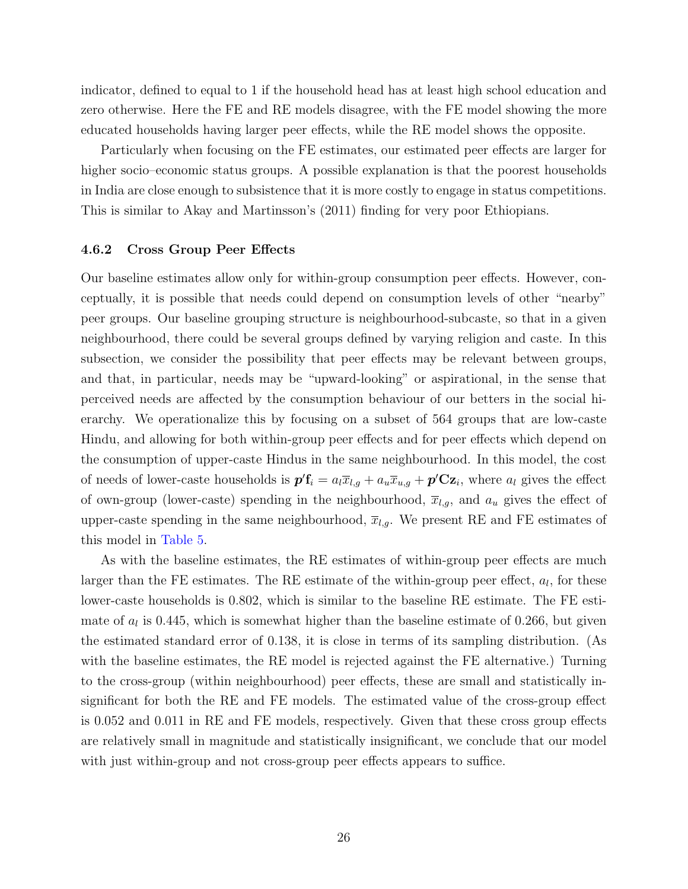indicator, defined to equal to 1 if the household head has at least high school education and zero otherwise. Here the FE and RE models disagree, with the FE model showing the more educated households having larger peer effects, while the RE model shows the opposite.

Particularly when focusing on the FE estimates, our estimated peer effects are larger for higher socio–economic status groups. A possible explanation is that the poorest households in India are close enough to subsistence that it is more costly to engage in status competitions. This is similar to Akay and Martinsson's (2011) finding for very poor Ethiopians.

### 4.6.2 Cross Group Peer Effects

Our baseline estimates allow only for within-group consumption peer effects. However, conceptually, it is possible that needs could depend on consumption levels of other "nearby" peer groups. Our baseline grouping structure is neighbourhood-subcaste, so that in a given neighbourhood, there could be several groups defined by varying religion and caste. In this subsection, we consider the possibility that peer effects may be relevant between groups, and that, in particular, needs may be "upward-looking" or aspirational, in the sense that perceived needs are affected by the consumption behaviour of our betters in the social hierarchy. We operationalize this by focusing on a subset of 564 groups that are low-caste Hindu, and allowing for both within-group peer effects and for peer effects which depend on the consumption of upper-caste Hindus in the same neighbourhood. In this model, the cost of needs of lower-caste households is $\boldsymbol{p}'\mathbf{f}_i = a_l \overline{x}_{l,g} + a_u \overline{x}_{u,g} + \boldsymbol{p}'\mathbf{C}\mathbf{z}_i$, where $a_l$ gives the effect of own-group (lower-caste) spending in the neighbourhood, $\overline{x}_{l,g}$, and $a_u$ gives the effect of upper-caste spending in the same neighbourhood, $\overline{x}_{l,g}$. We present RE and FE estimates of this model in Table 5.

As with the baseline estimates, the RE estimates of within-group peer effects are much larger than the FE estimates. The RE estimate of the within-group peer effect, $a_l$, for these lower-caste households is 0.802, which is similar to the baseline RE estimate. The FE estimate of $a_l$ is 0.445, which is somewhat higher than the baseline estimate of 0.266, but given the estimated standard error of 0.138, it is close in terms of its sampling distribution. (As with the baseline estimates, the RE model is rejected against the FE alternative.) Turning to the cross-group (within neighbourhood) peer effects, these are small and statistically insignificant for both the RE and FE models. The estimated value of the cross-group effect is 0.052 and 0.011 in RE and FE models, respectively. Given that these cross group effects are relatively small in magnitude and statistically insignificant, we conclude that our model with just within-group and not cross-group peer effects appears to suffice.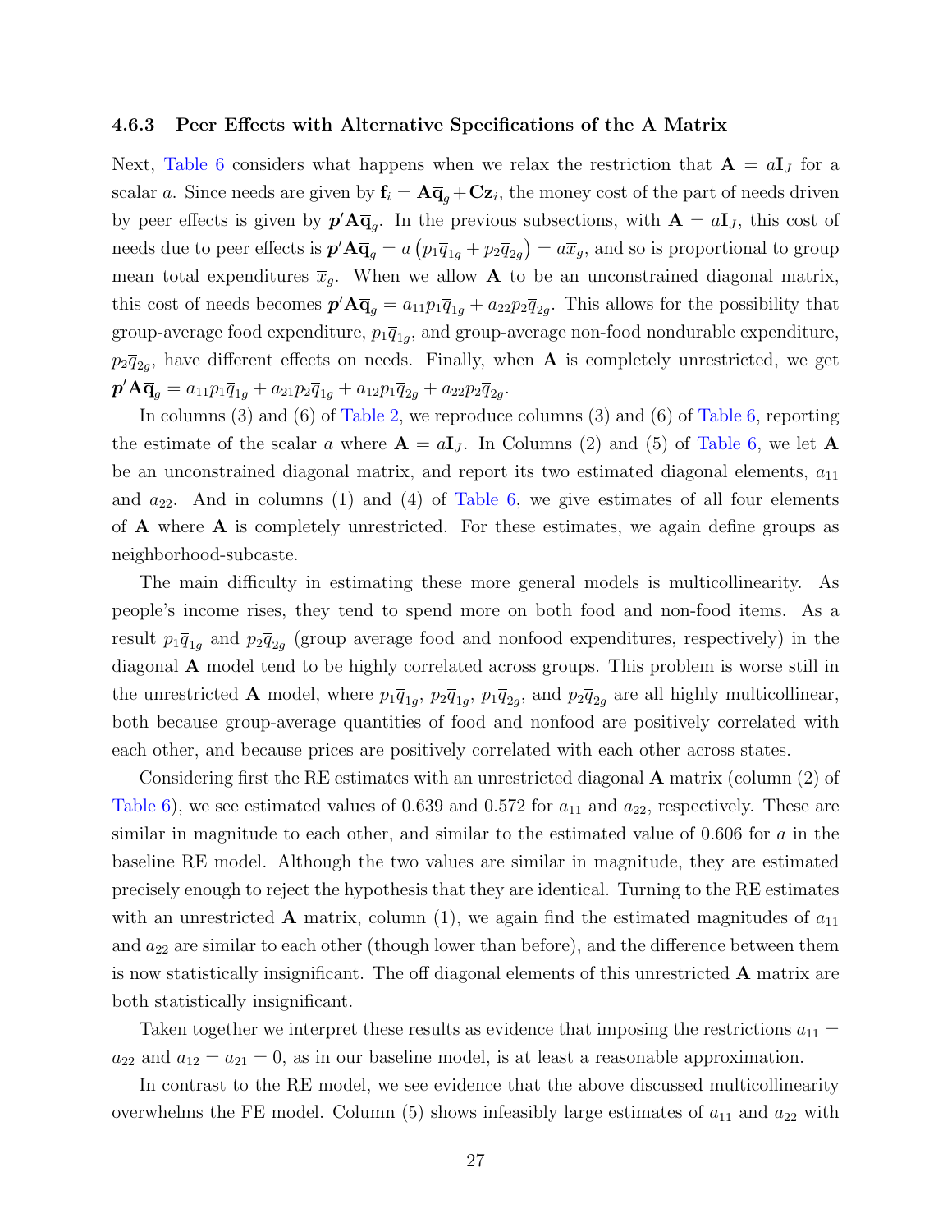### 4.6.3 Peer Effects with Alternative Specifications of the A Matrix

Next, Table 6 considers what happens when we relax the restriction that $\mathbf{A} = a\mathbf{I}_J$ for a scalar $a$. Since needs are given by $\mathbf{f}_i = \mathbf{A}\overline{\mathbf{q}}_g + \mathbf{C}\mathbf{z}_i$, the money cost of the part of needs driven by peer effects is given by $\boldsymbol{p}'\mathbf{A}\overline{\mathbf{q}}_g$. In the previous subsections, with $\mathbf{A} = a\mathbf{I}_J$, this cost of needs due to peer effects is $\boldsymbol{p}'\mathbf{A}\overline{\mathbf{q}}_g = a\left(p_1\overline{q}_{1g} + p_2\overline{q}_{2g}\right) = a\overline{x}_g$, and so is proportional to group mean total expenditures $\overline{x}_g$. When we allow $\mathbf{A}$ to be an unconstrained diagonal matrix, this cost of needs becomes $\boldsymbol{p}'\mathbf{A}\overline{\mathbf{q}}_g = a_{11}p_1\overline{q}_{1g} + a_{22}p_2\overline{q}_{2g}$. This allows for the possibility that group-average food expenditure, $p_1\overline{q}_{1g}$, and group-average non-food nondurable expenditure, $p_2\overline{q}_{2g}$, have different effects on needs. Finally, when $\mathbf{A}$ is completely unrestricted, we get $\boldsymbol{p}'\mathbf{A}\overline{\mathbf{q}}_g = a_{11}p_1\overline{q}_{1g} + a_{21}p_2\overline{q}_{1g} + a_{12}p_1\overline{q}_{2g} + a_{22}p_2\overline{q}_{2g}$.

In columns (3) and (6) of Table 2, we reproduce columns (3) and (6) of Table 6, reporting the estimate of the scalar $a$ where $\mathbf{A} = a\mathbf{I}_J$. In Columns (2) and (5) of Table 6, we let $\mathbf{A}$ be an unconstrained diagonal matrix, and report its two estimated diagonal elements, $a_{11}$ and $a_{22}$. And in columns (1) and (4) of Table 6, we give estimates of all four elements of $\mathbf{A}$ where $\mathbf{A}$ is completely unrestricted. For these estimates, we again define groups as neighborhood-subcaste.

The main difficulty in estimating these more general models is multicollinearity. As people's income rises, they tend to spend more on both food and non-food items. As a result $p_1\overline{q}_{1g}$ and $p_2\overline{q}_{2g}$ (group average food and nonfood expenditures, respectively) in the diagonal $\mathbf{A}$ model tend to be highly correlated across groups. This problem is worse still in the unrestricted $\mathbf{A}$ model, where $p_1\overline{q}_{1g}$, $p_2\overline{q}_{1g}$, $p_1\overline{q}_{2g}$, and $p_2\overline{q}_{2g}$ are all highly multicollinear, both because group-average quantities of food and nonfood are positively correlated with each other, and because prices are positively correlated with each other across states.

Considering first the RE estimates with an unrestricted diagonal $\mathbf{A}$ matrix (column (2) of Table 6), we see estimated values of 0.639 and 0.572 for $a_{11}$ and $a_{22}$, respectively. These are similar in magnitude to each other, and similar to the estimated value of 0.606 for $a$ in the baseline RE model. Although the two values are similar in magnitude, they are estimated precisely enough to reject the hypothesis that they are identical. Turning to the RE estimates with an unrestricted $\mathbf{A}$ matrix, column (1), we again find the estimated magnitudes of $a_{11}$ and $a_{22}$ are similar to each other (though lower than before), and the difference between them is now statistically insignificant. The off diagonal elements of this unrestricted $\mathbf{A}$ matrix are both statistically insignificant.

Taken together we interpret these results as evidence that imposing the restrictions $a_{11} = a_{22}$ and $a_{12} = a_{21} = 0$, as in our baseline model, is at least a reasonable approximation.

In contrast to the RE model, we see evidence that the above discussed multicollinearity overwhelms the FE model. Column (5) shows infeasibly large estimates of $a_{11}$ and $a_{22}$ with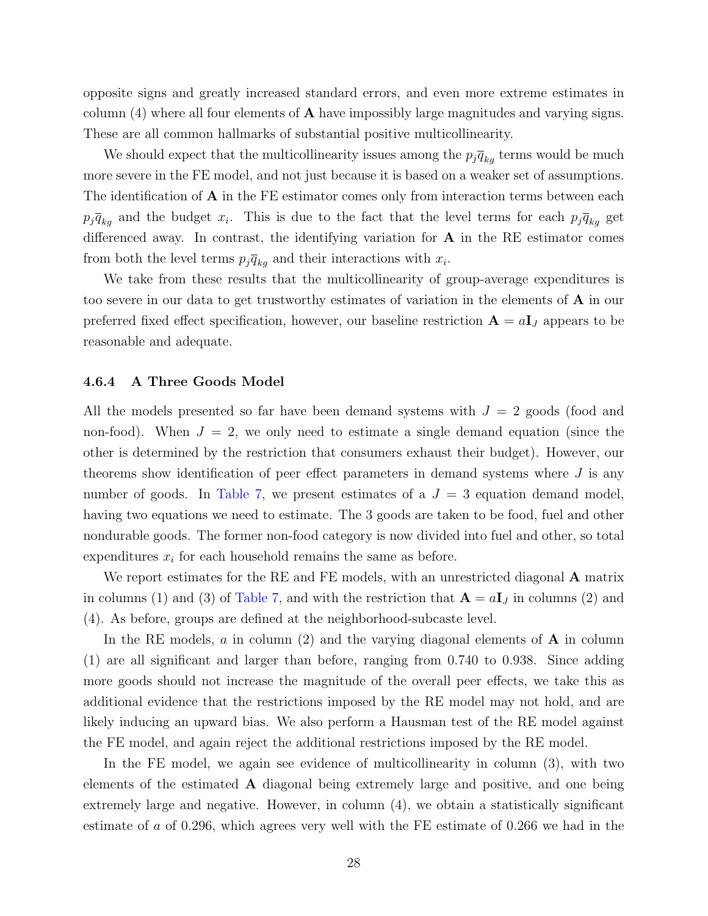opposite signs and greatly increased standard errors, and even more extreme estimates in column (4) where all four elements of $\mathbf{A}$ have impossibly large magnitudes and varying signs. These are all common hallmarks of substantial positive multicollinearity.

We should expect that the multicollinearity issues among the $p_j\overline{q}_{kg}$ terms would be much more severe in the FE model, and not just because it is based on a weaker set of assumptions. The identification of $\mathbf{A}$ in the FE estimator comes only from interaction terms between each $p_j\overline{q}_{kg}$ and the budget $x_i$. This is due to the fact that the level terms for each $p_j\overline{q}_{kg}$ get differenced away. In contrast, the identifying variation for $\mathbf{A}$ in the RE estimator comes from both the level terms $p_j\overline{q}_{kg}$ and their interactions with $x_i$.

We take from these results that the multicollinearity of group-average expenditures is too severe in our data to get trustworthy estimates of variation in the elements of $\mathbf{A}$ in our preferred fixed effect specification, however, our baseline restriction $\mathbf{A} = a\mathbf{I}_J$ appears to be reasonable and adequate.

### 4.6.4 A Three Goods Model

All the models presented so far have been demand systems with $J = 2$ goods (food and non-food). When $J = 2$, we only need to estimate a single demand equation (since the other is determined by the restriction that consumers exhaust their budget). However, our theorems show identification of peer effect parameters in demand systems where $J$ is any number of goods. In Table 7, we present estimates of a $J = 3$ equation demand model, having two equations we need to estimate. The 3 goods are taken to be food, fuel and other nondurable goods. The former non-food category is now divided into fuel and other, so total expenditures $x_i$ for each household remains the same as before.

We report estimates for the RE and FE models, with an unrestricted diagonal $\mathbf{A}$ matrix in columns (1) and (3) of Table 7, and with the restriction that $\mathbf{A} = a\mathbf{I}_J$ in columns (2) and (4). As before, groups are defined at the neighborhood-subcaste level.

In the RE models, $a$ in column (2) and the varying diagonal elements of $\mathbf{A}$ in column (1) are all significant and larger than before, ranging from 0.740 to 0.938. Since adding more goods should not increase the magnitude of the overall peer effects, we take this as additional evidence that the restrictions imposed by the RE model may not hold, and are likely inducing an upward bias. We also perform a Hausman test of the RE model against the FE model, and again reject the additional restrictions imposed by the RE model.

In the FE model, we again see evidence of multicollinearity in column (3), with two elements of the estimated $\mathbf{A}$ diagonal being extremely large and positive, and one being extremely large and negative. However, in column (4), we obtain a statistically significant estimate of $a$ of 0.296, which agrees very well with the FE estimate of 0.266 we had in the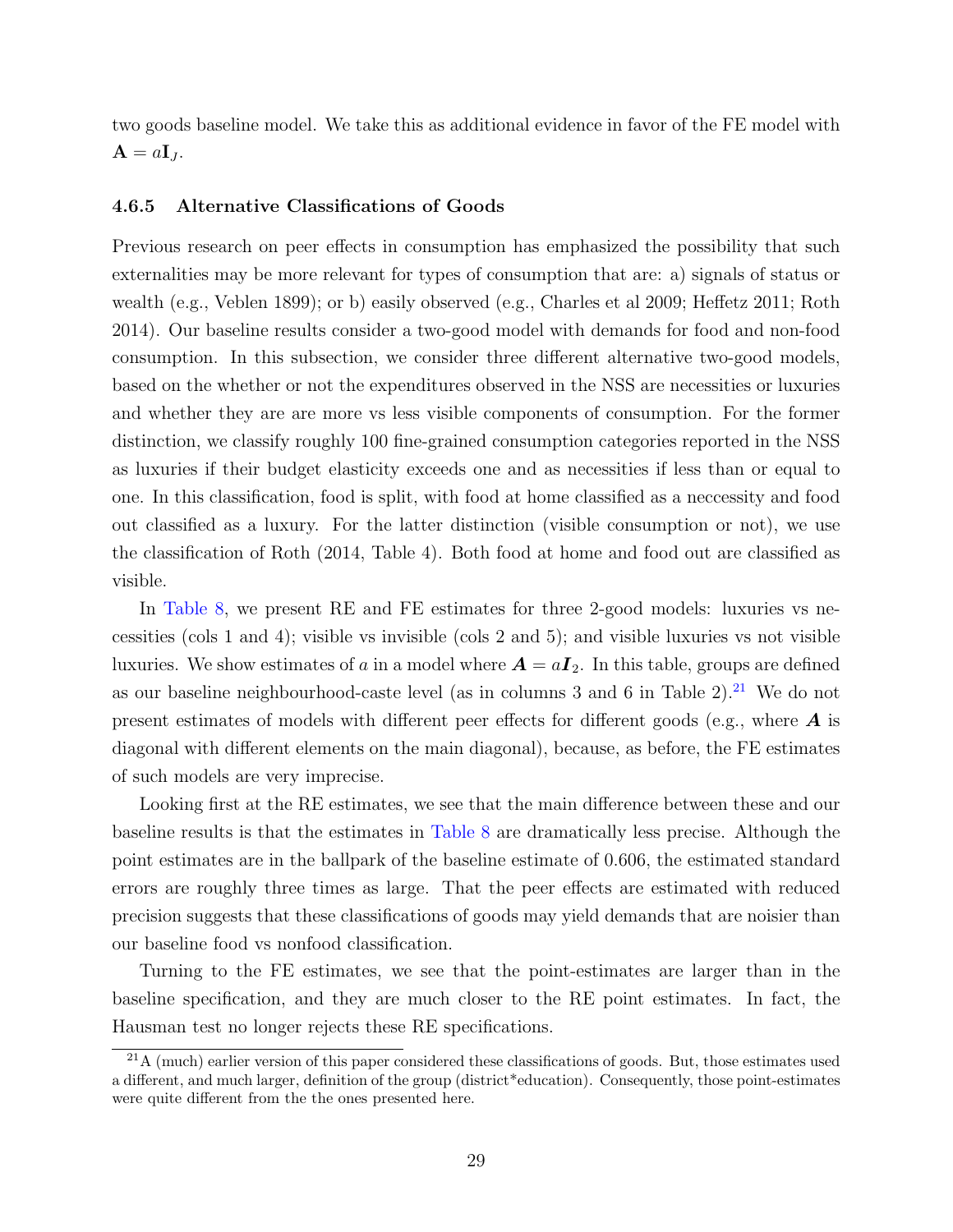two goods baseline model. We take this as additional evidence in favor of the FE model with $\mathbf{A} = a\mathbf{I}_J$.

### 4.6.5 Alternative Classifications of Goods

Previous research on peer effects in consumption has emphasized the possibility that such externalities may be more relevant for types of consumption that are: a) signals of status or wealth (e.g., Veblen 1899); or b) easily observed (e.g., Charles et al 2009; Heffetz 2011; Roth 2014). Our baseline results consider a two-good model with demands for food and non-food consumption. In this subsection, we consider three different alternative two-good models, based on the whether or not the expenditures observed in the NSS are necessities or luxuries and whether they are are more vs less visible components of consumption. For the former distinction, we classify roughly 100 fine-grained consumption categories reported in the NSS as luxuries if their budget elasticity exceeds one and as necessities if less than or equal to one. In this classification, food is split, with food at home classified as a neccessity and food out classified as a luxury. For the latter distinction (visible consumption or not), we use the classification of Roth (2014, Table 4). Both food at home and food out are classified as visible.

In Table 8, we present RE and FE estimates for three 2-good models: luxuries vs necessities (cols 1 and 4); visible vs invisible (cols 2 and 5); and visible luxuries vs not visible luxuries. We show estimates of $a$ in a model where $\boldsymbol{A} = a\boldsymbol{I}_2$. In this table, groups are defined as our baseline neighbourhood-caste level (as in columns 3 and 6 in Table 2).[21] We do not present estimates of models with different peer effects for different goods (e.g., where $\boldsymbol{A}$ is diagonal with different elements on the main diagonal), because, as before, the FE estimates of such models are very imprecise.

Looking first at the RE estimates, we see that the main difference between these and our baseline results is that the estimates in Table 8 are dramatically less precise. Although the point estimates are in the ballpark of the baseline estimate of 0.606, the estimated standard errors are roughly three times as large. That the peer effects are estimated with reduced precision suggests that these classifications of goods may yield demands that are noisier than our baseline food vs nonfood classification.

Turning to the FE estimates, we see that the point-estimates are larger than in the baseline specification, and they are much closer to the RE point estimates. In fact, the Hausman test no longer rejects these RE specifications.

[21] A (much) earlier version of this paper considered these classifications of goods. But, those estimates used a different, and much larger, definition of the group (district*education). Consequently, those point-estimates were quite different from the the ones presented here.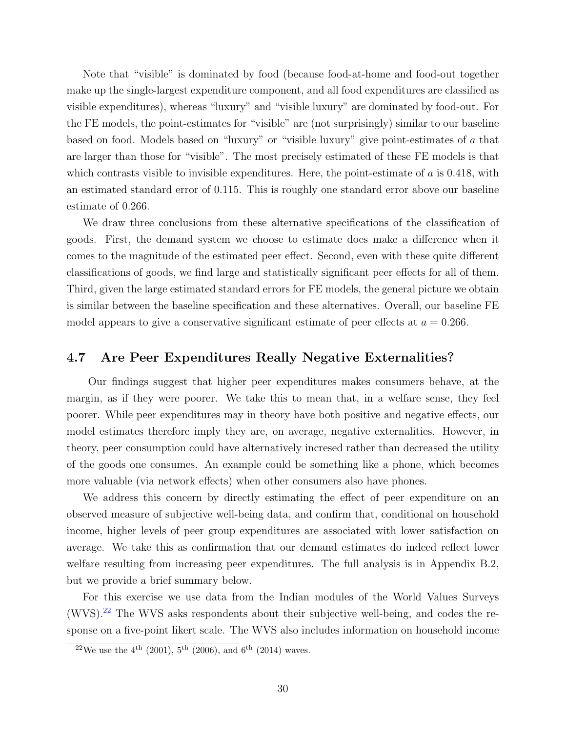Note that "visible" is dominated by food (because food-at-home and food-out together make up the single-largest expenditure component, and all food expenditures are classified as visible expenditures), whereas "luxury" and "visible luxury" are dominated by food-out. For the FE models, the point-estimates for "visible" are (not surprisingly) similar to our baseline based on food. Models based on "luxury" or "visible luxury" give point-estimates of $a$ that are larger than those for "visible". The most precisely estimated of these FE models is that which contrasts visible to invisible expenditures. Here, the point-estimate of $a$ is 0.418, with an estimated standard error of 0.115. This is roughly one standard error above our baseline estimate of 0.266.

We draw three conclusions from these alternative specifications of the classification of goods. First, the demand system we choose to estimate does make a difference when it comes to the magnitude of the estimated peer effect. Second, even with these quite different classifications of goods, we find large and statistically significant peer effects for all of them. Third, given the large estimated standard errors for FE models, the general picture we obtain is similar between the baseline specification and these alternatives. Overall, our baseline FE model appears to give a conservative significant estimate of peer effects at $a = 0.266$.

## 4.7 Are Peer Expenditures Really Negative Externalities?

Our findings suggest that higher peer expenditures makes consumers behave, at the margin, as if they were poorer. We take this to mean that, in a welfare sense, they feel poorer. While peer expenditures may in theory have both positive and negative effects, our model estimates therefore imply they are, on average, negative externalities. However, in theory, peer consumption could have alternatively incresed rather than decreased the utility of the goods one consumes. An example could be something like a phone, which becomes more valuable (via network effects) when other consumers also have phones.

We address this concern by directly estimating the effect of peer expenditure on an observed measure of subjective well-being data, and confirm that, conditional on household income, higher levels of peer group expenditures are associated with lower satisfaction on average. We take this as confirmation that our demand estimates do indeed reflect lower welfare resulting from increasing peer expenditures. The full analysis is in Appendix B.2, but we provide a brief summary below.

For this exercise we use data from the Indian modules of the World Values Surveys (WVS).[22] The WVS asks respondents about their subjective well-being, and codes the response on a five-point likert scale. The WVS also includes information on household income

[22] We use the 4th (2001), 5th (2006), and 6th (2014) waves.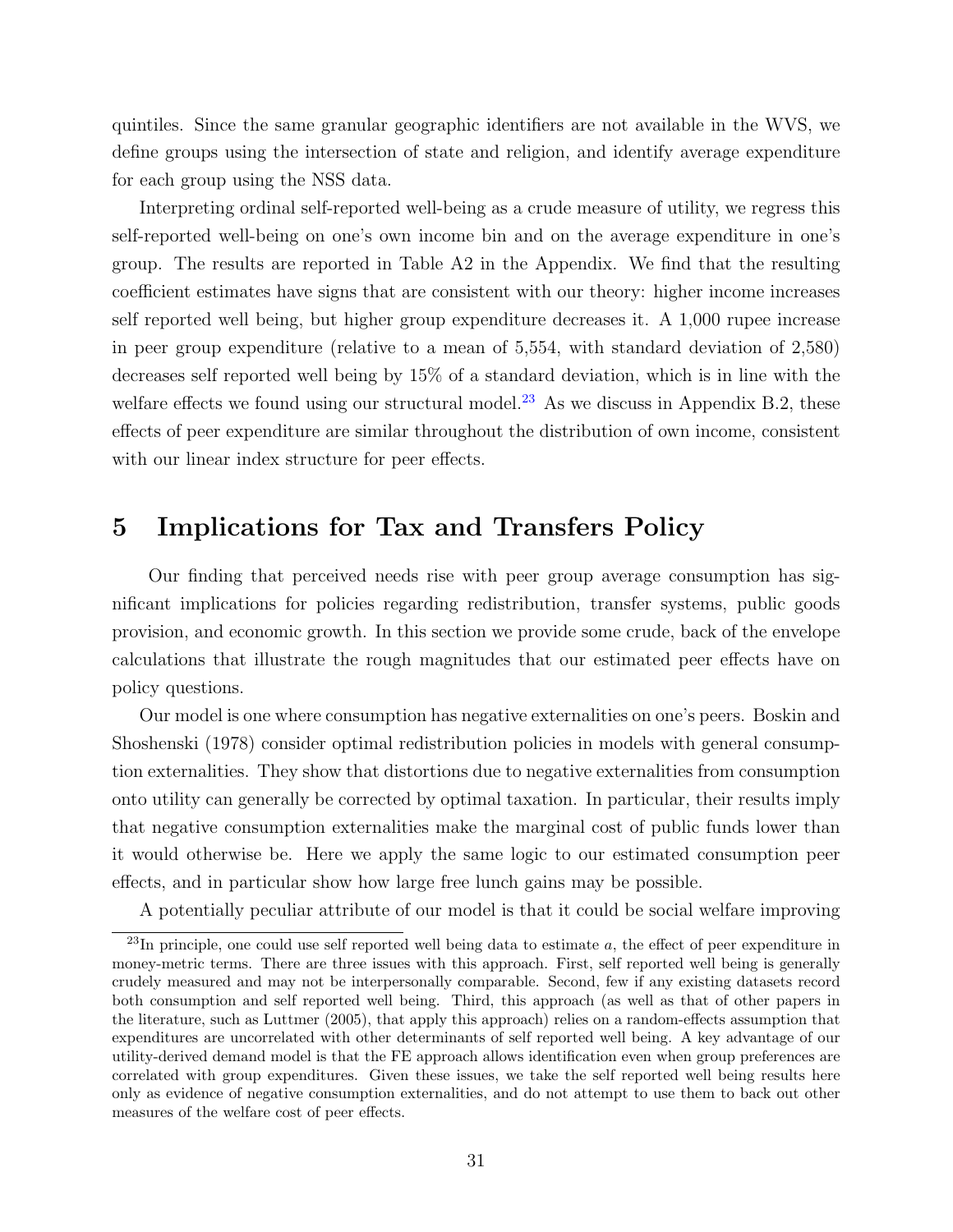quintiles. Since the same granular geographic identifiers are not available in the WVS, we define groups using the intersection of state and religion, and identify average expenditure for each group using the NSS data.

Interpreting ordinal self-reported well-being as a crude measure of utility, we regress this self-reported well-being on one's own income bin and on the average expenditure in one's group. The results are reported in Table A2 in the Appendix. We find that the resulting coefficient estimates have signs that are consistent with our theory: higher income increases self reported well being, but higher group expenditure decreases it. A 1,000 rupee increase in peer group expenditure (relative to a mean of 5,554, with standard deviation of 2,580) decreases self reported well being by 15% of a standard deviation, which is in line with the welfare effects we found using our structural model.[23] As we discuss in Appendix B.2, these effects of peer expenditure are similar throughout the distribution of own income, consistent with our linear index structure for peer effects.

# 5 Implications for Tax and Transfers Policy

Our finding that perceived needs rise with peer group average consumption has significant implications for policies regarding redistribution, transfer systems, public goods provision, and economic growth. In this section we provide some crude, back of the envelope calculations that illustrate the rough magnitudes that our estimated peer effects have on policy questions.

Our model is one where consumption has negative externalities on one's peers. Boskin and Shoshenski (1978) consider optimal redistribution policies in models with general consumption externalities. They show that distortions due to negative externalities from consumption onto utility can generally be corrected by optimal taxation. In particular, their results imply that negative consumption externalities make the marginal cost of public funds lower than it would otherwise be. Here we apply the same logic to our estimated consumption peer effects, and in particular show how large free lunch gains may be possible.

A potentially peculiar attribute of our model is that it could be social welfare improving

[23] In principle, one could use self reported well being data to estimate $a$, the effect of peer expenditure in money-metric terms. There are three issues with this approach. First, self reported well being is generally crudely measured and may not be interpersonally comparable. Second, few if any existing datasets record both consumption and self reported well being. Third, this approach (as well as that of other papers in the literature, such as Luttmer (2005), that apply this approach) relies on a random-effects assumption that expenditures are uncorrelated with other determinants of self reported well being. A key advantage of our utility-derived demand model is that the FE approach allows identification even when group preferences are correlated with group expenditures. Given these issues, we take the self reported well being results here only as evidence of negative consumption externalities, and do not attempt to use them to back out other measures of the welfare cost of peer effects.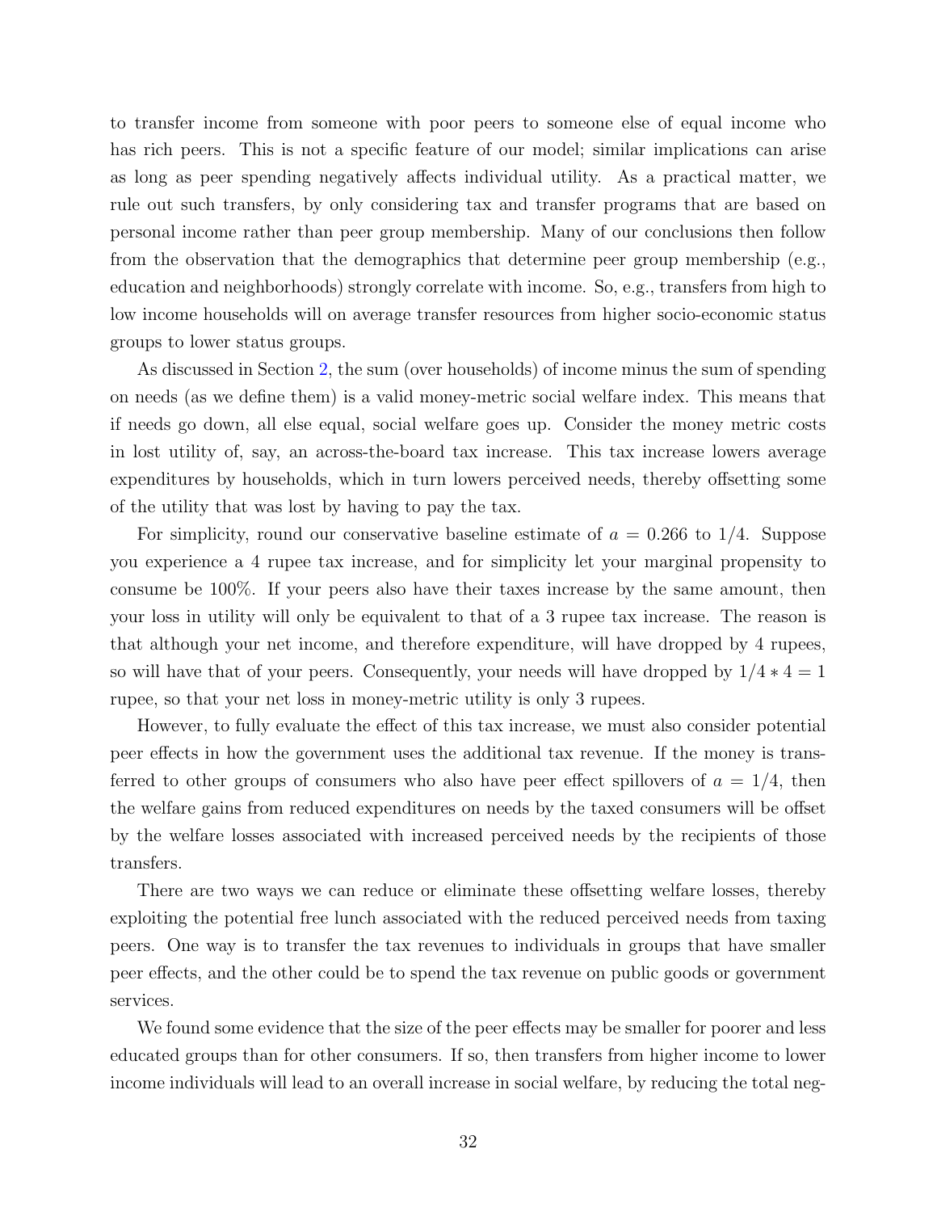to transfer income from someone with poor peers to someone else of equal income who has rich peers. This is not a specific feature of our model; similar implications can arise as long as peer spending negatively affects individual utility. As a practical matter, we rule out such transfers, by only considering tax and transfer programs that are based on personal income rather than peer group membership. Many of our conclusions then follow from the observation that the demographics that determine peer group membership (e.g., education and neighborhoods) strongly correlate with income. So, e.g., transfers from high to low income households will on average transfer resources from higher socio-economic status groups to lower status groups.

As discussed in Section 2, the sum (over households) of income minus the sum of spending on needs (as we define them) is a valid money-metric social welfare index. This means that if needs go down, all else equal, social welfare goes up. Consider the money metric costs in lost utility of, say, an across-the-board tax increase. This tax increase lowers average expenditures by households, which in turn lowers perceived needs, thereby offsetting some of the utility that was lost by having to pay the tax.

For simplicity, round our conservative baseline estimate of $a = 0.266$ to $1/4$. Suppose you experience a 4 rupee tax increase, and for simplicity let your marginal propensity to consume be 100%. If your peers also have their taxes increase by the same amount, then your loss in utility will only be equivalent to that of a 3 rupee tax increase. The reason is that although your net income, and therefore expenditure, will have dropped by 4 rupees, so will have that of your peers. Consequently, your needs will have dropped by $1/4 * 4 = 1$ rupee, so that your net loss in money-metric utility is only 3 rupees.

However, to fully evaluate the effect of this tax increase, we must also consider potential peer effects in how the government uses the additional tax revenue. If the money is transferred to other groups of consumers who also have peer effect spillovers of $a = 1/4$, then the welfare gains from reduced expenditures on needs by the taxed consumers will be offset by the welfare losses associated with increased perceived needs by the recipients of those transfers.

There are two ways we can reduce or eliminate these offsetting welfare losses, thereby exploiting the potential free lunch associated with the reduced perceived needs from taxing peers. One way is to transfer the tax revenues to individuals in groups that have smaller peer effects, and the other could be to spend the tax revenue on public goods or government services.

We found some evidence that the size of the peer effects may be smaller for poorer and less educated groups than for other consumers. If so, then transfers from higher income to lower income individuals will lead to an overall increase in social welfare, by reducing the total neg-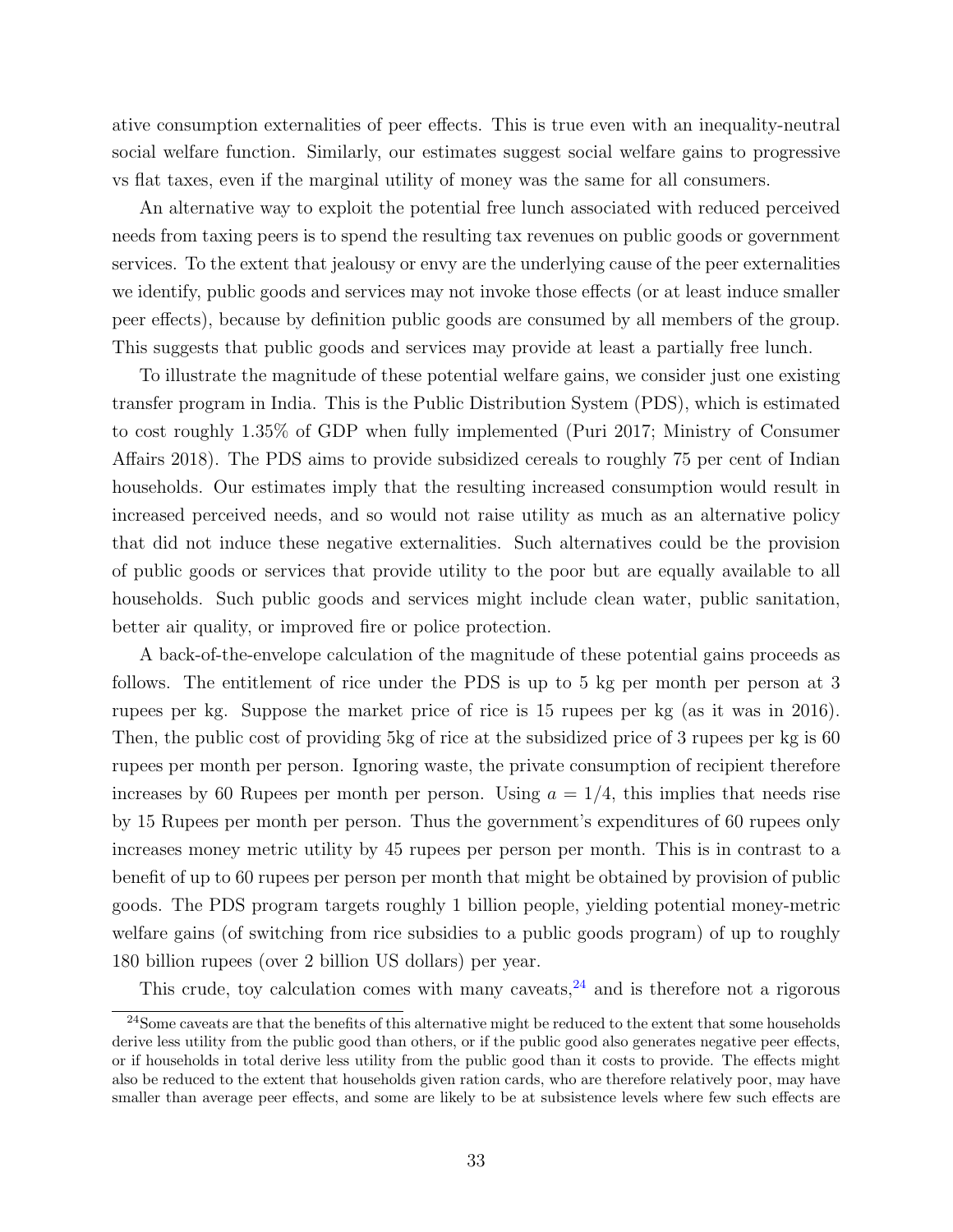ative consumption externalities of peer effects. This is true even with an inequality-neutral social welfare function. Similarly, our estimates suggest social welfare gains to progressive vs flat taxes, even if the marginal utility of money was the same for all consumers.

An alternative way to exploit the potential free lunch associated with reduced perceived needs from taxing peers is to spend the resulting tax revenues on public goods or government services. To the extent that jealousy or envy are the underlying cause of the peer externalities we identify, public goods and services may not invoke those effects (or at least induce smaller peer effects), because by definition public goods are consumed by all members of the group. This suggests that public goods and services may provide at least a partially free lunch.

To illustrate the magnitude of these potential welfare gains, we consider just one existing transfer program in India. This is the Public Distribution System (PDS), which is estimated to cost roughly 1.35% of GDP when fully implemented (Puri 2017; Ministry of Consumer Affairs 2018). The PDS aims to provide subsidized cereals to roughly 75 per cent of Indian households. Our estimates imply that the resulting increased consumption would result in increased perceived needs, and so would not raise utility as much as an alternative policy that did not induce these negative externalities. Such alternatives could be the provision of public goods or services that provide utility to the poor but are equally available to all households. Such public goods and services might include clean water, public sanitation, better air quality, or improved fire or police protection.

A back-of-the-envelope calculation of the magnitude of these potential gains proceeds as follows. The entitlement of rice under the PDS is up to 5 kg per month per person at 3 rupees per kg. Suppose the market price of rice is 15 rupees per kg (as it was in 2016). Then, the public cost of providing 5kg of rice at the subsidized price of 3 rupees per kg is 60 rupees per month per person. Ignoring waste, the private consumption of recipient therefore increases by 60 Rupees per month per person. Using $a = 1/4$, this implies that needs rise by 15 Rupees per month per person. Thus the government's expenditures of 60 rupees only increases money metric utility by 45 rupees per person per month. This is in contrast to a benefit of up to 60 rupees per person per month that might be obtained by provision of public goods. The PDS program targets roughly 1 billion people, yielding potential money-metric welfare gains (of switching from rice subsidies to a public goods program) of up to roughly 180 billion rupees (over 2 billion US dollars) per year.

This crude, toy calculation comes with many caveats,[24] and is therefore not a rigorous

[24]Some caveats are that the benefits of this alternative might be reduced to the extent that some households derive less utility from the public good than others, or if the public good also generates negative peer effects, or if households in total derive less utility from the public good than it costs to provide. The effects might also be reduced to the extent that households given ration cards, who are therefore relatively poor, may have smaller than average peer effects, and some are likely to be at subsistence levels where few such effects are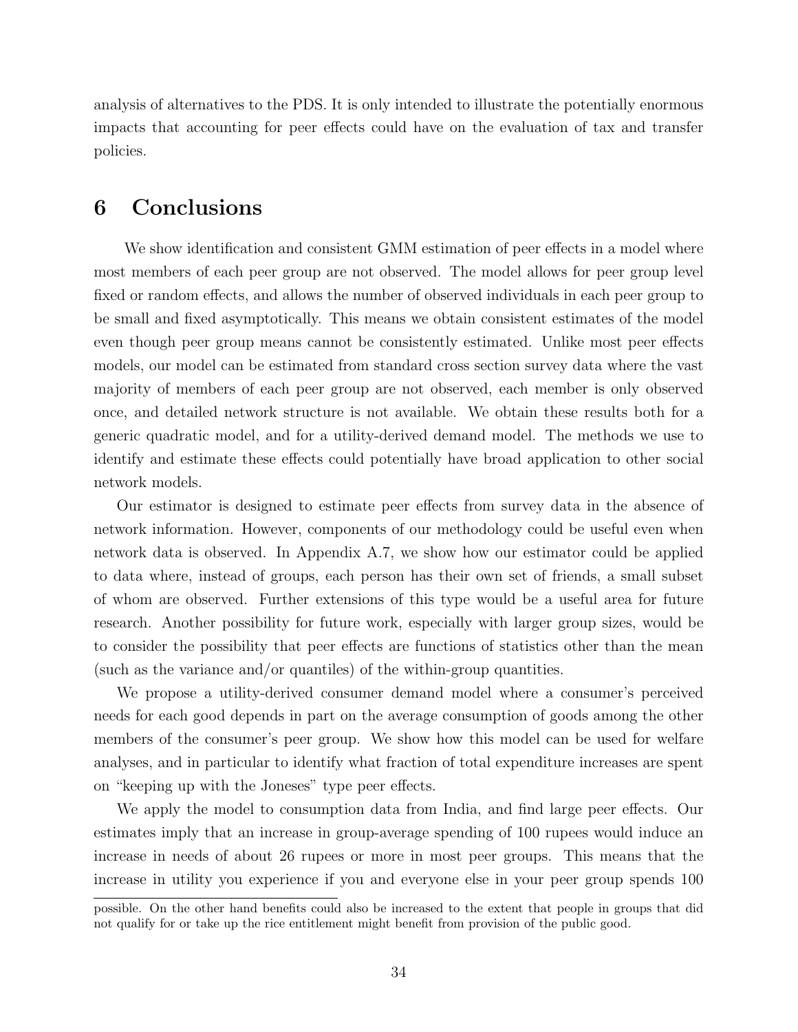analysis of alternatives to the PDS. It is only intended to illustrate the potentially enormous impacts that accounting for peer effects could have on the evaluation of tax and transfer policies.

# 6 Conclusions

We show identification and consistent GMM estimation of peer effects in a model where most members of each peer group are not observed. The model allows for peer group level fixed or random effects, and allows the number of observed individuals in each peer group to be small and fixed asymptotically. This means we obtain consistent estimates of the model even though peer group means cannot be consistently estimated. Unlike most peer effects models, our model can be estimated from standard cross section survey data where the vast majority of members of each peer group are not observed, each member is only observed once, and detailed network structure is not available. We obtain these results both for a generic quadratic model, and for a utility-derived demand model. The methods we use to identify and estimate these effects could potentially have broad application to other social network models.

Our estimator is designed to estimate peer effects from survey data in the absence of network information. However, components of our methodology could be useful even when network data is observed. In Appendix A.7, we show how our estimator could be applied to data where, instead of groups, each person has their own set of friends, a small subset of whom are observed. Further extensions of this type would be a useful area for future research. Another possibility for future work, especially with larger group sizes, would be to consider the possibility that peer effects are functions of statistics other than the mean (such as the variance and/or quantiles) of the within-group quantities.

We propose a utility-derived consumer demand model where a consumer's perceived needs for each good depends in part on the average consumption of goods among the other members of the consumer's peer group. We show how this model can be used for welfare analyses, and in particular to identify what fraction of total expenditure increases are spent on "keeping up with the Joneses" type peer effects.

We apply the model to consumption data from India, and find large peer effects. Our estimates imply that an increase in group-average spending of 100 rupees would induce an increase in needs of about 26 rupees or more in most peer groups. This means that the increase in utility you experience if you and everyone else in your peer group spends 100

possible. On the other hand benefits could also be increased to the extent that people in groups that did not qualify for or take up the rice entitlement might benefit from provision of the public good.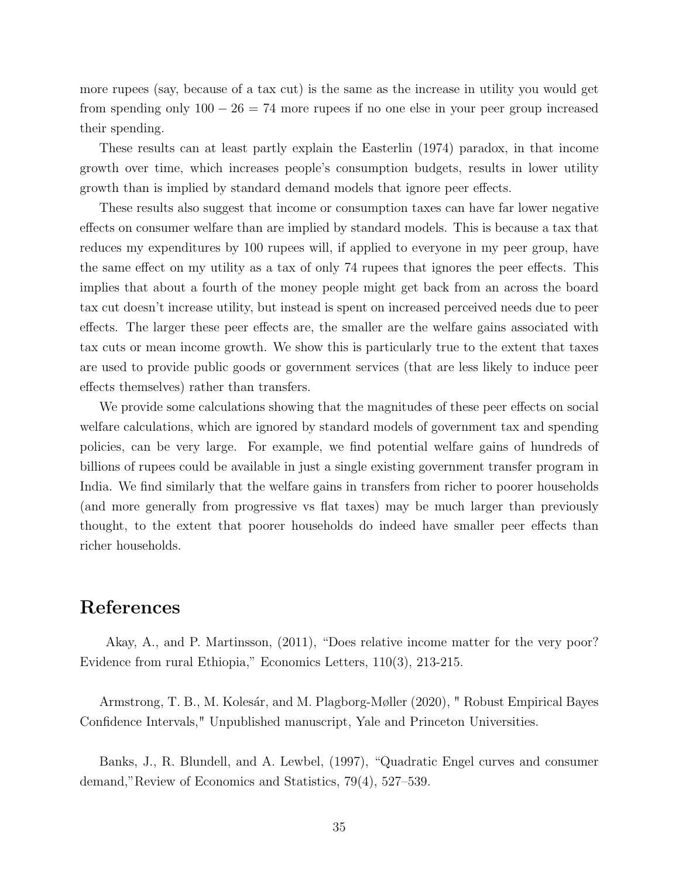more rupees (say, because of a tax cut) is the same as the increase in utility you would get from spending only $100 - 26 = 74$ more rupees if no one else in your peer group increased their spending.

These results can at least partly explain the Easterlin (1974) paradox, in that income growth over time, which increases people's consumption budgets, results in lower utility growth than is implied by standard demand models that ignore peer effects.

These results also suggest that income or consumption taxes can have far lower negative effects on consumer welfare than are implied by standard models. This is because a tax that reduces my expenditures by 100 rupees will, if applied to everyone in my peer group, have the same effect on my utility as a tax of only 74 rupees that ignores the peer effects. This implies that about a fourth of the money people might get back from an across the board tax cut doesn't increase utility, but instead is spent on increased perceived needs due to peer effects. The larger these peer effects are, the smaller are the welfare gains associated with tax cuts or mean income growth. We show this is particularly true to the extent that taxes are used to provide public goods or government services (that are less likely to induce peer effects themselves) rather than transfers.

We provide some calculations showing that the magnitudes of these peer effects on social welfare calculations, which are ignored by standard models of government tax and spending policies, can be very large. For example, we find potential welfare gains of hundreds of billions of rupees could be available in just a single existing government transfer program in India. We find similarly that the welfare gains in transfers from richer to poorer households (and more generally from progressive vs flat taxes) may be much larger than previously thought, to the extent that poorer households do indeed have smaller peer effects than richer households.

# References

Akay, A., and P. Martinsson, (2011), "Does relative income matter for the very poor? Evidence from rural Ethiopia," Economics Letters, 110(3), 213-215.

Armstrong, T. B., M. Kolesár, and M. Plagborg-Møller (2020), " Robust Empirical Bayes Confidence Intervals," Unpublished manuscript, Yale and Princeton Universities.

Banks, J., R. Blundell, and A. Lewbel, (1997), "Quadratic Engel curves and consumer demand,"Review of Economics and Statistics, 79(4), 527–539.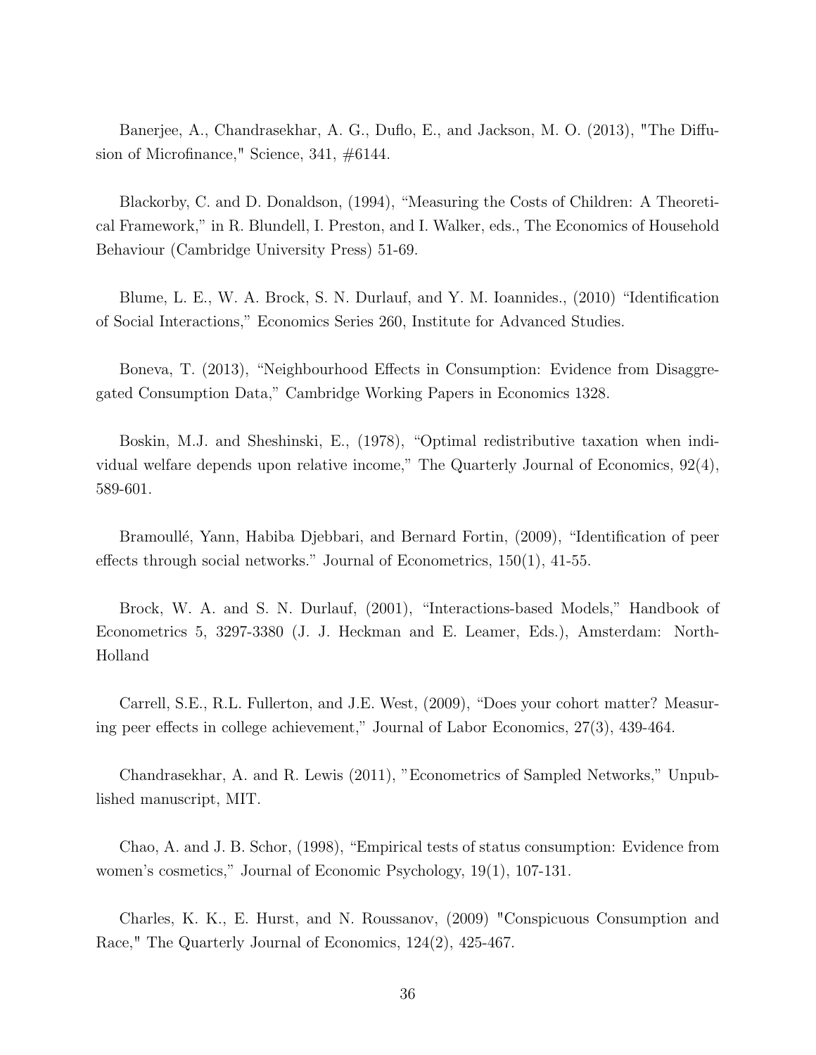Banerjee, A., Chandrasekhar, A. G., Duflo, E., and Jackson, M. O. (2013), "The Diffusion of Microfinance," Science, 341, #6144.

Blackorby, C. and D. Donaldson, (1994), "Measuring the Costs of Children: A Theoretical Framework," in R. Blundell, I. Preston, and I. Walker, eds., The Economics of Household Behaviour (Cambridge University Press) 51-69.

Blume, L. E., W. A. Brock, S. N. Durlauf, and Y. M. Ioannides., (2010) "Identification of Social Interactions," Economics Series 260, Institute for Advanced Studies.

Boneva, T. (2013), "Neighbourhood Effects in Consumption: Evidence from Disaggregated Consumption Data," Cambridge Working Papers in Economics 1328.

Boskin, M.J. and Sheshinski, E., (1978), "Optimal redistributive taxation when individual welfare depends upon relative income," The Quarterly Journal of Economics, 92(4), 589-601.

Bramoullé, Yann, Habiba Djebbari, and Bernard Fortin, (2009), "Identification of peer effects through social networks." Journal of Econometrics, 150(1), 41-55.

Brock, W. A. and S. N. Durlauf, (2001), "Interactions-based Models," Handbook of Econometrics 5, 3297-3380 (J. J. Heckman and E. Leamer, Eds.), Amsterdam: North-Holland

Carrell, S.E., R.L. Fullerton, and J.E. West, (2009), "Does your cohort matter? Measuring peer effects in college achievement," Journal of Labor Economics, 27(3), 439-464.

Chandrasekhar, A. and R. Lewis (2011), "Econometrics of Sampled Networks," Unpublished manuscript, MIT.

Chao, A. and J. B. Schor, (1998), "Empirical tests of status consumption: Evidence from women's cosmetics," Journal of Economic Psychology, 19(1), 107-131.

Charles, K. K., E. Hurst, and N. Roussanov, (2009) "Conspicuous Consumption and Race," The Quarterly Journal of Economics, 124(2), 425-467.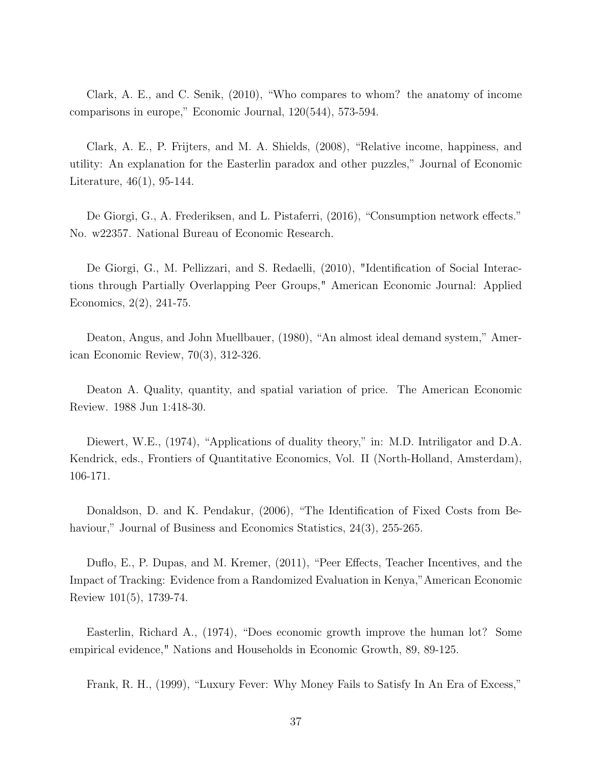Clark, A. E., and C. Senik, (2010), "Who compares to whom? the anatomy of income comparisons in europe," Economic Journal, 120(544), 573-594.

Clark, A. E., P. Frijters, and M. A. Shields, (2008), "Relative income, happiness, and utility: An explanation for the Easterlin paradox and other puzzles," Journal of Economic Literature, 46(1), 95-144.

De Giorgi, G., A. Frederiksen, and L. Pistaferri, (2016), "Consumption network effects." No. w22357. National Bureau of Economic Research.

De Giorgi, G., M. Pellizzari, and S. Redaelli, (2010), "Identification of Social Interactions through Partially Overlapping Peer Groups," American Economic Journal: Applied Economics, 2(2), 241-75.

Deaton, Angus, and John Muellbauer, (1980), "An almost ideal demand system," American Economic Review, 70(3), 312-326.

Deaton A. Quality, quantity, and spatial variation of price. The American Economic Review. 1988 Jun 1:418-30.

Diewert, W.E., (1974), "Applications of duality theory," in: M.D. Intriligator and D.A. Kendrick, eds., Frontiers of Quantitative Economics, Vol. II (North-Holland, Amsterdam), 106-171.

Donaldson, D. and K. Pendakur, (2006), "The Identification of Fixed Costs from Behaviour," Journal of Business and Economics Statistics, 24(3), 255-265.

Duflo, E., P. Dupas, and M. Kremer, (2011), "Peer Effects, Teacher Incentives, and the Impact of Tracking: Evidence from a Randomized Evaluation in Kenya,"American Economic Review 101(5), 1739-74.

Easterlin, Richard A., (1974), "Does economic growth improve the human lot? Some empirical evidence," Nations and Households in Economic Growth, 89, 89-125.

Frank, R. H., (1999), "Luxury Fever: Why Money Fails to Satisfy In An Era of Excess,"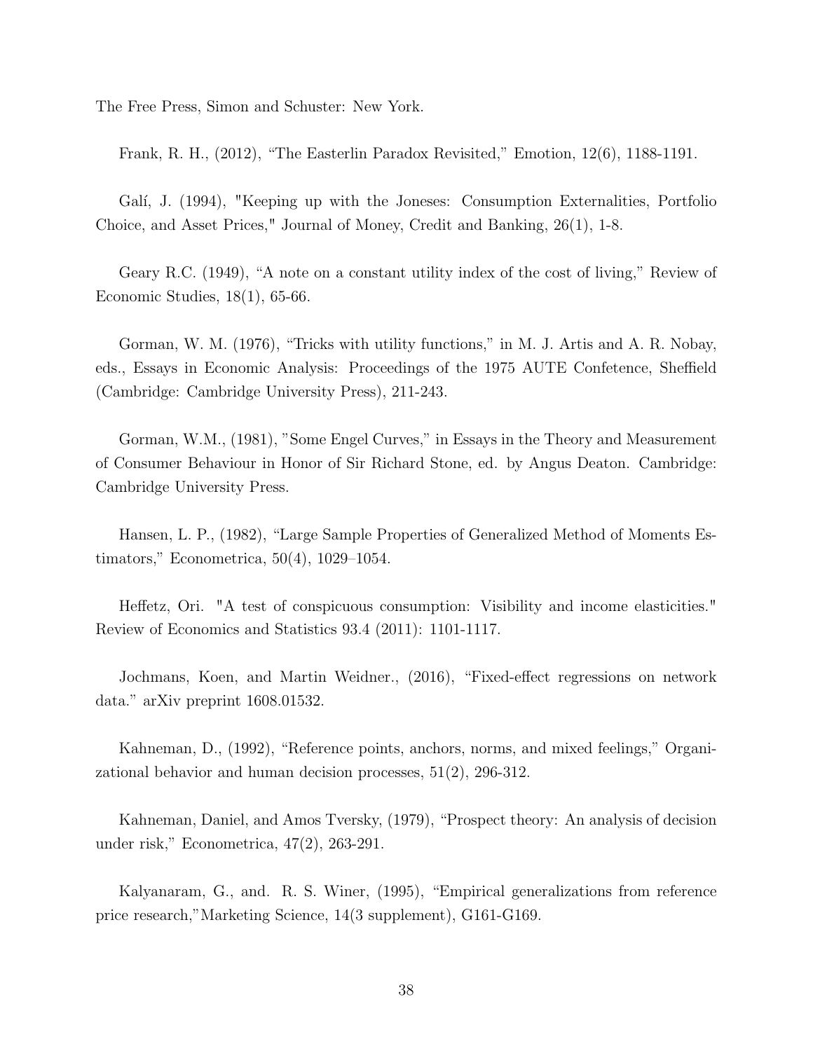The Free Press, Simon and Schuster: New York.

Frank, R. H., (2012), “The Easterlin Paradox Revisited,” Emotion, 12(6), 1188-1191.

Galí, J. (1994), "Keeping up with the Joneses: Consumption Externalities, Portfolio Choice, and Asset Prices," Journal of Money, Credit and Banking, 26(1), 1-8.

Geary R.C. (1949), “A note on a constant utility index of the cost of living,” Review of Economic Studies, 18(1), 65-66.

Gorman, W. M. (1976), “Tricks with utility functions,” in M. J. Artis and A. R. Nobay, eds., Essays in Economic Analysis: Proceedings of the 1975 AUTE Confetence, Sheffield (Cambridge: Cambridge University Press), 211-243.

Gorman, W.M., (1981), "Some Engel Curves," in Essays in the Theory and Measurement of Consumer Behaviour in Honor of Sir Richard Stone, ed. by Angus Deaton. Cambridge: Cambridge University Press.

Hansen, L. P., (1982), “Large Sample Properties of Generalized Method of Moments Estimators,” Econometrica, 50(4), 1029–1054.

Heffetz, Ori. "A test of conspicuous consumption: Visibility and income elasticities." Review of Economics and Statistics 93.4 (2011): 1101-1117.

Jochmans, Koen, and Martin Weidner., (2016), “Fixed-effect regressions on network data.” arXiv preprint 1608.01532.

Kahneman, D., (1992), “Reference points, anchors, norms, and mixed feelings,” Organizational behavior and human decision processes, 51(2), 296-312.

Kahneman, Daniel, and Amos Tversky, (1979), “Prospect theory: An analysis of decision under risk,” Econometrica, 47(2), 263-291.

Kalyanaram, G., and. R. S. Winer, (1995), “Empirical generalizations from reference price research,"Marketing Science, 14(3 supplement), G161-G169.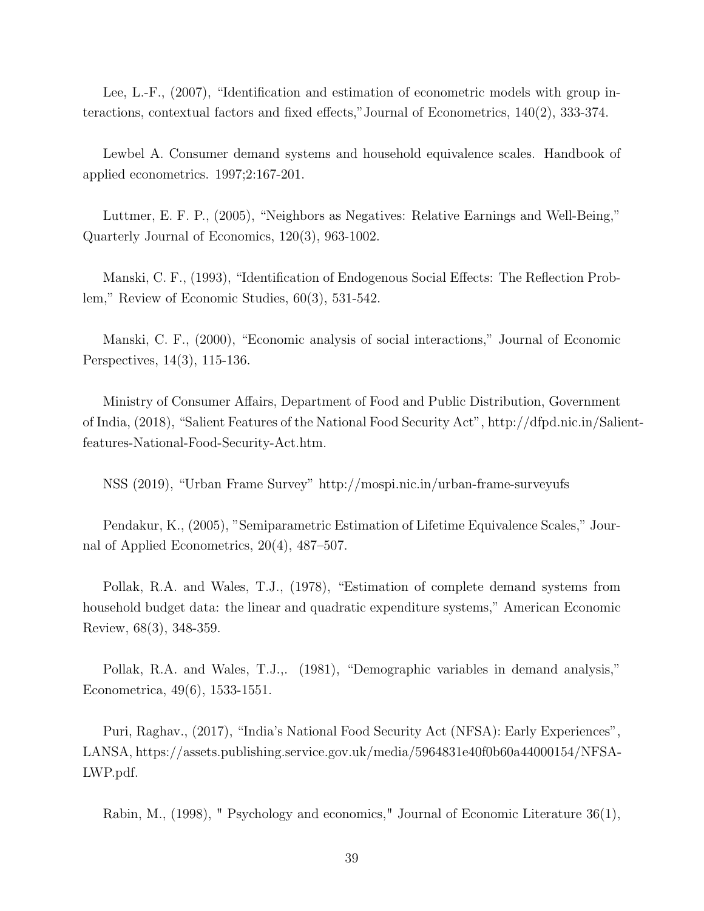Lee, L.-F., (2007), "Identification and estimation of econometric models with group interactions, contextual factors and fixed effects,"Journal of Econometrics, 140(2), 333-374.

Lewbel A. Consumer demand systems and household equivalence scales. Handbook of applied econometrics. 1997;2:167-201.

Luttmer, E. F. P., (2005), "Neighbors as Negatives: Relative Earnings and Well-Being," Quarterly Journal of Economics, 120(3), 963-1002.

Manski, C. F., (1993), "Identification of Endogenous Social Effects: The Reflection Problem," Review of Economic Studies, 60(3), 531-542.

Manski, C. F., (2000), "Economic analysis of social interactions," Journal of Economic Perspectives, 14(3), 115-136.

Ministry of Consumer Affairs, Department of Food and Public Distribution, Government of India, (2018), "Salient Features of the National Food Security Act", http://dfpd.nic.in/Salient-features-National-Food-Security-Act.htm.

NSS (2019), "Urban Frame Survey" http://mospi.nic.in/urban-frame-surveyufs

Pendakur, K., (2005), "Semiparametric Estimation of Lifetime Equivalence Scales," Journal of Applied Econometrics, 20(4), 487–507.

Pollak, R.A. and Wales, T.J., (1978), "Estimation of complete demand systems from household budget data: the linear and quadratic expenditure systems," American Economic Review, 68(3), 348-359.

Pollak, R.A. and Wales, T.J.,. (1981), "Demographic variables in demand analysis," Econometrica, 49(6), 1533-1551.

Puri, Raghav., (2017), "India's National Food Security Act (NFSA): Early Experiences", LANSA, https://assets.publishing.service.gov.uk/media/5964831e40f0b60a44000154/NFSA-LWP.pdf.

Rabin, M., (1998), " Psychology and economics," Journal of Economic Literature 36(1),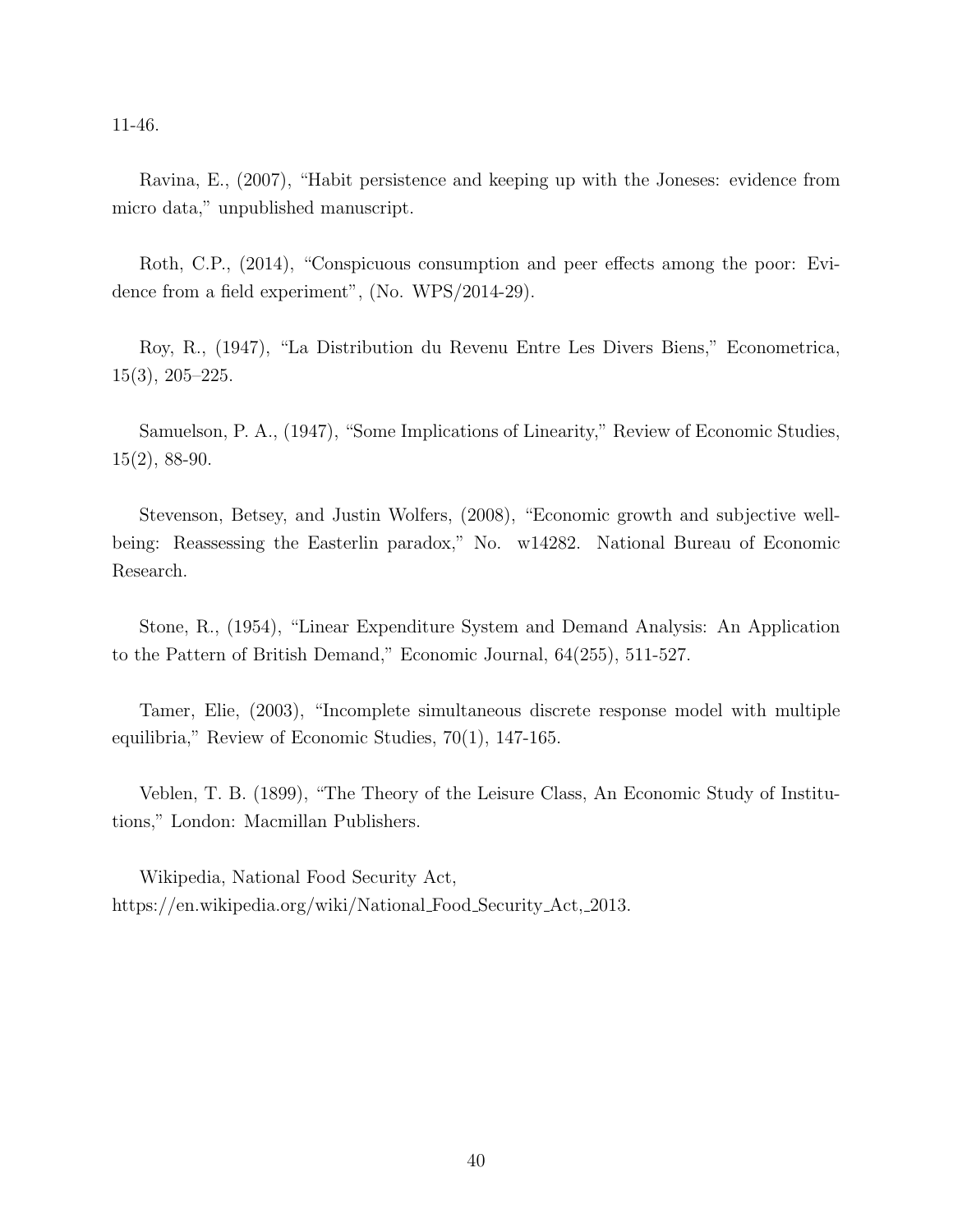11-46.

Ravina, E., (2007), "Habit persistence and keeping up with the Joneses: evidence from micro data," unpublished manuscript.

Roth, C.P., (2014), "Conspicuous consumption and peer effects among the poor: Evidence from a field experiment", (No. WPS/2014-29).

Roy, R., (1947), "La Distribution du Revenu Entre Les Divers Biens," Econometrica, 15(3), 205–225.

Samuelson, P. A., (1947), "Some Implications of Linearity," Review of Economic Studies, 15(2), 88-90.

Stevenson, Betsey, and Justin Wolfers, (2008), "Economic growth and subjective well-being: Reassessing the Easterlin paradox," No. w14282. National Bureau of Economic Research.

Stone, R., (1954), "Linear Expenditure System and Demand Analysis: An Application to the Pattern of British Demand," Economic Journal, 64(255), 511-527.

Tamer, Elie, (2003), "Incomplete simultaneous discrete response model with multiple equilibria," Review of Economic Studies, 70(1), 147-165.

Veblen, T. B. (1899), "The Theory of the Leisure Class, An Economic Study of Institutions," London: Macmillan Publishers.

Wikipedia, National Food Security Act,
https://en.wikipedia.org/wiki/National_Food_Security_Act,_2013.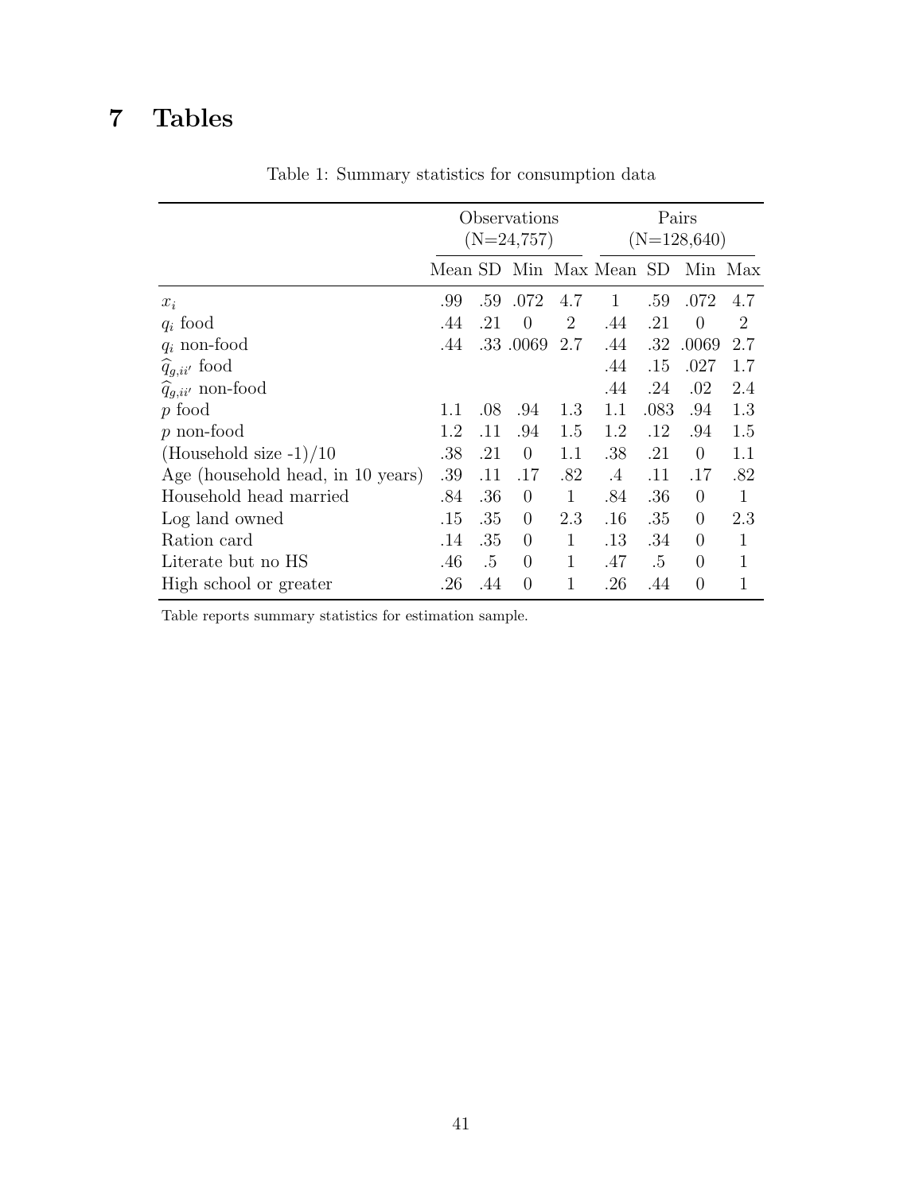# 7 Tables

Table 1: Summary statistics for consumption data

| | Observations (N=24,757) | | | | Pairs (N=128,640) | | | |
|---|---|---|---|---|---|---|---|---|
| | Mean | SD | Min | Max | Mean | SD | Min | Max |
| $x_i$ | .99 | .59 | .072 | 4.7 | 1 | .59 | .072 | 4.7 |
| $q_i$ food | .44 | .21 | 0 | 2 | .44 | .21 | 0 | 2 |
| $q_i$ non-food | .44 | .33 | .0069 | 2.7 | .44 | .32 | .0069 | 2.7 |
| $\widehat{q}_{g,ii'}$ food | | | | | .44 | .15 | .027 | 1.7 |
| $\widehat{q}_{g,ii'}$ non-food | | | | | .44 | .24 | .02 | 2.4 |
| $p$ food | 1.1 | .08 | .94 | 1.3 | 1.1 | .083 | .94 | 1.3 |
| $p$ non-food | 1.2 | .11 | .94 | 1.5 | 1.2 | .12 | .94 | 1.5 |
| (Household size -1)/10 | .38 | .21 | 0 | 1.1 | .38 | .21 | 0 | 1.1 |
| Age (household head, in 10 years) | .39 | .11 | .17 | .82 | .4 | .11 | .17 | .82 |
| Household head married | .84 | .36 | 0 | 1 | .84 | .36 | 0 | 1 |
| Log land owned | .15 | .35 | 0 | 2.3 | .16 | .35 | 0 | 2.3 |
| Ration card | .14 | .35 | 0 | 1 | .13 | .34 | 0 | 1 |
| Literate but no HS | .46 | .5 | 0 | 1 | .47 | .5 | 0 | 1 |
| High school or greater | .26 | .44 | 0 | 1 | .26 | .44 | 0 | 1 |

Table reports summary statistics for estimation sample.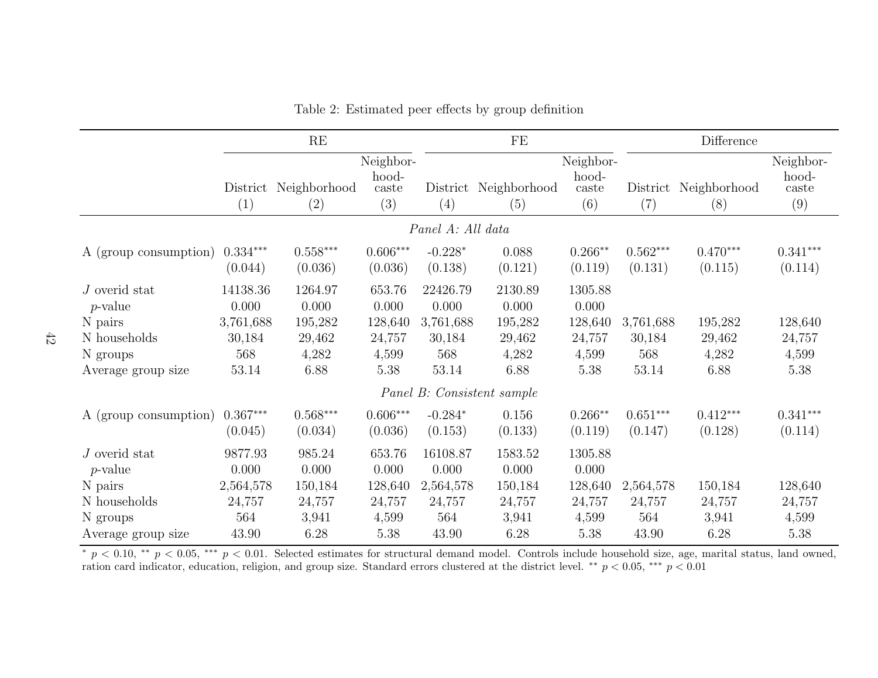Table 2: Estimated peer effects by group definition

| | RE | | | FE | | | Difference | | |
|---|---|---|---|---|---|---|---|---|---|
| | District | Neighborhood | Neighborhood-caste | District | Neighborhood | Neighborhood-caste | District | Neighborhood | Neighborhood-caste |
| | (1) | (2) | (3) | (4) | (5) | (6) | (7) | (8) | (9) |
| *Panel A: All data* | | | | | | | | | |
| A (group consumption) | 0.334*** | 0.558*** | 0.606*** | -0.228* | 0.088 | 0.266** | 0.562*** | 0.470*** | 0.341*** |
| | (0.044) | (0.036) | (0.036) | (0.138) | (0.121) | (0.119) | (0.131) | (0.115) | (0.114) |
| $J$ overid stat | 14138.36 | 1264.97 | 653.76 | 22426.79 | 2130.89 | 1305.88 | | | |
| $p$-value | 0.000 | 0.000 | 0.000 | 0.000 | 0.000 | 0.000 | | | |
| N pairs | 3,761,688 | 195,282 | 128,640 | 3,761,688 | 195,282 | 128,640 | 3,761,688 | 195,282 | 128,640 |
| N households | 30,184 | 29,462 | 24,757 | 30,184 | 29,462 | 24,757 | 30,184 | 29,462 | 24,757 |
| N groups | 568 | 4,282 | 4,599 | 568 | 4,282 | 4,599 | 568 | 4,282 | 4,599 |
| Average group size | 53.14 | 6.88 | 5.38 | 53.14 | 6.88 | 5.38 | 53.14 | 6.88 | 5.38 |
| *Panel B: Consistent sample* | | | | | | | | | |
| A (group consumption) | 0.367*** | 0.568*** | 0.606*** | -0.284* | 0.156 | 0.266** | 0.651*** | 0.412*** | 0.341*** |
| | (0.045) | (0.034) | (0.036) | (0.153) | (0.133) | (0.119) | (0.147) | (0.128) | (0.114) |
| $J$ overid stat | 9877.93 | 985.24 | 653.76 | 16108.87 | 1583.52 | 1305.88 | | | |
| $p$-value | 0.000 | 0.000 | 0.000 | 0.000 | 0.000 | 0.000 | | | |
| N pairs | 2,564,578 | 150,184 | 128,640 | 2,564,578 | 150,184 | 128,640 | 2,564,578 | 150,184 | 128,640 |
| N households | 24,757 | 24,757 | 24,757 | 24,757 | 24,757 | 24,757 | 24,757 | 24,757 | 24,757 |
| N groups | 564 | 3,941 | 4,599 | 564 | 3,941 | 4,599 | 564 | 3,941 | 4,599 |
| Average group size | 43.90 | 6.28 | 5.38 | 43.90 | 6.28 | 5.38 | 43.90 | 6.28 | 5.38 |

* $p < 0.10$, ** $p < 0.05$, *** $p < 0.01$. Selected estimates for structural demand model. Controls include household size, age, marital status, land owned, ration card indicator, education, religion, and group size. Standard errors clustered at the district level. ** $p < 0.05$, *** $p < 0.01$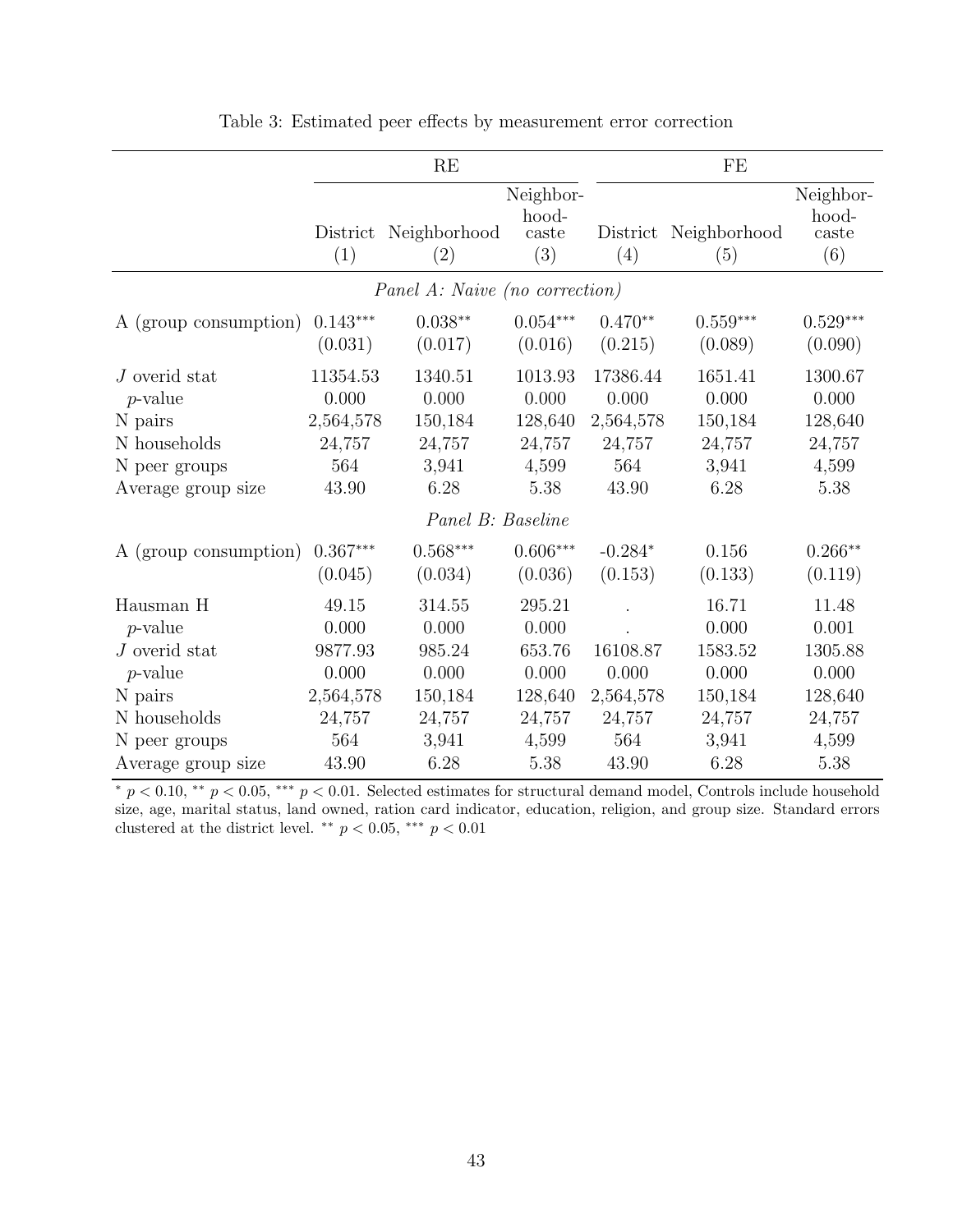Table 3: Estimated peer effects by measurement error correction

| | RE | | | FE | | |
|---|---|---|---|---|---|---|
| | District (1) | Neighborhood (2) | Neighbor-hood-caste (3) | District (4) | Neighborhood (5) | Neighbor-hood-caste (6) |
| *Panel A: Naive (no correction)* | | | | | | |
| A (group consumption) | 0.143*** | 0.038** | 0.054*** | 0.470** | 0.559*** | 0.529*** |
| | (0.031) | (0.017) | (0.016) | (0.215) | (0.089) | (0.090) |
| $J$ overid stat | 11354.53 | 1340.51 | 1013.93 | 17386.44 | 1651.41 | 1300.67 |
| $p$-value | 0.000 | 0.000 | 0.000 | 0.000 | 0.000 | 0.000 |
| N pairs | 2,564,578 | 150,184 | 128,640 | 2,564,578 | 150,184 | 128,640 |
| N households | 24,757 | 24,757 | 24,757 | 24,757 | 24,757 | 24,757 |
| N peer groups | 564 | 3,941 | 4,599 | 564 | 3,941 | 4,599 |
| Average group size | 43.90 | 6.28 | 5.38 | 43.90 | 6.28 | 5.38 |
| *Panel B: Baseline* | | | | | | |
| A (group consumption) | 0.367*** | 0.568*** | 0.606*** | -0.284* | 0.156 | 0.266** |
| | (0.045) | (0.034) | (0.036) | (0.153) | (0.133) | (0.119) |
| Hausman H | 49.15 | 314.55 | 295.21 | . | 16.71 | 11.48 |
| $p$-value | 0.000 | 0.000 | 0.000 | . | 0.000 | 0.001 |
| $J$ overid stat | 9877.93 | 985.24 | 653.76 | 16108.87 | 1583.52 | 1305.88 |
| $p$-value | 0.000 | 0.000 | 0.000 | 0.000 | 0.000 | 0.000 |
| N pairs | 2,564,578 | 150,184 | 128,640 | 2,564,578 | 150,184 | 128,640 |
| N households | 24,757 | 24,757 | 24,757 | 24,757 | 24,757 | 24,757 |
| N peer groups | 564 | 3,941 | 4,599 | 564 | 3,941 | 4,599 |
| Average group size | 43.90 | 6.28 | 5.38 | 43.90 | 6.28 | 5.38 |

* $p < 0.10$, ** $p < 0.05$, *** $p < 0.01$. Selected estimates for structural demand model, Controls include household size, age, marital status, land owned, ration card indicator, education, religion, and group size. Standard errors clustered at the district level. ** $p < 0.05$, *** $p < 0.01$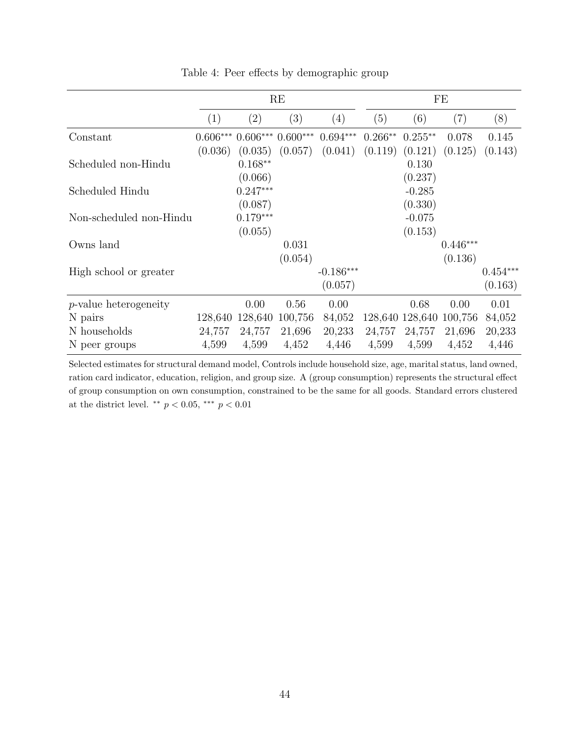Table 4: Peer effects by demographic group

| | RE | | | | FE | | | |
|---|---|---|---|---|---|---|---|---|
| | (1) | (2) | (3) | (4) | (5) | (6) | (7) | (8) |
| Constant | 0.606*** | 0.606*** | 0.600*** | 0.694*** | 0.266** | 0.255** | 0.078 | 0.145 |
| | (0.036) | (0.035) | (0.057) | (0.041) | (0.119) | (0.121) | (0.125) | (0.143) |
| Scheduled non-Hindu | | 0.168** | | | | 0.130 | | |
| | | (0.066) | | | | (0.237) | | |
| Scheduled Hindu | | 0.247*** | | | | -0.285 | | |
| | | (0.087) | | | | (0.330) | | |
| Non-scheduled non-Hindu | | 0.179*** | | | | -0.075 | | |
| | | (0.055) | | | | (0.153) | | |
| Owns land | | | 0.031 | | | | 0.446*** | |
| | | | (0.054) | | | | (0.136) | |
| High school or greater | | | | -0.186*** | | | | 0.454*** |
| | | | | (0.057) | | | | (0.163) |
| *p*-value heterogeneity | | 0.00 | 0.56 | 0.00 | | 0.68 | 0.00 | 0.01 |
| N pairs | 128,640 | 128,640 | 100,756 | 84,052 | 128,640 | 128,640 | 100,756 | 84,052 |
| N households | 24,757 | 24,757 | 21,696 | 20,233 | 24,757 | 24,757 | 21,696 | 20,233 |
| N peer groups | 4,599 | 4,599 | 4,452 | 4,446 | 4,599 | 4,599 | 4,452 | 4,446 |

Selected estimates for structural demand model, Controls include household size, age, marital status, land owned, ration card indicator, education, religion, and group size. A (group consumption) represents the structural effect of group consumption on own consumption, constrained to be the same for all goods. Standard errors clustered at the district level. ** $p < 0.05$, *** $p < 0.01$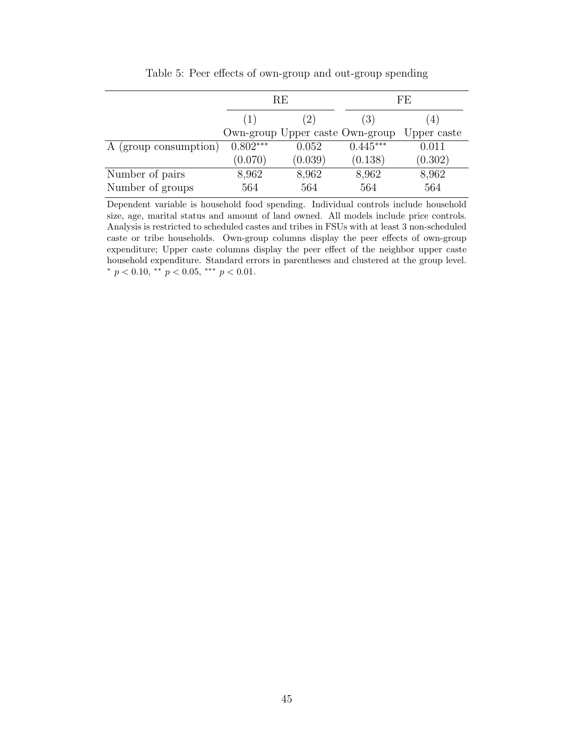Table 5: Peer effects of own-group and out-group spending

| | RE | | FE | |
|---|---|---|---|---|
| | (1) | (2) | (3) | (4) |
| | Own-group | Upper caste | Own-group | Upper caste |
| A (group consumption) | 0.802*** | 0.052 | 0.445*** | 0.011 |
| | (0.070) | (0.039) | (0.138) | (0.302) |
| Number of pairs | 8,962 | 8,962 | 8,962 | 8,962 |
| Number of groups | 564 | 564 | 564 | 564 |

Dependent variable is household food spending. Individual controls include household size, age, marital status and amount of land owned. All models include price controls. Analysis is restricted to scheduled castes and tribes in FSUs with at least 3 non-scheduled caste or tribe households. Own-group columns display the peer effects of own-group expenditure; Upper caste columns display the peer effect of the neighbor upper caste household expenditure. Standard errors in parentheses and clustered at the group level. * $p < 0.10$, ** $p < 0.05$, *** $p < 0.01$.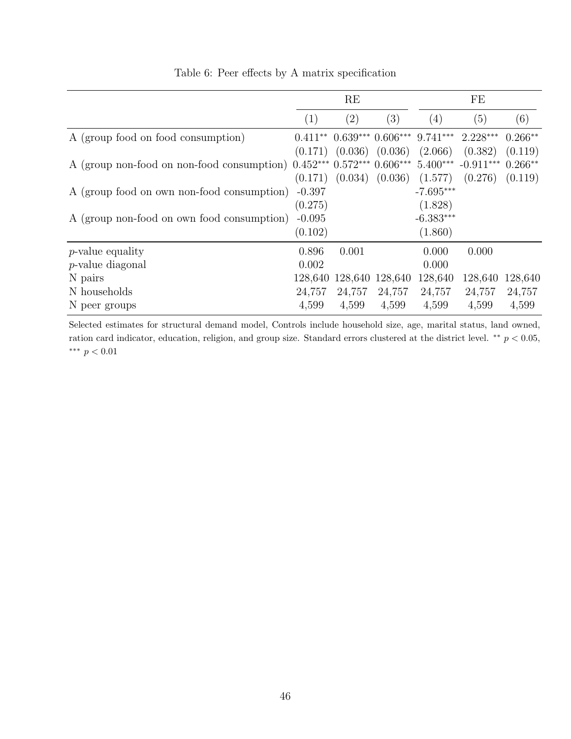Table 6: Peer effects by A matrix specification

| | RE | | | FE | | |
|---|---|---|---|---|---|---|
| | (1) | (2) | (3) | (4) | (5) | (6) |
| A (group food on food consumption) | 0.411** | 0.639*** | 0.606*** | 9.741*** | 2.228*** | 0.266** |
| | (0.171) | (0.036) | (0.036) | (2.066) | (0.382) | (0.119) |
| A (group non-food on non-food consumption) | 0.452*** | 0.572*** | 0.606*** | 5.400*** | -0.911*** | 0.266** |
| | (0.171) | (0.034) | (0.036) | (1.577) | (0.276) | (0.119) |
| A (group food on own non-food consumption) | -0.397 | | | -7.695*** | | |
| | (0.275) | | | (1.828) | | |
| A (group non-food on own food consumption) | -0.095 | | | -6.383*** | | |
| | (0.102) | | | (1.860) | | |
| *p*-value equality | 0.896 | 0.001 | | 0.000 | 0.000 | |
| *p*-value diagonal | 0.002 | | | 0.000 | | |
| N pairs | 128,640 | 128,640 | 128,640 | 128,640 | 128,640 | 128,640 |
| N households | 24,757 | 24,757 | 24,757 | 24,757 | 24,757 | 24,757 |
| N peer groups | 4,599 | 4,599 | 4,599 | 4,599 | 4,599 | 4,599 |

Selected estimates for structural demand model, Controls include household size, age, marital status, land owned, ration card indicator, education, religion, and group size. Standard errors clustered at the district level. ** $p < 0.05$, *** $p < 0.01$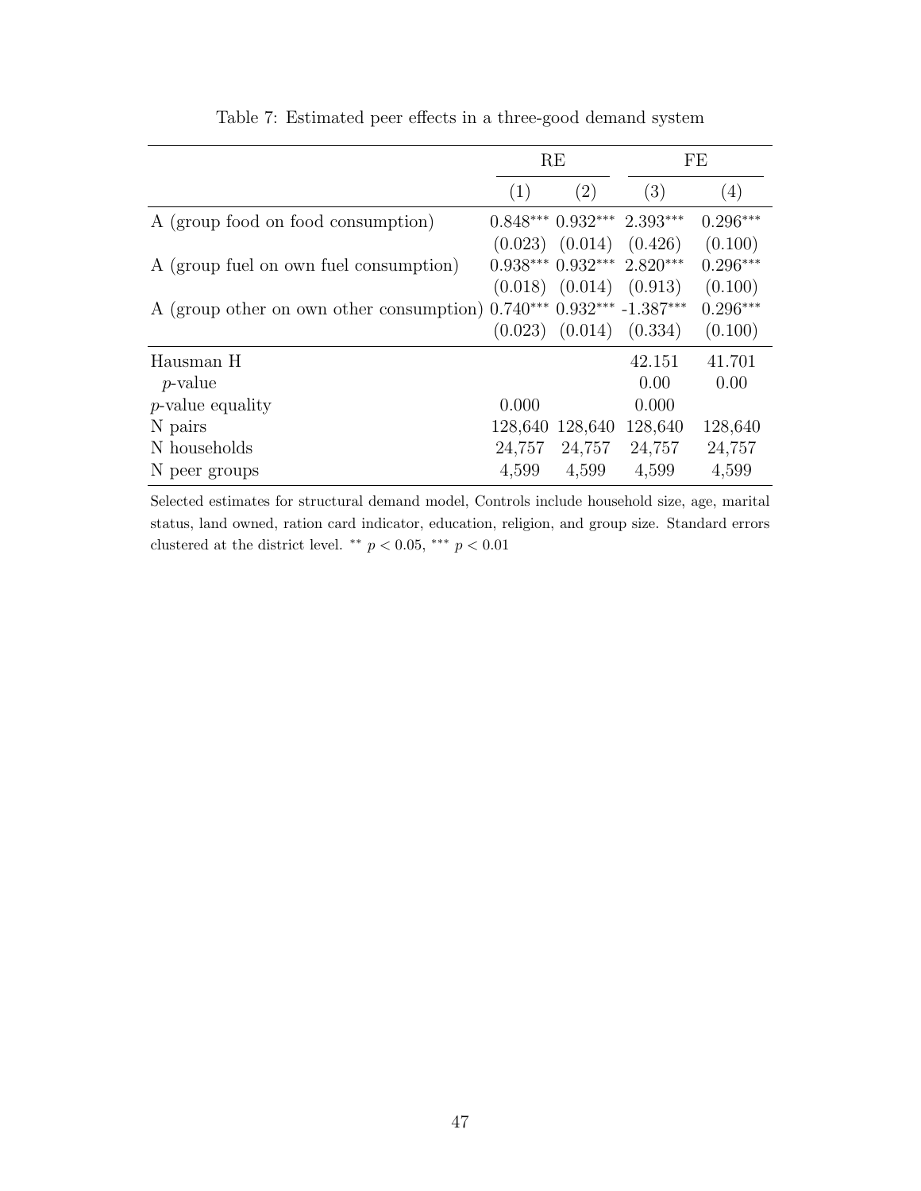Table 7: Estimated peer effects in a three-good demand system

| | RE | | FE | |
|---|---|---|---|---|
| | (1) | (2) | (3) | (4) |
| A (group food on food consumption) | 0.848*** | 0.932*** | 2.393*** | 0.296*** |
| | (0.023) | (0.014) | (0.426) | (0.100) |
| A (group fuel on own fuel consumption) | 0.938*** | 0.932*** | 2.820*** | 0.296*** |
| | (0.018) | (0.014) | (0.913) | (0.100) |
| A (group other on own other consumption) | 0.740*** | 0.932*** | -1.387*** | 0.296*** |
| | (0.023) | (0.014) | (0.334) | (0.100) |
| Hausman H | | | 42.151 | 41.701 |
| *p*-value | | | 0.00 | 0.00 |
| *p*-value equality | 0.000 | | 0.000 | |
| N pairs | 128,640 | 128,640 | 128,640 | 128,640 |
| N households | 24,757 | 24,757 | 24,757 | 24,757 |
| N peer groups | 4,599 | 4,599 | 4,599 | 4,599 |

Selected estimates for structural demand model, Controls include household size, age, marital status, land owned, ration card indicator, education, religion, and group size. Standard errors clustered at the district level. ** $p < 0.05$, *** $p < 0.01$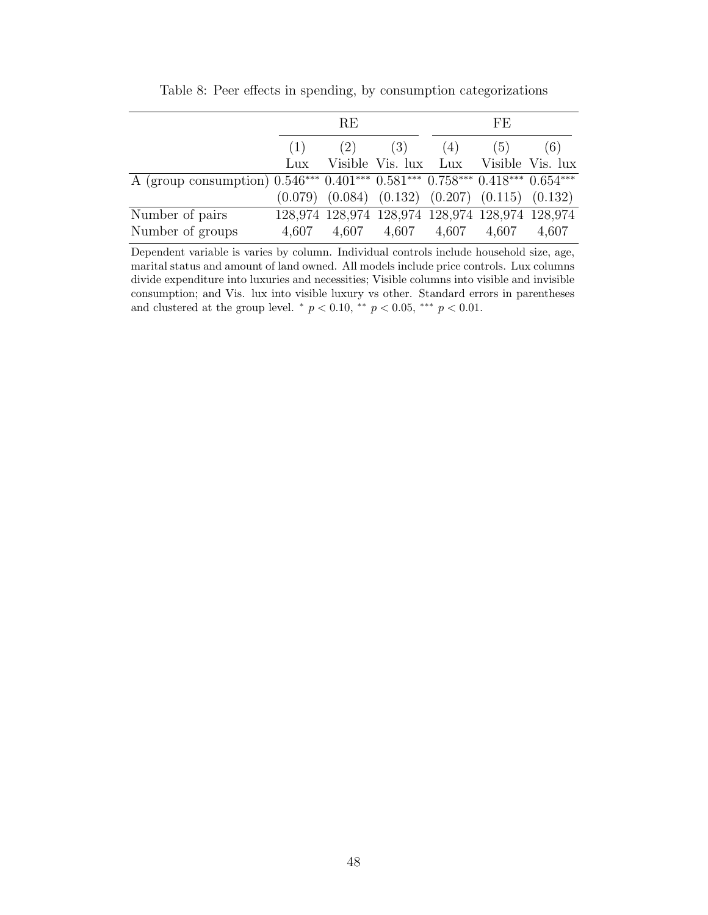Table 8: Peer effects in spending, by consumption categorizations

| | RE | | | FE | | |
|---|---|---|---|---|---|---|
| | (1) | (2) | (3) | (4) | (5) | (6) |
| | Lux | Visible | Vis. lux | Lux | Visible | Vis. lux |
| A (group consumption) | 0.546*** | 0.401*** | 0.581*** | 0.758*** | 0.418*** | 0.654*** |
| | (0.079) | (0.084) | (0.132) | (0.207) | (0.115) | (0.132) |
| Number of pairs | 128,974 | 128,974 | 128,974 | 128,974 | 128,974 | 128,974 |
| Number of groups | 4,607 | 4,607 | 4,607 | 4,607 | 4,607 | 4,607 |

Dependent variable is varies by column. Individual controls include household size, age, marital status and amount of land owned. All models include price controls. Lux columns divide expenditure into luxuries and necessities; Visible columns into visible and invisible consumption; and Vis. lux into visible luxury vs other. Standard errors in parentheses and clustered at the group level. * $p < 0.10$, ** $p < 0.05$, *** $p < 0.01$.